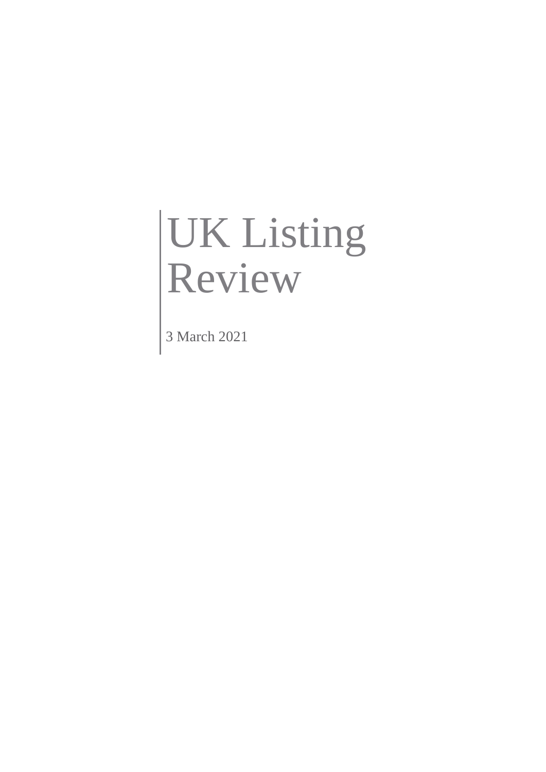# UK Listing Review

3 March 2021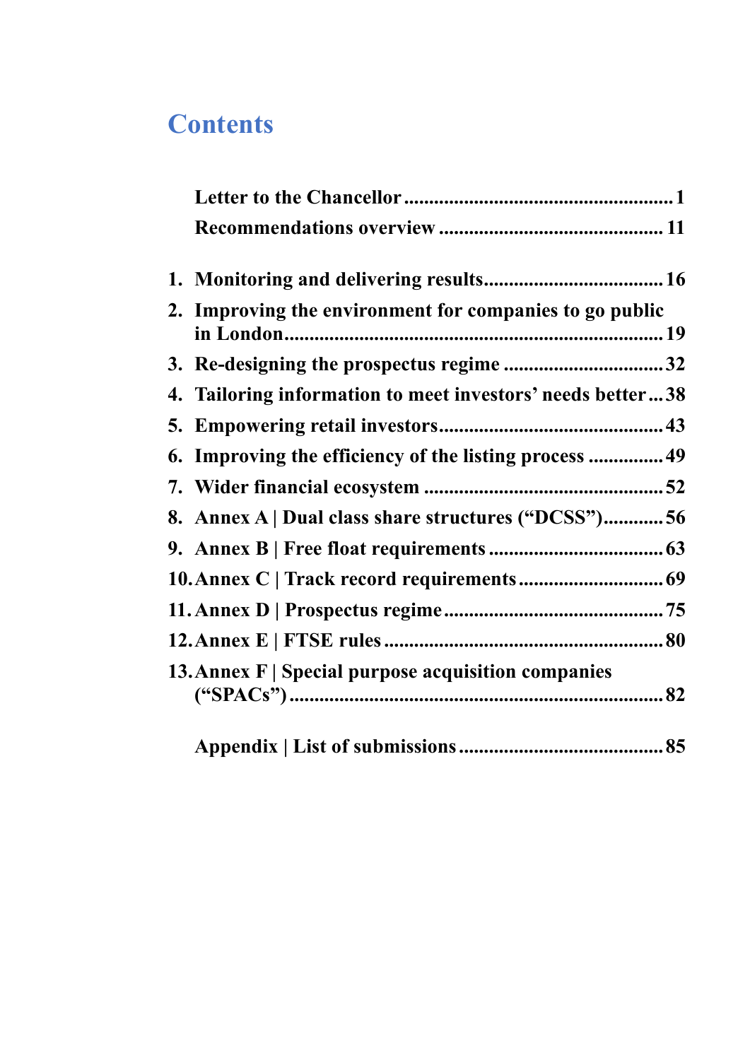# Contents

**Letter to the Chancellor** .................................................. 1

**Recommendations overview** ........................................ 11

1. **Monitoring and delivering results** ................................ 16
2. **Improving the environment for companies to go public in London** ............................................................ 19
3. **Re-designing the prospectus regime** ............................ 32
4. **Tailoring information to meet investors' needs better** ... 38
5. **Empowering retail investors** ......................................... 43
6. **Improving the efficiency of the listing process** .............. 49
7. **Wider financial ecosystem** ............................................ 52
8. **Annex A | Dual class share structures ("DCSS")** ............ 56
9. **Annex B | Free float requirements** ................................ 63
10. **Annex C | Track record requirements** ........................... 69
11. **Annex D | Prospectus regime** ....................................... 75
12. **Annex E | FTSE rules** ................................................... 80
13. **Annex F | Special purpose acquisition companies ("SPACs")** .................................................................... 82

**Appendix | List of submissions** ......................................... 85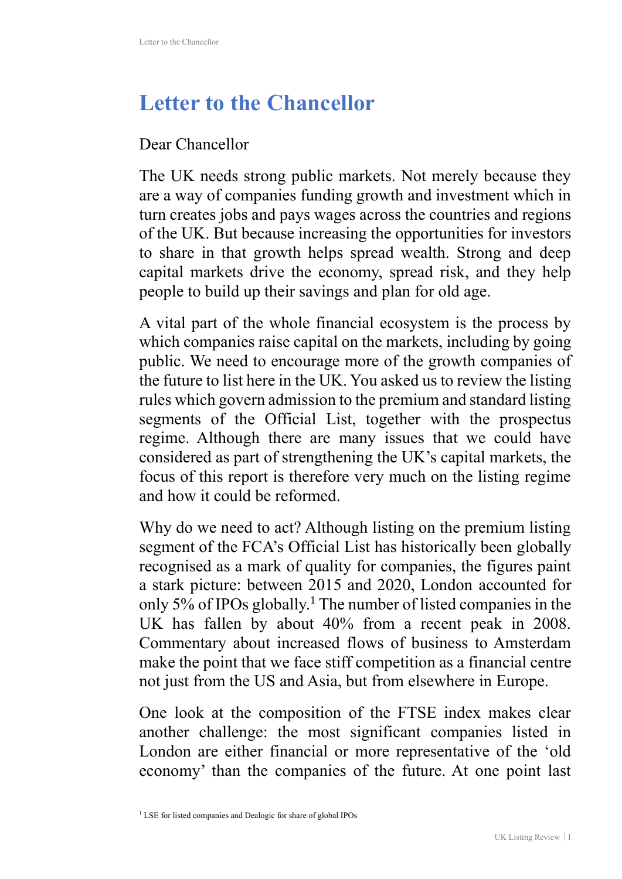# Letter to the Chancellor

Dear Chancellor

The UK needs strong public markets. Not merely because they are a way of companies funding growth and investment which in turn creates jobs and pays wages across the countries and regions of the UK. But because increasing the opportunities for investors to share in that growth helps spread wealth. Strong and deep capital markets drive the economy, spread risk, and they help people to build up their savings and plan for old age.

A vital part of the whole financial ecosystem is the process by which companies raise capital on the markets, including by going public. We need to encourage more of the growth companies of the future to list here in the UK. You asked us to review the listing rules which govern admission to the premium and standard listing segments of the Official List, together with the prospectus regime. Although there are many issues that we could have considered as part of strengthening the UK's capital markets, the focus of this report is therefore very much on the listing regime and how it could be reformed.

Why do we need to act? Although listing on the premium listing segment of the FCA's Official List has historically been globally recognised as a mark of quality for companies, the figures paint a stark picture: between 2015 and 2020, London accounted for only 5% of IPOs globally.[1] The number of listed companies in the UK has fallen by about 40% from a recent peak in 2008. Commentary about increased flows of business to Amsterdam make the point that we face stiff competition as a financial centre not just from the US and Asia, but from elsewhere in Europe.

One look at the composition of the FTSE index makes clear another challenge: the most significant companies listed in London are either financial or more representative of the 'old economy' than the companies of the future. At one point last

[1] LSE for listed companies and Dealogic for share of global IPOs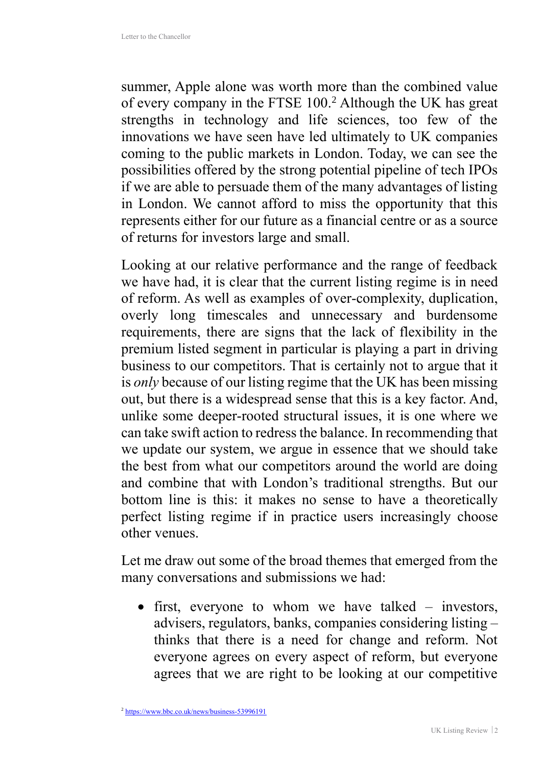summer, Apple alone was worth more than the combined value of every company in the FTSE 100.[2] Although the UK has great strengths in technology and life sciences, too few of the innovations we have seen have led ultimately to UK companies coming to the public markets in London. Today, we can see the possibilities offered by the strong potential pipeline of tech IPOs if we are able to persuade them of the many advantages of listing in London. We cannot afford to miss the opportunity that this represents either for our future as a financial centre or as a source of returns for investors large and small.

Looking at our relative performance and the range of feedback we have had, it is clear that the current listing regime is in need of reform. As well as examples of over-complexity, duplication, overly long timescales and unnecessary and burdensome requirements, there are signs that the lack of flexibility in the premium listed segment in particular is playing a part in driving business to our competitors. That is certainly not to argue that it is *only* because of our listing regime that the UK has been missing out, but there is a widespread sense that this is a key factor. And, unlike some deeper-rooted structural issues, it is one where we can take swift action to redress the balance. In recommending that we update our system, we argue in essence that we should take the best from what our competitors around the world are doing and combine that with London's traditional strengths. But our bottom line is this: it makes no sense to have a theoretically perfect listing regime if in practice users increasingly choose other venues.

Let me draw out some of the broad themes that emerged from the many conversations and submissions we had:

- first, everyone to whom we have talked – investors, advisers, regulators, banks, companies considering listing – thinks that there is a need for change and reform. Not everyone agrees on every aspect of reform, but everyone agrees that we are right to be looking at our competitive

[2] https://www.bbc.co.uk/news/business-53996191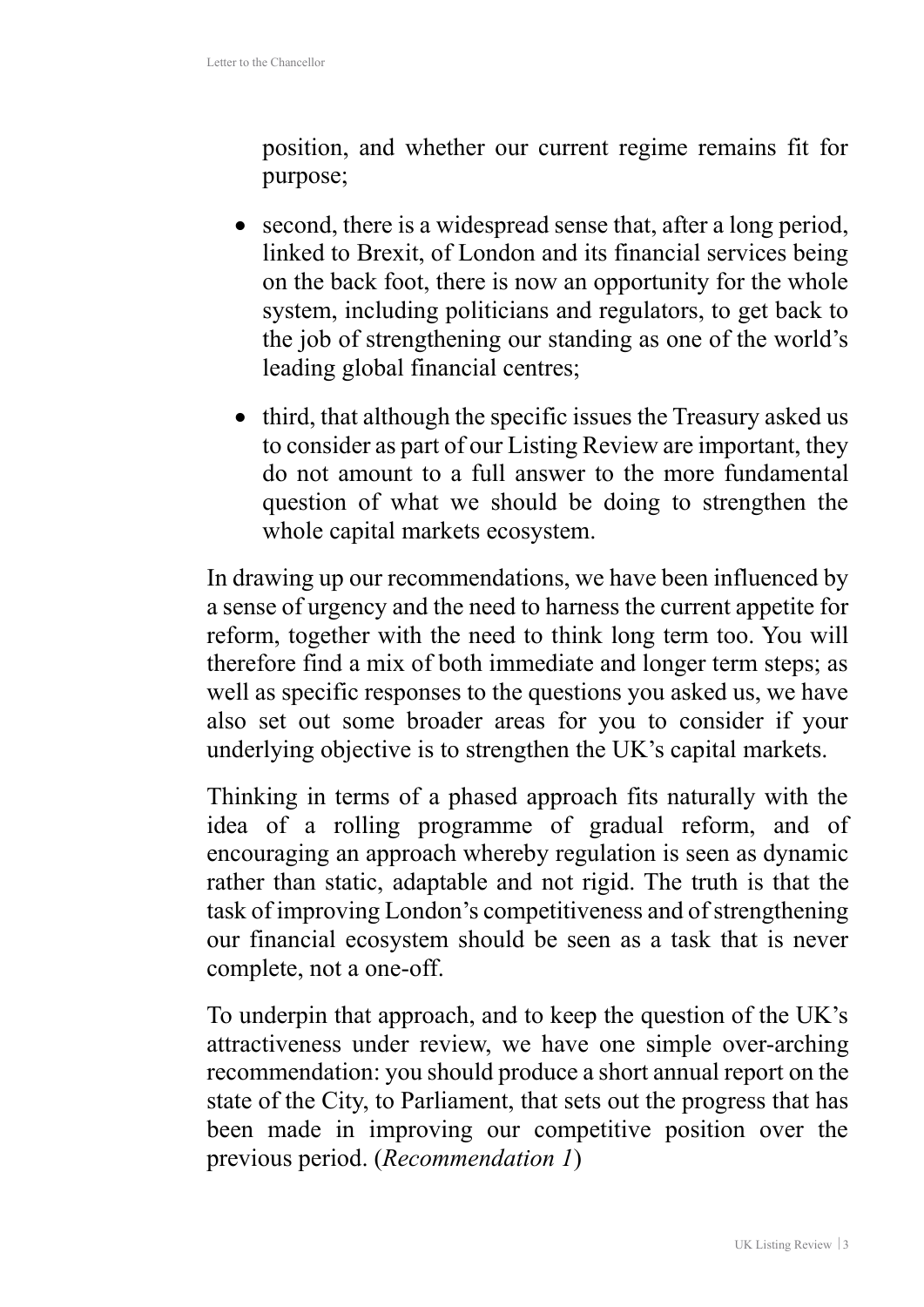position, and whether our current regime remains fit for purpose;

- second, there is a widespread sense that, after a long period, linked to Brexit, of London and its financial services being on the back foot, there is now an opportunity for the whole system, including politicians and regulators, to get back to the job of strengthening our standing as one of the world's leading global financial centres;
- third, that although the specific issues the Treasury asked us to consider as part of our Listing Review are important, they do not amount to a full answer to the more fundamental question of what we should be doing to strengthen the whole capital markets ecosystem.

In drawing up our recommendations, we have been influenced by a sense of urgency and the need to harness the current appetite for reform, together with the need to think long term too. You will therefore find a mix of both immediate and longer term steps; as well as specific responses to the questions you asked us, we have also set out some broader areas for you to consider if your underlying objective is to strengthen the UK's capital markets.

Thinking in terms of a phased approach fits naturally with the idea of a rolling programme of gradual reform, and of encouraging an approach whereby regulation is seen as dynamic rather than static, adaptable and not rigid. The truth is that the task of improving London's competitiveness and of strengthening our financial ecosystem should be seen as a task that is never complete, not a one-off.

To underpin that approach, and to keep the question of the UK's attractiveness under review, we have one simple over-arching recommendation: you should produce a short annual report on the state of the City, to Parliament, that sets out the progress that has been made in improving our competitive position over the previous period. (*Recommendation 1*)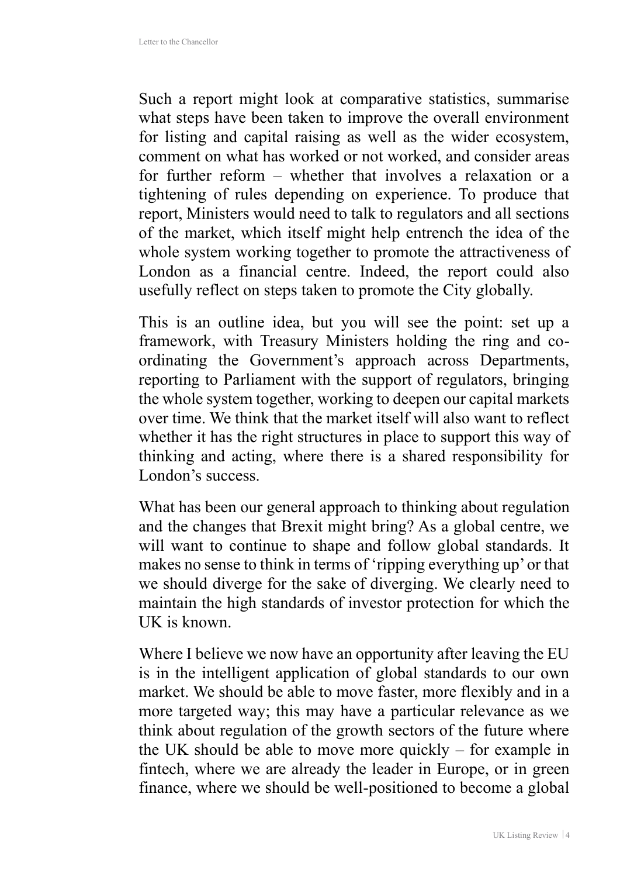Such a report might look at comparative statistics, summarise what steps have been taken to improve the overall environment for listing and capital raising as well as the wider ecosystem, comment on what has worked or not worked, and consider areas for further reform – whether that involves a relaxation or a tightening of rules depending on experience. To produce that report, Ministers would need to talk to regulators and all sections of the market, which itself might help entrench the idea of the whole system working together to promote the attractiveness of London as a financial centre. Indeed, the report could also usefully reflect on steps taken to promote the City globally.

This is an outline idea, but you will see the point: set up a framework, with Treasury Ministers holding the ring and co-ordinating the Government's approach across Departments, reporting to Parliament with the support of regulators, bringing the whole system together, working to deepen our capital markets over time. We think that the market itself will also want to reflect whether it has the right structures in place to support this way of thinking and acting, where there is a shared responsibility for London's success.

What has been our general approach to thinking about regulation and the changes that Brexit might bring? As a global centre, we will want to continue to shape and follow global standards. It makes no sense to think in terms of 'ripping everything up' or that we should diverge for the sake of diverging. We clearly need to maintain the high standards of investor protection for which the UK is known.

Where I believe we now have an opportunity after leaving the EU is in the intelligent application of global standards to our own market. We should be able to move faster, more flexibly and in a more targeted way; this may have a particular relevance as we think about regulation of the growth sectors of the future where the UK should be able to move more quickly – for example in fintech, where we are already the leader in Europe, or in green finance, where we should be well-positioned to become a global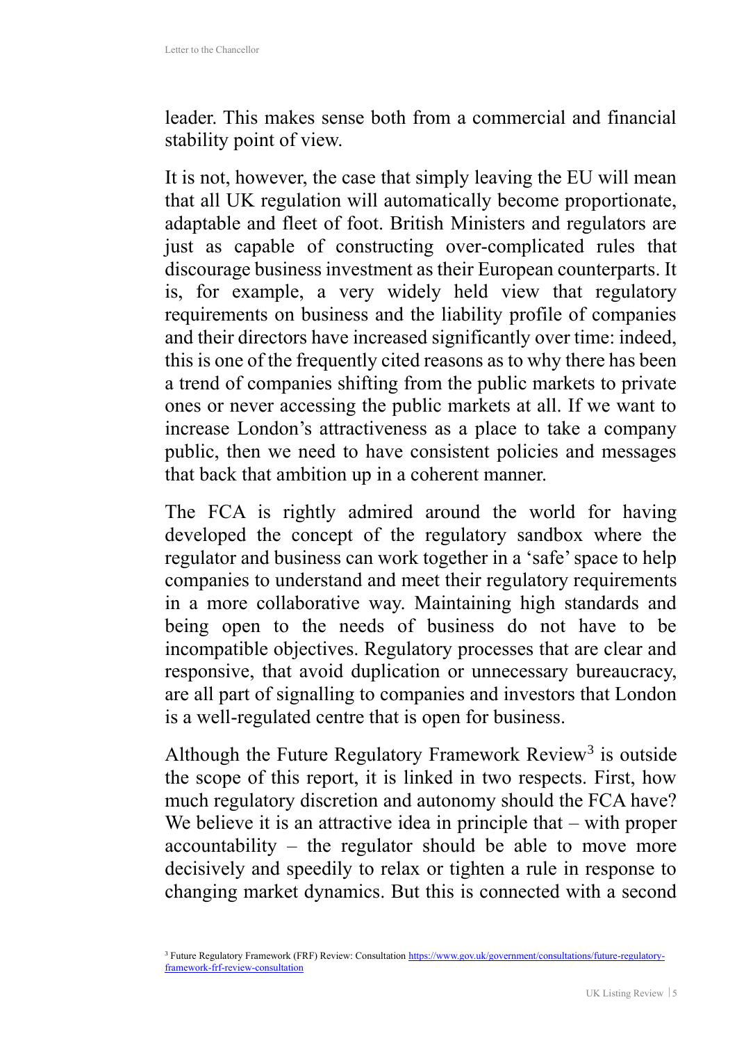leader. This makes sense both from a commercial and financial stability point of view.

It is not, however, the case that simply leaving the EU will mean that all UK regulation will automatically become proportionate, adaptable and fleet of foot. British Ministers and regulators are just as capable of constructing over-complicated rules that discourage business investment as their European counterparts. It is, for example, a very widely held view that regulatory requirements on business and the liability profile of companies and their directors have increased significantly over time: indeed, this is one of the frequently cited reasons as to why there has been a trend of companies shifting from the public markets to private ones or never accessing the public markets at all. If we want to increase London's attractiveness as a place to take a company public, then we need to have consistent policies and messages that back that ambition up in a coherent manner.

The FCA is rightly admired around the world for having developed the concept of the regulatory sandbox where the regulator and business can work together in a 'safe' space to help companies to understand and meet their regulatory requirements in a more collaborative way. Maintaining high standards and being open to the needs of business do not have to be incompatible objectives. Regulatory processes that are clear and responsive, that avoid duplication or unnecessary bureaucracy, are all part of signalling to companies and investors that London is a well-regulated centre that is open for business.

Although the Future Regulatory Framework Review[3] is outside the scope of this report, it is linked in two respects. First, how much regulatory discretion and autonomy should the FCA have? We believe it is an attractive idea in principle that – with proper accountability – the regulator should be able to move more decisively and speedily to relax or tighten a rule in response to changing market dynamics. But this is connected with a second

[3] Future Regulatory Framework (FRF) Review: Consultation https://www.gov.uk/government/consultations/future-regulatory-framework-frf-review-consultation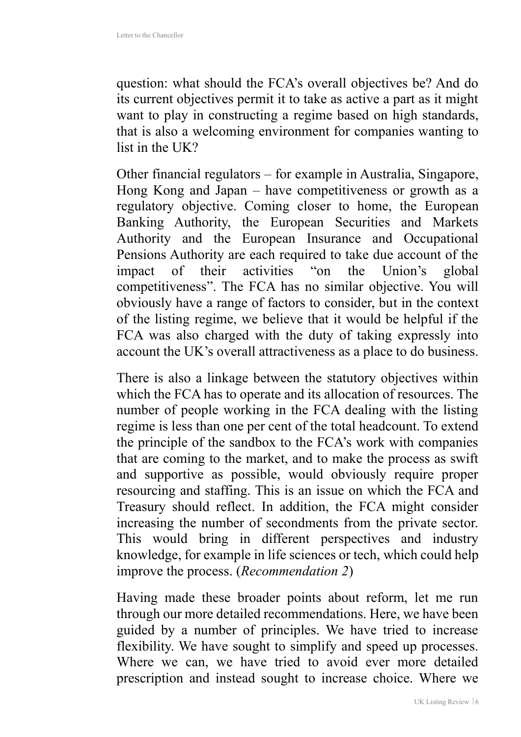question: what should the FCA's overall objectives be? And do its current objectives permit it to take as active a part as it might want to play in constructing a regime based on high standards, that is also a welcoming environment for companies wanting to list in the UK?

Other financial regulators – for example in Australia, Singapore, Hong Kong and Japan – have competitiveness or growth as a regulatory objective. Coming closer to home, the European Banking Authority, the European Securities and Markets Authority and the European Insurance and Occupational Pensions Authority are each required to take due account of the impact of their activities "on the Union's global competitiveness". The FCA has no similar objective. You will obviously have a range of factors to consider, but in the context of the listing regime, we believe that it would be helpful if the FCA was also charged with the duty of taking expressly into account the UK's overall attractiveness as a place to do business.

There is also a linkage between the statutory objectives within which the FCA has to operate and its allocation of resources. The number of people working in the FCA dealing with the listing regime is less than one per cent of the total headcount. To extend the principle of the sandbox to the FCA's work with companies that are coming to the market, and to make the process as swift and supportive as possible, would obviously require proper resourcing and staffing. This is an issue on which the FCA and Treasury should reflect. In addition, the FCA might consider increasing the number of secondments from the private sector. This would bring in different perspectives and industry knowledge, for example in life sciences or tech, which could help improve the process. (*Recommendation 2*)

Having made these broader points about reform, let me run through our more detailed recommendations. Here, we have been guided by a number of principles. We have tried to increase flexibility. We have sought to simplify and speed up processes. Where we can, we have tried to avoid ever more detailed prescription and instead sought to increase choice. Where we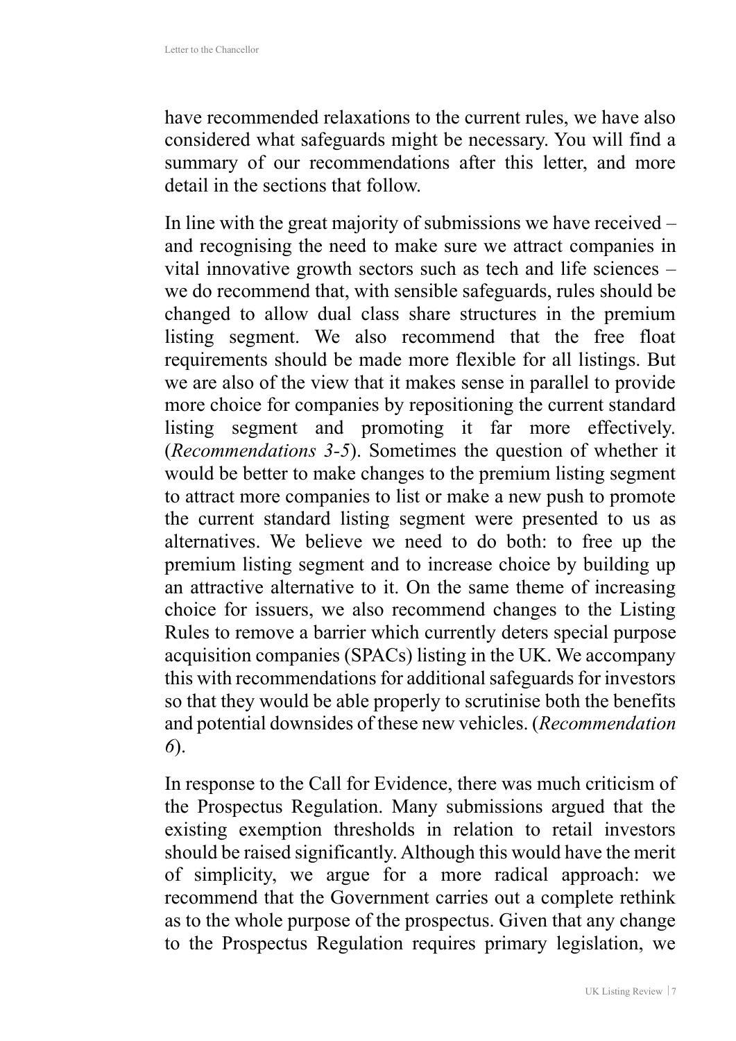have recommended relaxations to the current rules, we have also considered what safeguards might be necessary. You will find a summary of our recommendations after this letter, and more detail in the sections that follow.

In line with the great majority of submissions we have received – and recognising the need to make sure we attract companies in vital innovative growth sectors such as tech and life sciences – we do recommend that, with sensible safeguards, rules should be changed to allow dual class share structures in the premium listing segment. We also recommend that the free float requirements should be made more flexible for all listings. But we are also of the view that it makes sense in parallel to provide more choice for companies by repositioning the current standard listing segment and promoting it far more effectively. (*Recommendations 3-5*). Sometimes the question of whether it would be better to make changes to the premium listing segment to attract more companies to list or make a new push to promote the current standard listing segment were presented to us as alternatives. We believe we need to do both: to free up the premium listing segment and to increase choice by building up an attractive alternative to it. On the same theme of increasing choice for issuers, we also recommend changes to the Listing Rules to remove a barrier which currently deters special purpose acquisition companies (SPACs) listing in the UK. We accompany this with recommendations for additional safeguards for investors so that they would be able properly to scrutinise both the benefits and potential downsides of these new vehicles. (*Recommendation 6*).

In response to the Call for Evidence, there was much criticism of the Prospectus Regulation. Many submissions argued that the existing exemption thresholds in relation to retail investors should be raised significantly. Although this would have the merit of simplicity, we argue for a more radical approach: we recommend that the Government carries out a complete rethink as to the whole purpose of the prospectus. Given that any change to the Prospectus Regulation requires primary legislation, we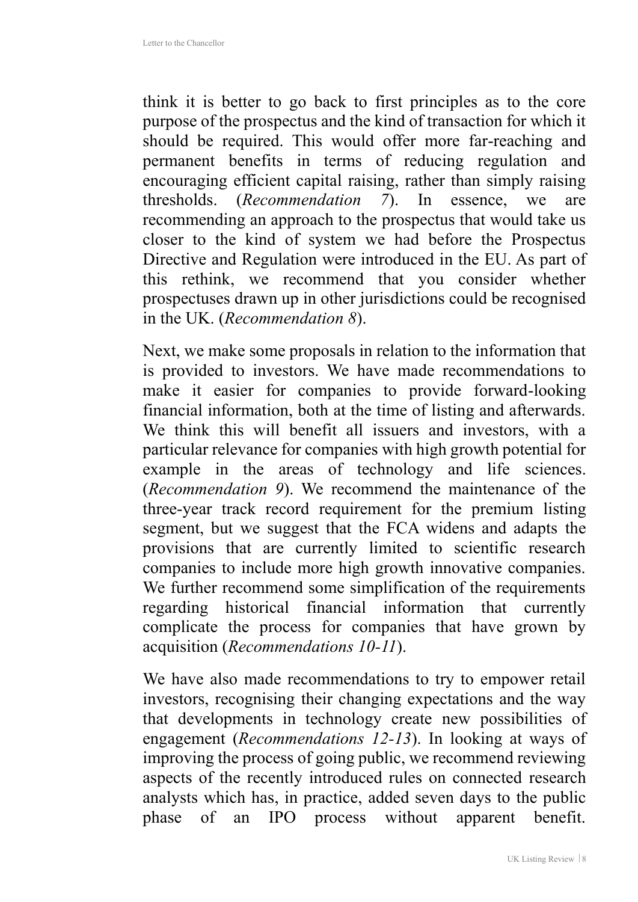think it is better to go back to first principles as to the core purpose of the prospectus and the kind of transaction for which it should be required. This would offer more far-reaching and permanent benefits in terms of reducing regulation and encouraging efficient capital raising, rather than simply raising thresholds. (*Recommendation 7*). In essence, we are recommending an approach to the prospectus that would take us closer to the kind of system we had before the Prospectus Directive and Regulation were introduced in the EU. As part of this rethink, we recommend that you consider whether prospectuses drawn up in other jurisdictions could be recognised in the UK. (*Recommendation 8*).

Next, we make some proposals in relation to the information that is provided to investors. We have made recommendations to make it easier for companies to provide forward-looking financial information, both at the time of listing and afterwards. We think this will benefit all issuers and investors, with a particular relevance for companies with high growth potential for example in the areas of technology and life sciences. (*Recommendation 9*). We recommend the maintenance of the three-year track record requirement for the premium listing segment, but we suggest that the FCA widens and adapts the provisions that are currently limited to scientific research companies to include more high growth innovative companies. We further recommend some simplification of the requirements regarding historical financial information that currently complicate the process for companies that have grown by acquisition (*Recommendations 10-11*).

We have also made recommendations to try to empower retail investors, recognising their changing expectations and the way that developments in technology create new possibilities of engagement (*Recommendations 12-13*). In looking at ways of improving the process of going public, we recommend reviewing aspects of the recently introduced rules on connected research analysts which has, in practice, added seven days to the public phase of an IPO process without apparent benefit.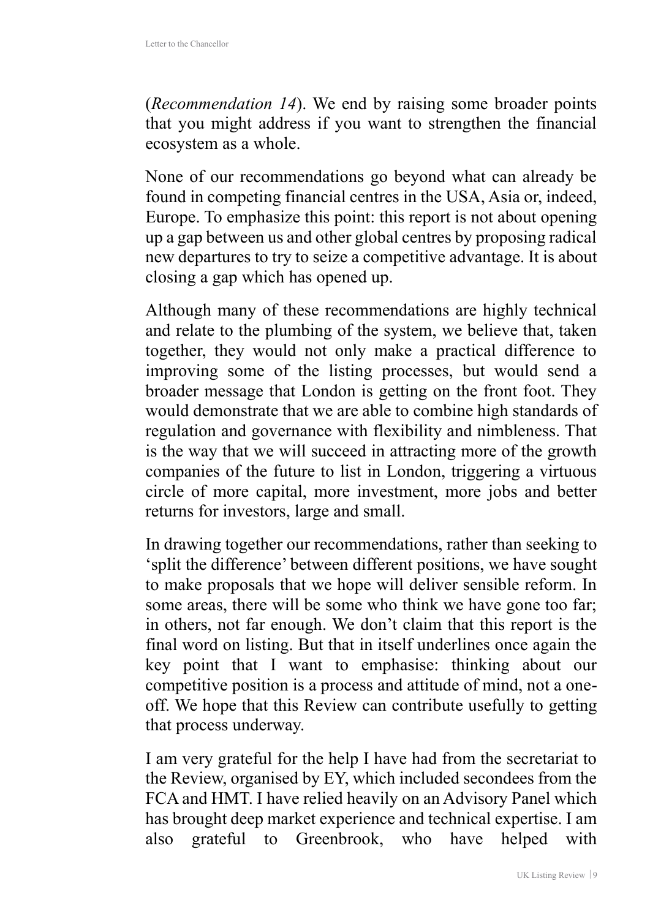(*Recommendation 14*). We end by raising some broader points that you might address if you want to strengthen the financial ecosystem as a whole.

None of our recommendations go beyond what can already be found in competing financial centres in the USA, Asia or, indeed, Europe. To emphasize this point: this report is not about opening up a gap between us and other global centres by proposing radical new departures to try to seize a competitive advantage. It is about closing a gap which has opened up.

Although many of these recommendations are highly technical and relate to the plumbing of the system, we believe that, taken together, they would not only make a practical difference to improving some of the listing processes, but would send a broader message that London is getting on the front foot. They would demonstrate that we are able to combine high standards of regulation and governance with flexibility and nimbleness. That is the way that we will succeed in attracting more of the growth companies of the future to list in London, triggering a virtuous circle of more capital, more investment, more jobs and better returns for investors, large and small.

In drawing together our recommendations, rather than seeking to 'split the difference' between different positions, we have sought to make proposals that we hope will deliver sensible reform. In some areas, there will be some who think we have gone too far; in others, not far enough. We don't claim that this report is the final word on listing. But that in itself underlines once again the key point that I want to emphasise: thinking about our competitive position is a process and attitude of mind, not a one-off. We hope that this Review can contribute usefully to getting that process underway.

I am very grateful for the help I have had from the secretariat to the Review, organised by EY, which included secondees from the FCA and HMT. I have relied heavily on an Advisory Panel which has brought deep market experience and technical expertise. I am also grateful to Greenbrook, who have helped with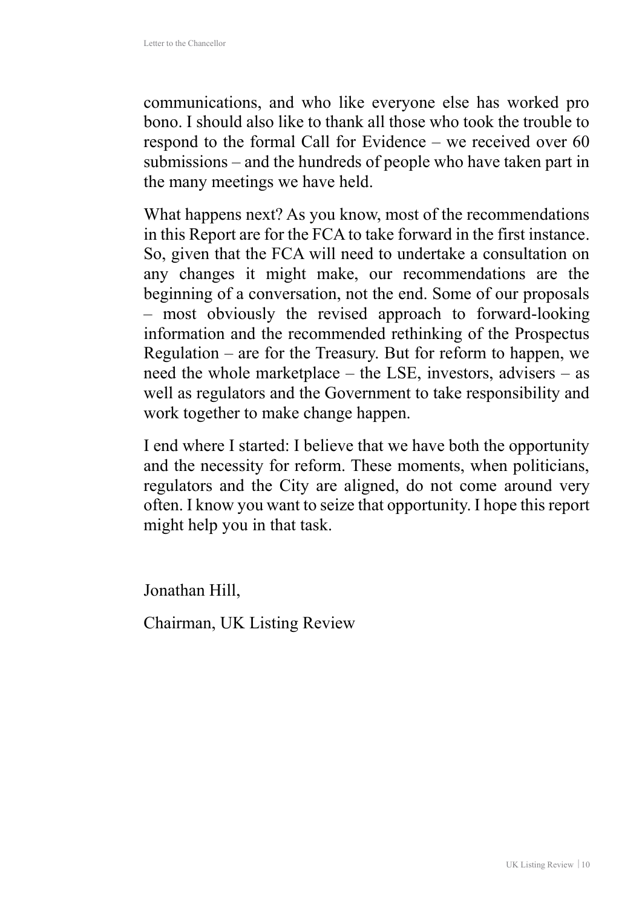communications, and who like everyone else has worked pro bono. I should also like to thank all those who took the trouble to respond to the formal Call for Evidence – we received over 60 submissions – and the hundreds of people who have taken part in the many meetings we have held.

What happens next? As you know, most of the recommendations in this Report are for the FCA to take forward in the first instance. So, given that the FCA will need to undertake a consultation on any changes it might make, our recommendations are the beginning of a conversation, not the end. Some of our proposals – most obviously the revised approach to forward-looking information and the recommended rethinking of the Prospectus Regulation – are for the Treasury. But for reform to happen, we need the whole marketplace – the LSE, investors, advisers – as well as regulators and the Government to take responsibility and work together to make change happen.

I end where I started: I believe that we have both the opportunity and the necessity for reform. These moments, when politicians, regulators and the City are aligned, do not come around very often. I know you want to seize that opportunity. I hope this report might help you in that task.

Jonathan Hill,

Chairman, UK Listing Review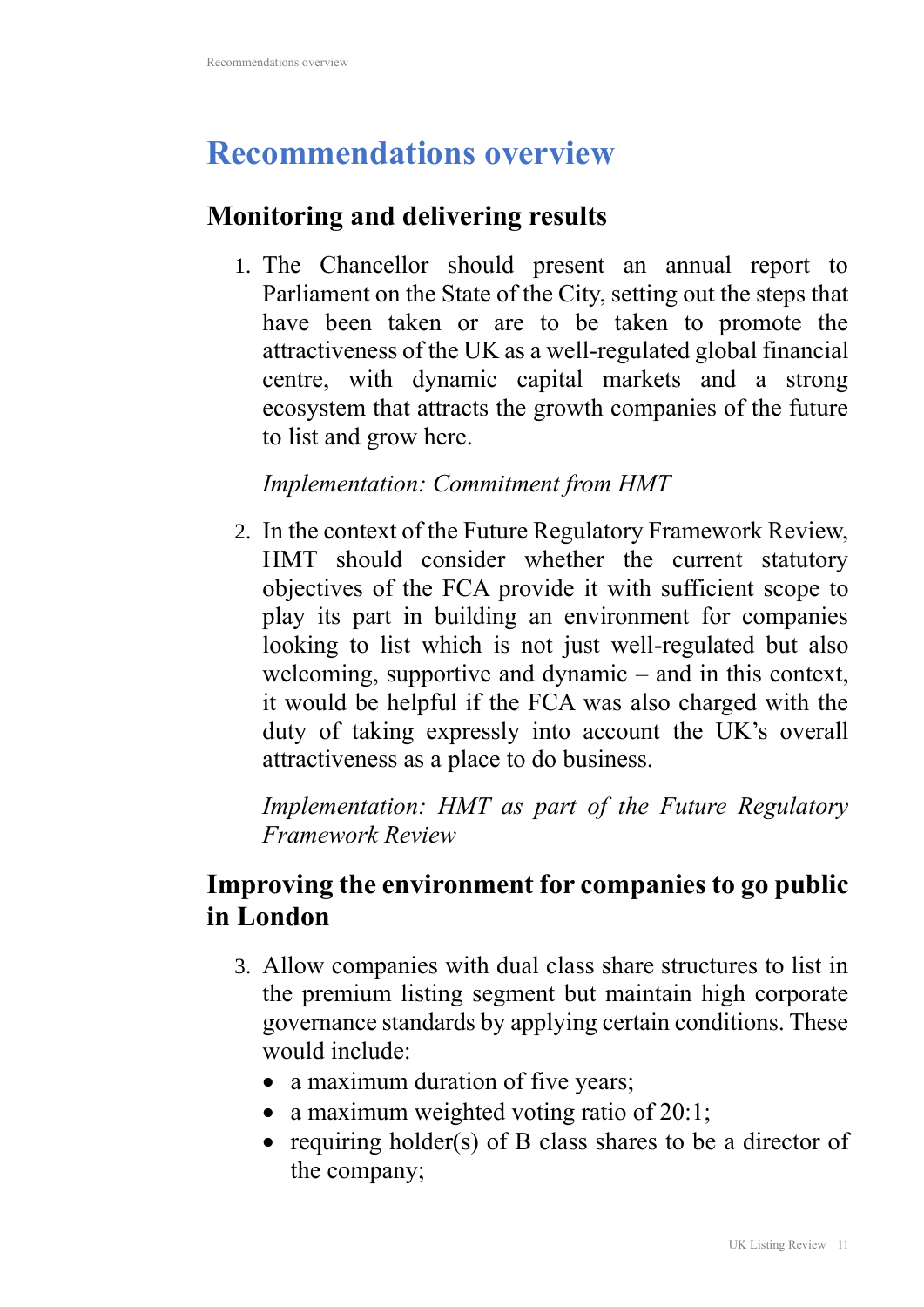# Recommendations overview

## Monitoring and delivering results

1. The Chancellor should present an annual report to Parliament on the State of the City, setting out the steps that have been taken or are to be taken to promote the attractiveness of the UK as a well-regulated global financial centre, with dynamic capital markets and a strong ecosystem that attracts the growth companies of the future to list and grow here.

   *Implementation: Commitment from HMT*

2. In the context of the Future Regulatory Framework Review, HMT should consider whether the current statutory objectives of the FCA provide it with sufficient scope to play its part in building an environment for companies looking to list which is not just well-regulated but also welcoming, supportive and dynamic – and in this context, it would be helpful if the FCA was also charged with the duty of taking expressly into account the UK's overall attractiveness as a place to do business.

   *Implementation: HMT as part of the Future Regulatory Framework Review*

## Improving the environment for companies to go public in London

3. Allow companies with dual class share structures to list in the premium listing segment but maintain high corporate governance standards by applying certain conditions. These would include:
   - a maximum duration of five years;
   - a maximum weighted voting ratio of 20:1;
   - requiring holder(s) of B class shares to be a director of the company;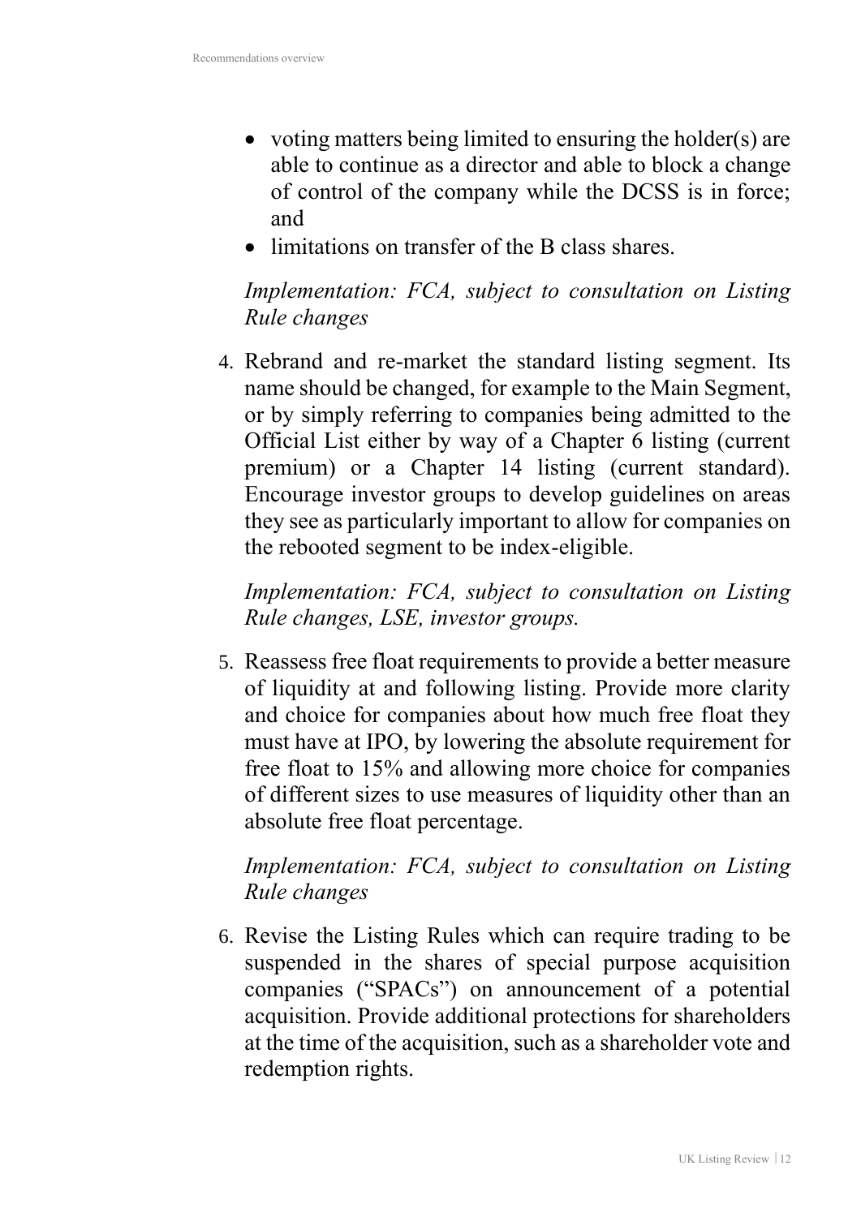- voting matters being limited to ensuring the holder(s) are able to continue as a director and able to block a change of control of the company while the DCSS is in force; and
- limitations on transfer of the B class shares.

*Implementation: FCA, subject to consultation on Listing Rule changes*

4. Rebrand and re-market the standard listing segment. Its name should be changed, for example to the Main Segment, or by simply referring to companies being admitted to the Official List either by way of a Chapter 6 listing (current premium) or a Chapter 14 listing (current standard). Encourage investor groups to develop guidelines on areas they see as particularly important to allow for companies on the rebooted segment to be index-eligible.

   *Implementation: FCA, subject to consultation on Listing Rule changes, LSE, investor groups.*

5. Reassess free float requirements to provide a better measure of liquidity at and following listing. Provide more clarity and choice for companies about how much free float they must have at IPO, by lowering the absolute requirement for free float to 15% and allowing more choice for companies of different sizes to use measures of liquidity other than an absolute free float percentage.

   *Implementation: FCA, subject to consultation on Listing Rule changes*

6. Revise the Listing Rules which can require trading to be suspended in the shares of special purpose acquisition companies ("SPACs") on announcement of a potential acquisition. Provide additional protections for shareholders at the time of the acquisition, such as a shareholder vote and redemption rights.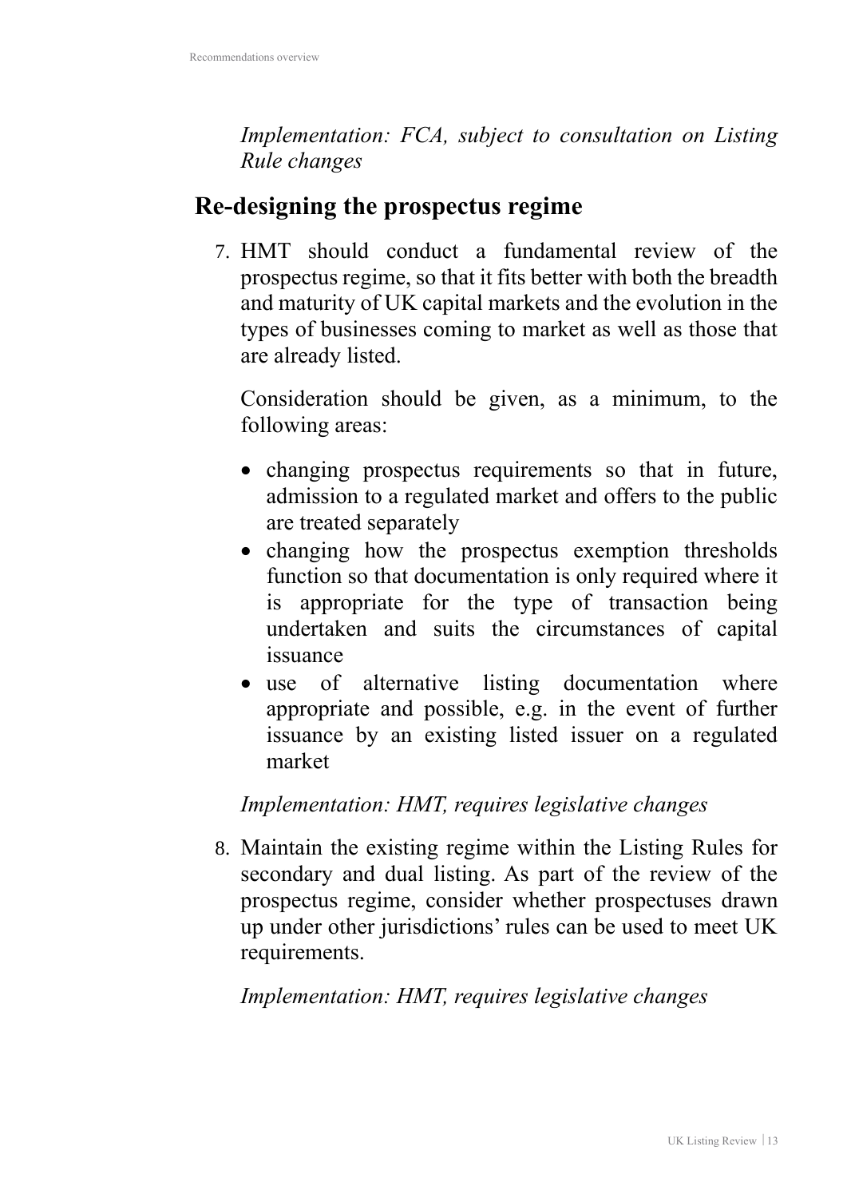*Implementation: FCA, subject to consultation on Listing Rule changes*

## Re-designing the prospectus regime

7. HMT should conduct a fundamental review of the prospectus regime, so that it fits better with both the breadth and maturity of UK capital markets and the evolution in the types of businesses coming to market as well as those that are already listed.

   Consideration should be given, as a minimum, to the following areas:

   - changing prospectus requirements so that in future, admission to a regulated market and offers to the public are treated separately
   - changing how the prospectus exemption thresholds function so that documentation is only required where it is appropriate for the type of transaction being undertaken and suits the circumstances of capital issuance
   - use of alternative listing documentation where appropriate and possible, e.g. in the event of further issuance by an existing listed issuer on a regulated market

   *Implementation: HMT, requires legislative changes*

8. Maintain the existing regime within the Listing Rules for secondary and dual listing. As part of the review of the prospectus regime, consider whether prospectuses drawn up under other jurisdictions' rules can be used to meet UK requirements.

   *Implementation: HMT, requires legislative changes*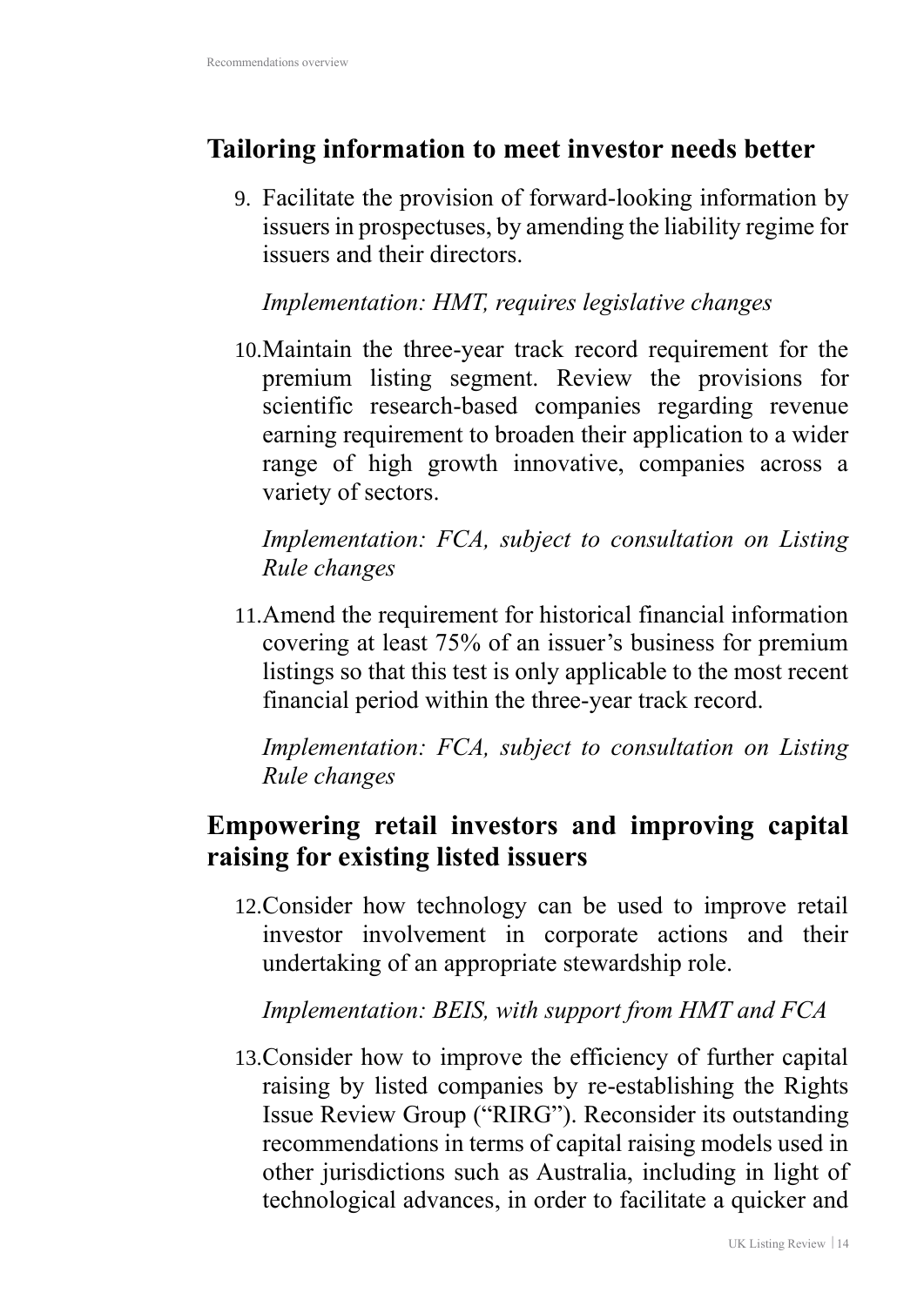## Tailoring information to meet investor needs better

9. Facilitate the provision of forward-looking information by issuers in prospectuses, by amending the liability regime for issuers and their directors.

   *Implementation: HMT, requires legislative changes*

10. Maintain the three-year track record requirement for the premium listing segment. Review the provisions for scientific research-based companies regarding revenue earning requirement to broaden their application to a wider range of high growth innovative, companies across a variety of sectors.

    *Implementation: FCA, subject to consultation on Listing Rule changes*

11. Amend the requirement for historical financial information covering at least 75% of an issuer's business for premium listings so that this test is only applicable to the most recent financial period within the three-year track record.

    *Implementation: FCA, subject to consultation on Listing Rule changes*

## Empowering retail investors and improving capital raising for existing listed issuers

12. Consider how technology can be used to improve retail investor involvement in corporate actions and their undertaking of an appropriate stewardship role.

    *Implementation: BEIS, with support from HMT and FCA*

13. Consider how to improve the efficiency of further capital raising by listed companies by re-establishing the Rights Issue Review Group ("RIRG"). Reconsider its outstanding recommendations in terms of capital raising models used in other jurisdictions such as Australia, including in light of technological advances, in order to facilitate a quicker and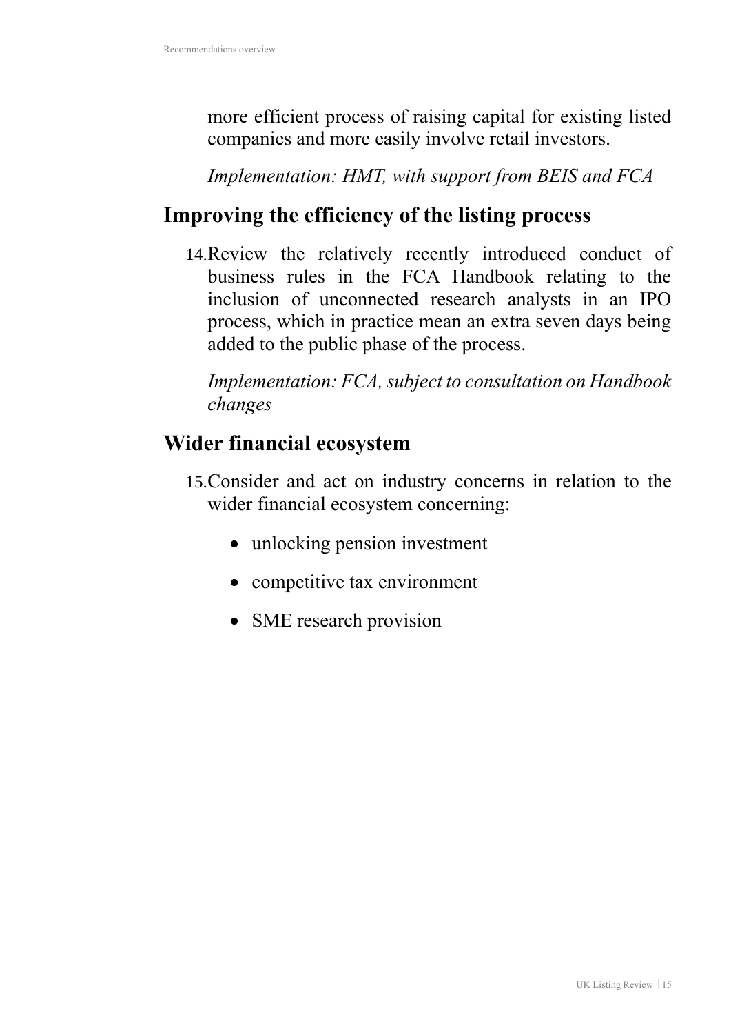more efficient process of raising capital for existing listed companies and more easily involve retail investors.

*Implementation: HMT, with support from BEIS and FCA*

## Improving the efficiency of the listing process

14. Review the relatively recently introduced conduct of business rules in the FCA Handbook relating to the inclusion of unconnected research analysts in an IPO process, which in practice mean an extra seven days being added to the public phase of the process.

    *Implementation: FCA, subject to consultation on Handbook changes*

## Wider financial ecosystem

15. Consider and act on industry concerns in relation to the wider financial ecosystem concerning:

    - unlocking pension investment
    - competitive tax environment
    - SME research provision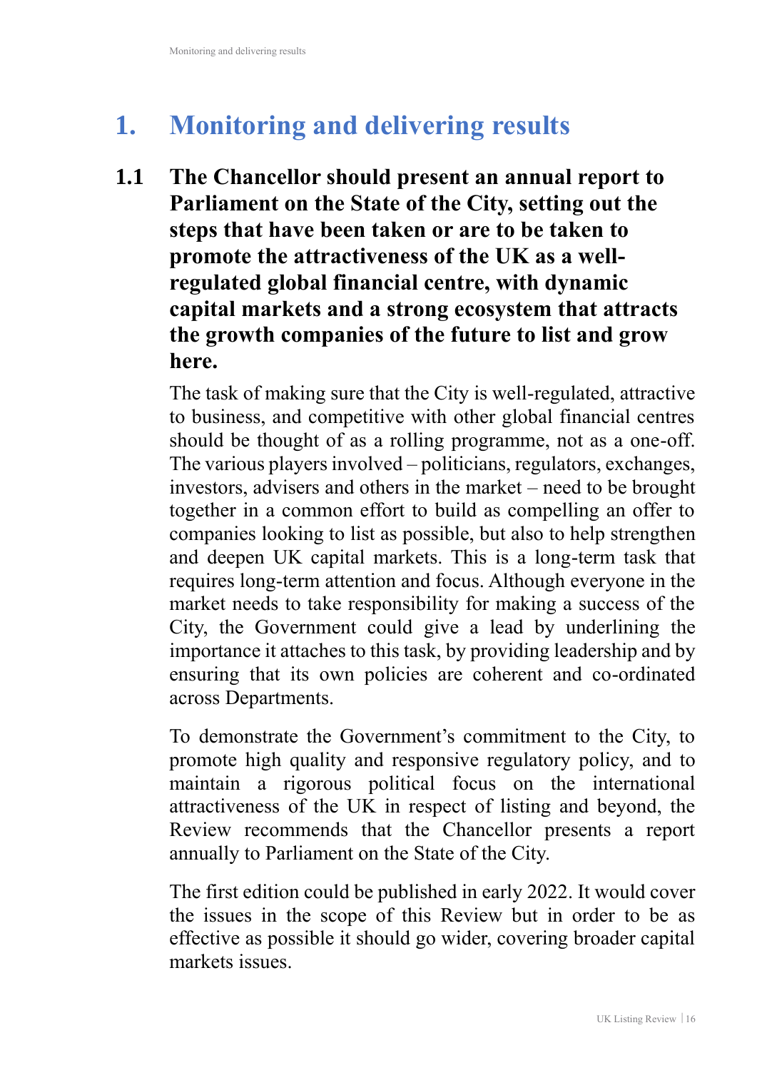# 1. Monitoring and delivering results

## 1.1 The Chancellor should present an annual report to Parliament on the State of the City, setting out the steps that have been taken or are to be taken to promote the attractiveness of the UK as a well-regulated global financial centre, with dynamic capital markets and a strong ecosystem that attracts the growth companies of the future to list and grow here.

The task of making sure that the City is well-regulated, attractive to business, and competitive with other global financial centres should be thought of as a rolling programme, not as a one-off. The various players involved – politicians, regulators, exchanges, investors, advisers and others in the market – need to be brought together in a common effort to build as compelling an offer to companies looking to list as possible, but also to help strengthen and deepen UK capital markets. This is a long-term task that requires long-term attention and focus. Although everyone in the market needs to take responsibility for making a success of the City, the Government could give a lead by underlining the importance it attaches to this task, by providing leadership and by ensuring that its own policies are coherent and co-ordinated across Departments.

To demonstrate the Government's commitment to the City, to promote high quality and responsive regulatory policy, and to maintain a rigorous political focus on the international attractiveness of the UK in respect of listing and beyond, the Review recommends that the Chancellor presents a report annually to Parliament on the State of the City.

The first edition could be published in early 2022. It would cover the issues in the scope of this Review but in order to be as effective as possible it should go wider, covering broader capital markets issues.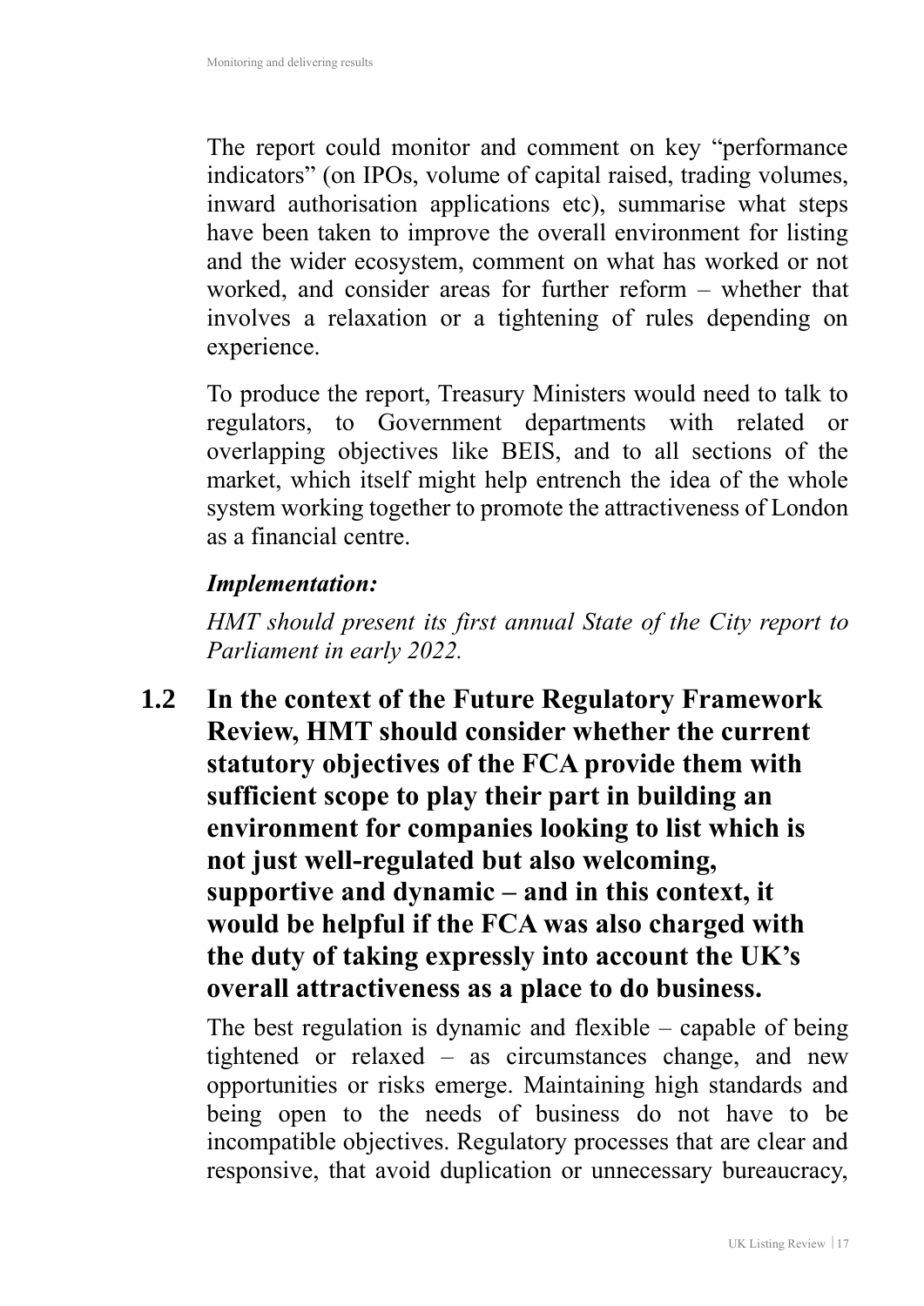The report could monitor and comment on key "performance indicators" (on IPOs, volume of capital raised, trading volumes, inward authorisation applications etc), summarise what steps have been taken to improve the overall environment for listing and the wider ecosystem, comment on what has worked or not worked, and consider areas for further reform – whether that involves a relaxation or a tightening of rules depending on experience.

To produce the report, Treasury Ministers would need to talk to regulators, to Government departments with related or overlapping objectives like BEIS, and to all sections of the market, which itself might help entrench the idea of the whole system working together to promote the attractiveness of London as a financial centre.

***Implementation:***

*HMT should present its first annual State of the City report to Parliament in early 2022.*

## 1.2 In the context of the Future Regulatory Framework Review, HMT should consider whether the current statutory objectives of the FCA provide them with sufficient scope to play their part in building an environment for companies looking to list which is not just well-regulated but also welcoming, supportive and dynamic – and in this context, it would be helpful if the FCA was also charged with the duty of taking expressly into account the UK's overall attractiveness as a place to do business.

The best regulation is dynamic and flexible – capable of being tightened or relaxed – as circumstances change, and new opportunities or risks emerge. Maintaining high standards and being open to the needs of business do not have to be incompatible objectives. Regulatory processes that are clear and responsive, that avoid duplication or unnecessary bureaucracy,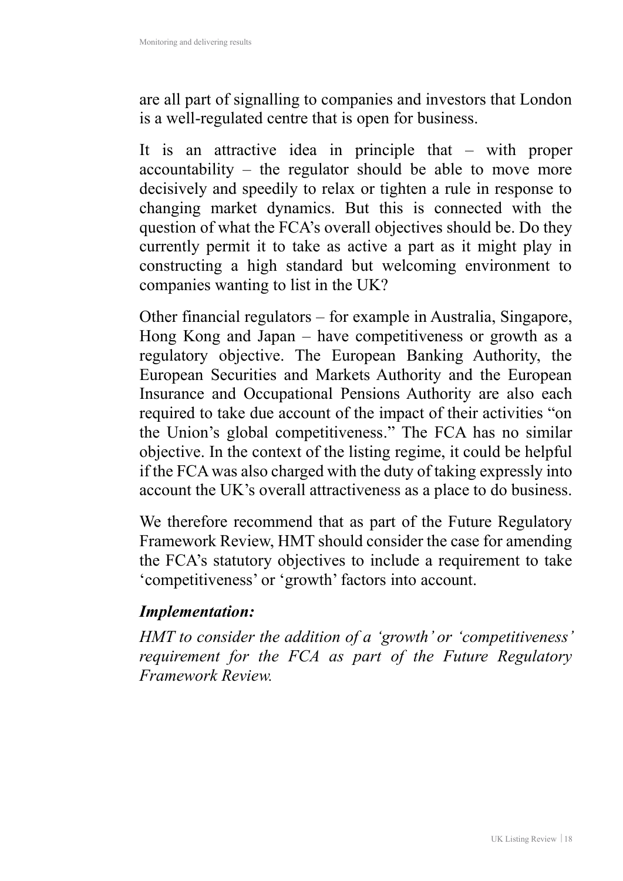are all part of signalling to companies and investors that London is a well-regulated centre that is open for business.

It is an attractive idea in principle that – with proper accountability – the regulator should be able to move more decisively and speedily to relax or tighten a rule in response to changing market dynamics. But this is connected with the question of what the FCA's overall objectives should be. Do they currently permit it to take as active a part as it might play in constructing a high standard but welcoming environment to companies wanting to list in the UK?

Other financial regulators – for example in Australia, Singapore, Hong Kong and Japan – have competitiveness or growth as a regulatory objective. The European Banking Authority, the European Securities and Markets Authority and the European Insurance and Occupational Pensions Authority are also each required to take due account of the impact of their activities "on the Union's global competitiveness." The FCA has no similar objective. In the context of the listing regime, it could be helpful if the FCA was also charged with the duty of taking expressly into account the UK's overall attractiveness as a place to do business.

We therefore recommend that as part of the Future Regulatory Framework Review, HMT should consider the case for amending the FCA's statutory objectives to include a requirement to take 'competitiveness' or 'growth' factors into account.

### *Implementation:*

*HMT to consider the addition of a 'growth' or 'competitiveness' requirement for the FCA as part of the Future Regulatory Framework Review.*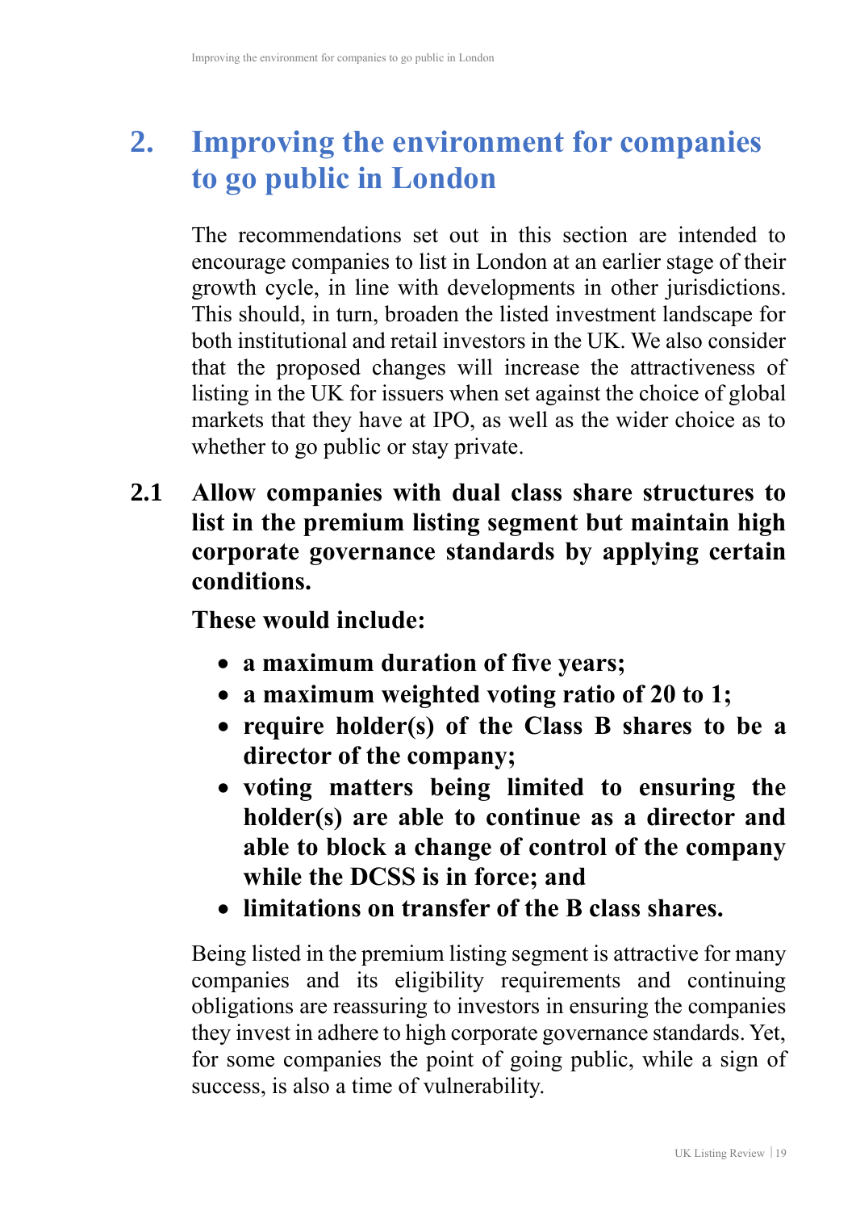## 2. Improving the environment for companies to go public in London

The recommendations set out in this section are intended to encourage companies to list in London at an earlier stage of their growth cycle, in line with developments in other jurisdictions. This should, in turn, broaden the listed investment landscape for both institutional and retail investors in the UK. We also consider that the proposed changes will increase the attractiveness of listing in the UK for issuers when set against the choice of global markets that they have at IPO, as well as the wider choice as to whether to go public or stay private.

### 2.1 Allow companies with dual class share structures to list in the premium listing segment but maintain high corporate governance standards by applying certain conditions.

**These would include:**

- **a maximum duration of five years;**
- **a maximum weighted voting ratio of 20 to 1;**
- **require holder(s) of the Class B shares to be a director of the company;**
- **voting matters being limited to ensuring the holder(s) are able to continue as a director and able to block a change of control of the company while the DCSS is in force; and**
- **limitations on transfer of the B class shares.**

Being listed in the premium listing segment is attractive for many companies and its eligibility requirements and continuing obligations are reassuring to investors in ensuring the companies they invest in adhere to high corporate governance standards. Yet, for some companies the point of going public, while a sign of success, is also a time of vulnerability.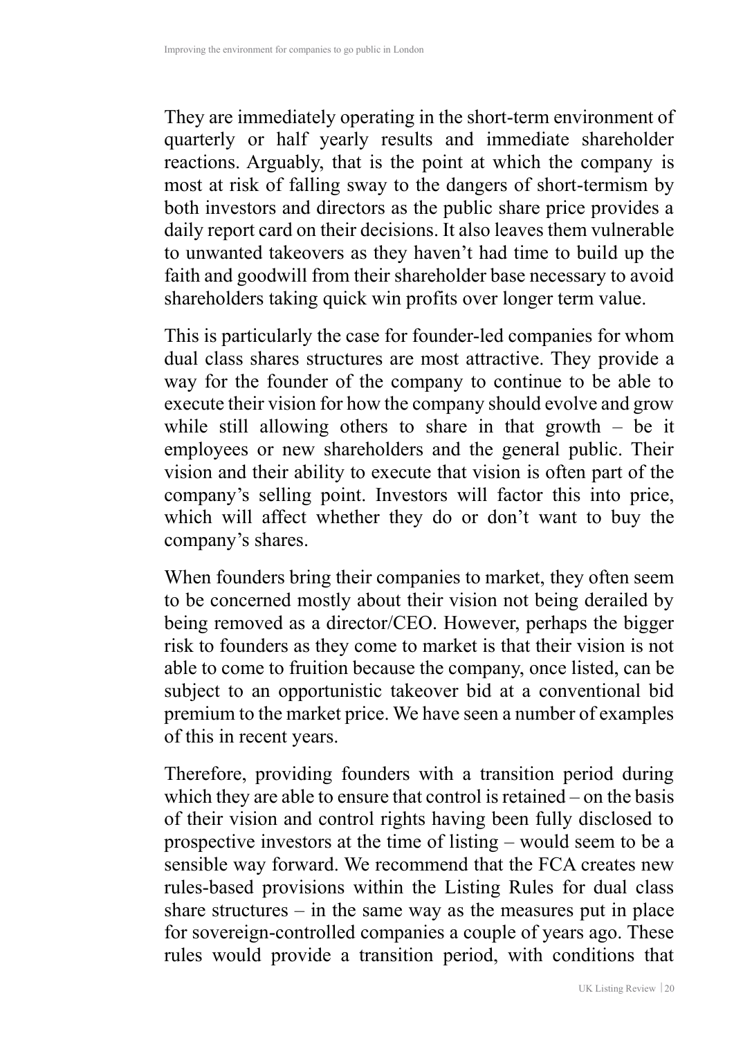They are immediately operating in the short-term environment of quarterly or half yearly results and immediate shareholder reactions. Arguably, that is the point at which the company is most at risk of falling sway to the dangers of short-termism by both investors and directors as the public share price provides a daily report card on their decisions. It also leaves them vulnerable to unwanted takeovers as they haven't had time to build up the faith and goodwill from their shareholder base necessary to avoid shareholders taking quick win profits over longer term value.

This is particularly the case for founder-led companies for whom dual class shares structures are most attractive. They provide a way for the founder of the company to continue to be able to execute their vision for how the company should evolve and grow while still allowing others to share in that growth – be it employees or new shareholders and the general public. Their vision and their ability to execute that vision is often part of the company's selling point. Investors will factor this into price, which will affect whether they do or don't want to buy the company's shares.

When founders bring their companies to market, they often seem to be concerned mostly about their vision not being derailed by being removed as a director/CEO. However, perhaps the bigger risk to founders as they come to market is that their vision is not able to come to fruition because the company, once listed, can be subject to an opportunistic takeover bid at a conventional bid premium to the market price. We have seen a number of examples of this in recent years.

Therefore, providing founders with a transition period during which they are able to ensure that control is retained – on the basis of their vision and control rights having been fully disclosed to prospective investors at the time of listing – would seem to be a sensible way forward. We recommend that the FCA creates new rules-based provisions within the Listing Rules for dual class share structures – in the same way as the measures put in place for sovereign-controlled companies a couple of years ago. These rules would provide a transition period, with conditions that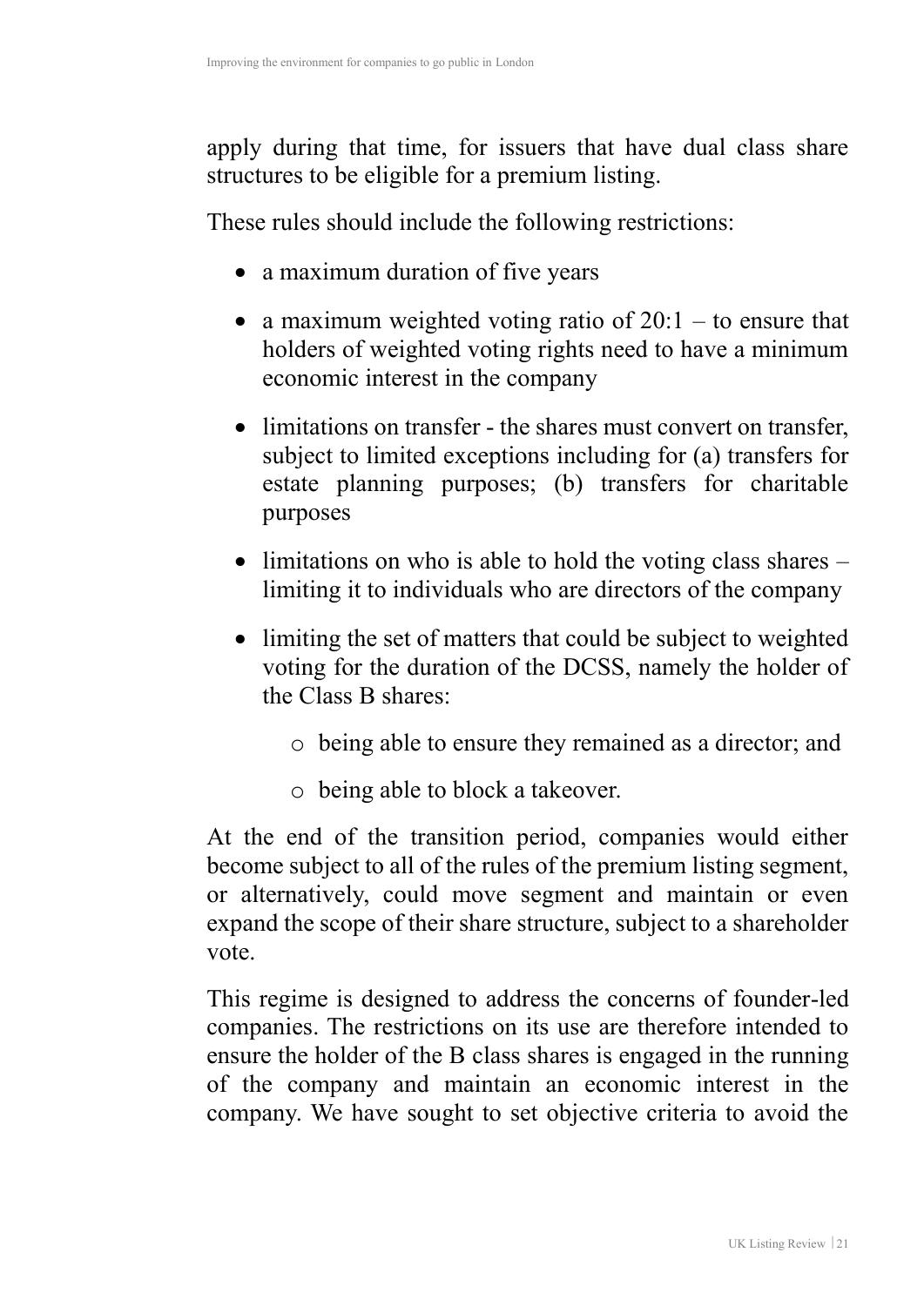apply during that time, for issuers that have dual class share structures to be eligible for a premium listing.

These rules should include the following restrictions:

- a maximum duration of five years
- a maximum weighted voting ratio of 20:1 – to ensure that holders of weighted voting rights need to have a minimum economic interest in the company
- limitations on transfer - the shares must convert on transfer, subject to limited exceptions including for (a) transfers for estate planning purposes; (b) transfers for charitable purposes
- limitations on who is able to hold the voting class shares – limiting it to individuals who are directors of the company
- limiting the set of matters that could be subject to weighted voting for the duration of the DCSS, namely the holder of the Class B shares:
  - being able to ensure they remained as a director; and
  - being able to block a takeover.

At the end of the transition period, companies would either become subject to all of the rules of the premium listing segment, or alternatively, could move segment and maintain or even expand the scope of their share structure, subject to a shareholder vote.

This regime is designed to address the concerns of founder-led companies. The restrictions on its use are therefore intended to ensure the holder of the B class shares is engaged in the running of the company and maintain an economic interest in the company. We have sought to set objective criteria to avoid the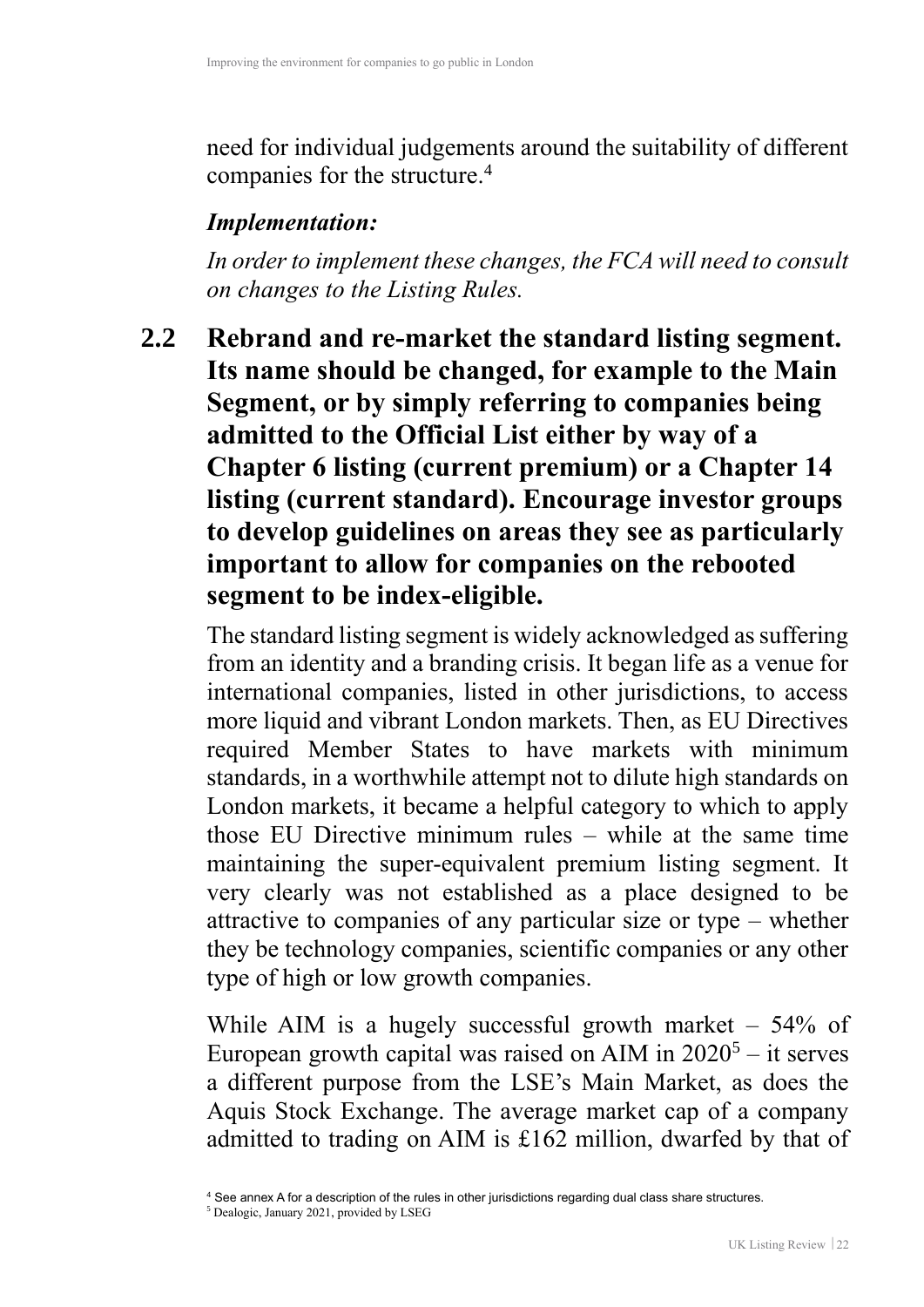need for individual judgements around the suitability of different companies for the structure.[4]

***Implementation:***

*In order to implement these changes, the FCA will need to consult on changes to the Listing Rules.*

### 2.2 Rebrand and re-market the standard listing segment. Its name should be changed, for example to the Main Segment, or by simply referring to companies being admitted to the Official List either by way of a Chapter 6 listing (current premium) or a Chapter 14 listing (current standard). Encourage investor groups to develop guidelines on areas they see as particularly important to allow for companies on the rebooted segment to be index-eligible.

The standard listing segment is widely acknowledged as suffering from an identity and a branding crisis. It began life as a venue for international companies, listed in other jurisdictions, to access more liquid and vibrant London markets. Then, as EU Directives required Member States to have markets with minimum standards, in a worthwhile attempt not to dilute high standards on London markets, it became a helpful category to which to apply those EU Directive minimum rules – while at the same time maintaining the super-equivalent premium listing segment. It very clearly was not established as a place designed to be attractive to companies of any particular size or type – whether they be technology companies, scientific companies or any other type of high or low growth companies.

While AIM is a hugely successful growth market – 54% of European growth capital was raised on AIM in 2020[5] – it serves a different purpose from the LSE's Main Market, as does the Aquis Stock Exchange. The average market cap of a company admitted to trading on AIM is £162 million, dwarfed by that of

[4] See annex A for a description of the rules in other jurisdictions regarding dual class share structures.

[5] Dealogic, January 2021, provided by LSEG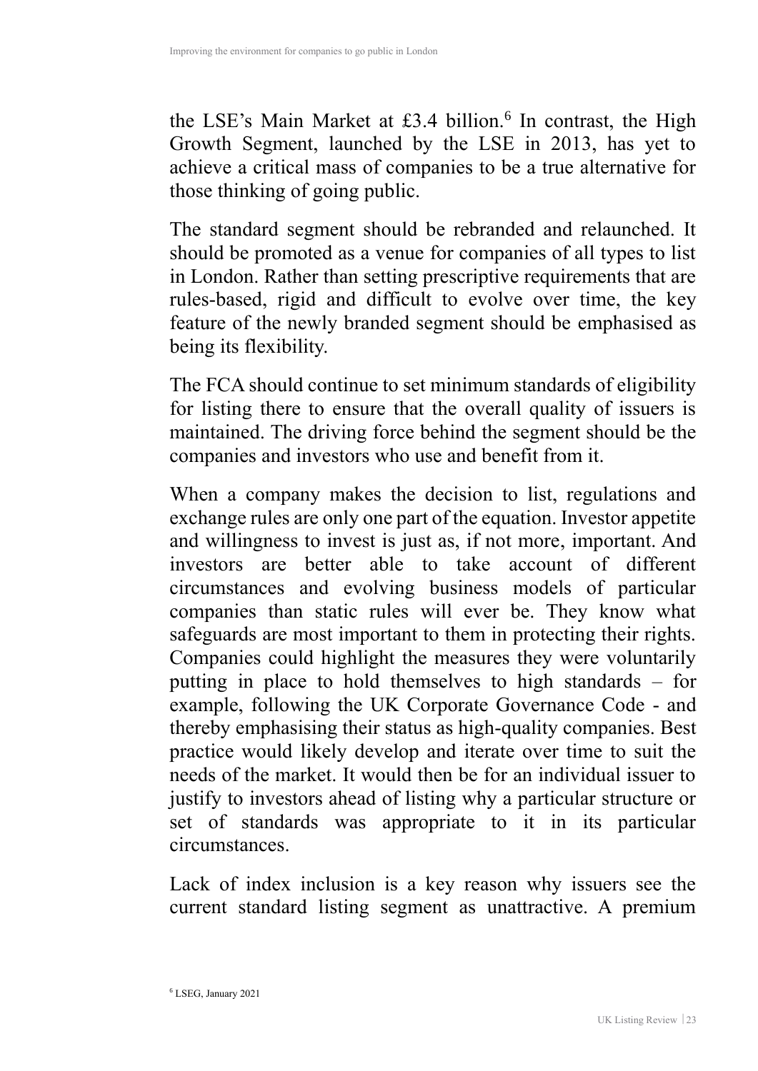the LSE's Main Market at £3.4 billion.[6] In contrast, the High Growth Segment, launched by the LSE in 2013, has yet to achieve a critical mass of companies to be a true alternative for those thinking of going public.

The standard segment should be rebranded and relaunched. It should be promoted as a venue for companies of all types to list in London. Rather than setting prescriptive requirements that are rules-based, rigid and difficult to evolve over time, the key feature of the newly branded segment should be emphasised as being its flexibility.

The FCA should continue to set minimum standards of eligibility for listing there to ensure that the overall quality of issuers is maintained. The driving force behind the segment should be the companies and investors who use and benefit from it.

When a company makes the decision to list, regulations and exchange rules are only one part of the equation. Investor appetite and willingness to invest is just as, if not more, important. And investors are better able to take account of different circumstances and evolving business models of particular companies than static rules will ever be. They know what safeguards are most important to them in protecting their rights. Companies could highlight the measures they were voluntarily putting in place to hold themselves to high standards – for example, following the UK Corporate Governance Code - and thereby emphasising their status as high-quality companies. Best practice would likely develop and iterate over time to suit the needs of the market. It would then be for an individual issuer to justify to investors ahead of listing why a particular structure or set of standards was appropriate to it in its particular circumstances.

Lack of index inclusion is a key reason why issuers see the current standard listing segment as unattractive. A premium

[6] LSEG, January 2021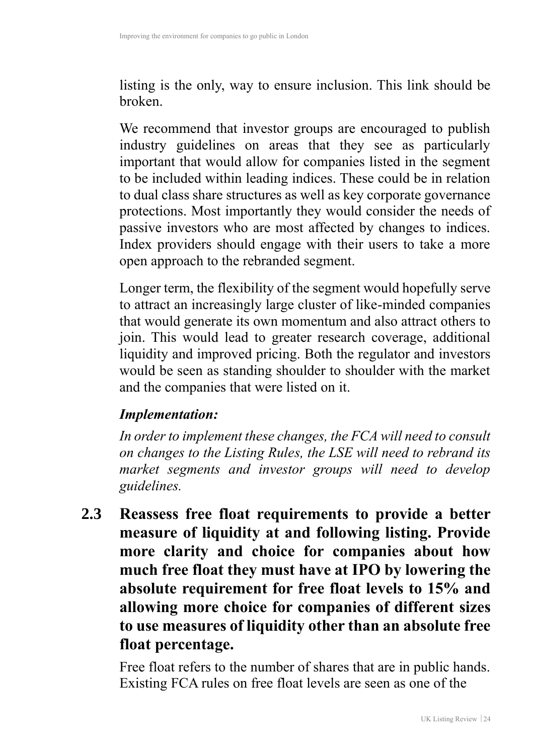listing is the only, way to ensure inclusion. This link should be broken.

We recommend that investor groups are encouraged to publish industry guidelines on areas that they see as particularly important that would allow for companies listed in the segment to be included within leading indices. These could be in relation to dual class share structures as well as key corporate governance protections. Most importantly they would consider the needs of passive investors who are most affected by changes to indices. Index providers should engage with their users to take a more open approach to the rebranded segment.

Longer term, the flexibility of the segment would hopefully serve to attract an increasingly large cluster of like-minded companies that would generate its own momentum and also attract others to join. This would lead to greater research coverage, additional liquidity and improved pricing. Both the regulator and investors would be seen as standing shoulder to shoulder with the market and the companies that were listed on it.

***Implementation:***

*In order to implement these changes, the FCA will need to consult on changes to the Listing Rules, the LSE will need to rebrand its market segments and investor groups will need to develop guidelines.*

### 2.3 Reassess free float requirements to provide a better measure of liquidity at and following listing. Provide more clarity and choice for companies about how much free float they must have at IPO by lowering the absolute requirement for free float levels to 15% and allowing more choice for companies of different sizes to use measures of liquidity other than an absolute free float percentage.

Free float refers to the number of shares that are in public hands. Existing FCA rules on free float levels are seen as one of the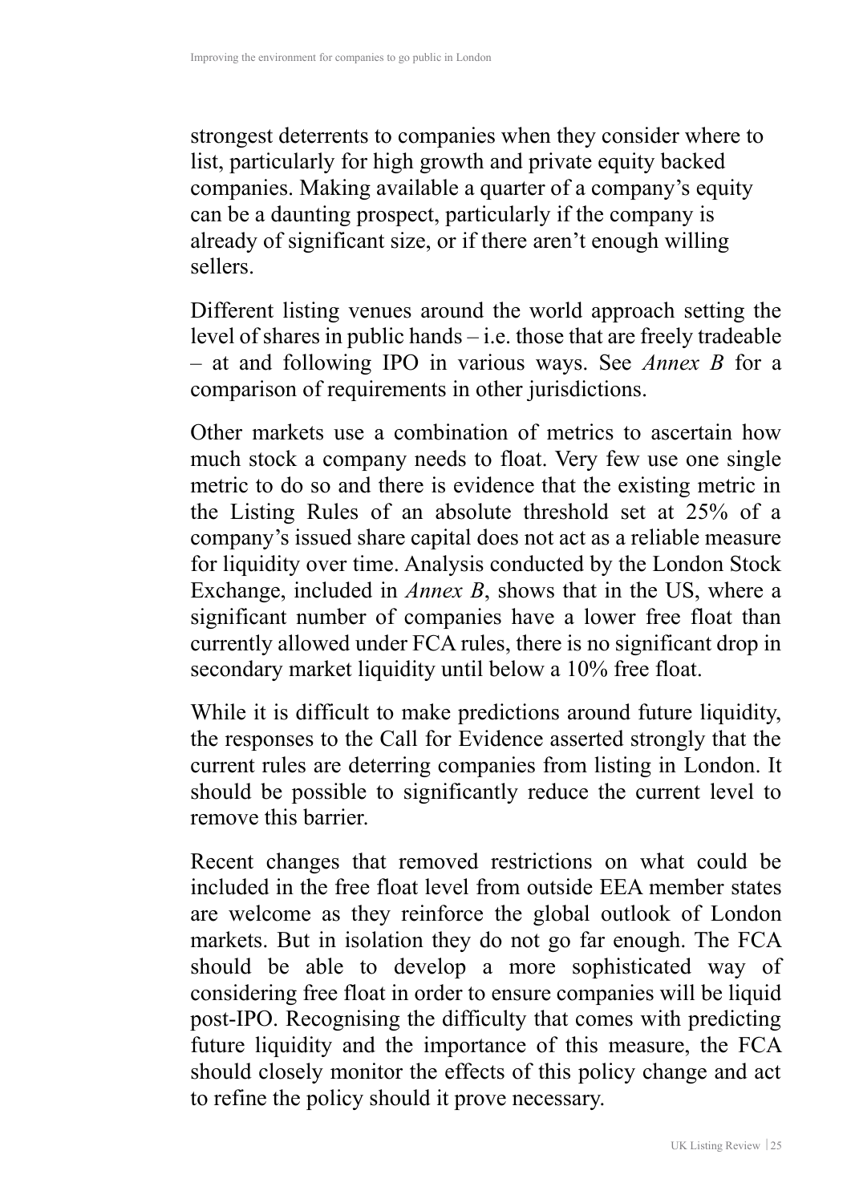strongest deterrents to companies when they consider where to list, particularly for high growth and private equity backed companies. Making available a quarter of a company's equity can be a daunting prospect, particularly if the company is already of significant size, or if there aren't enough willing sellers.

Different listing venues around the world approach setting the level of shares in public hands – i.e. those that are freely tradeable – at and following IPO in various ways. See *Annex B* for a comparison of requirements in other jurisdictions.

Other markets use a combination of metrics to ascertain how much stock a company needs to float. Very few use one single metric to do so and there is evidence that the existing metric in the Listing Rules of an absolute threshold set at 25% of a company's issued share capital does not act as a reliable measure for liquidity over time. Analysis conducted by the London Stock Exchange, included in *Annex B*, shows that in the US, where a significant number of companies have a lower free float than currently allowed under FCA rules, there is no significant drop in secondary market liquidity until below a 10% free float.

While it is difficult to make predictions around future liquidity, the responses to the Call for Evidence asserted strongly that the current rules are deterring companies from listing in London. It should be possible to significantly reduce the current level to remove this barrier.

Recent changes that removed restrictions on what could be included in the free float level from outside EEA member states are welcome as they reinforce the global outlook of London markets. But in isolation they do not go far enough. The FCA should be able to develop a more sophisticated way of considering free float in order to ensure companies will be liquid post-IPO. Recognising the difficulty that comes with predicting future liquidity and the importance of this measure, the FCA should closely monitor the effects of this policy change and act to refine the policy should it prove necessary.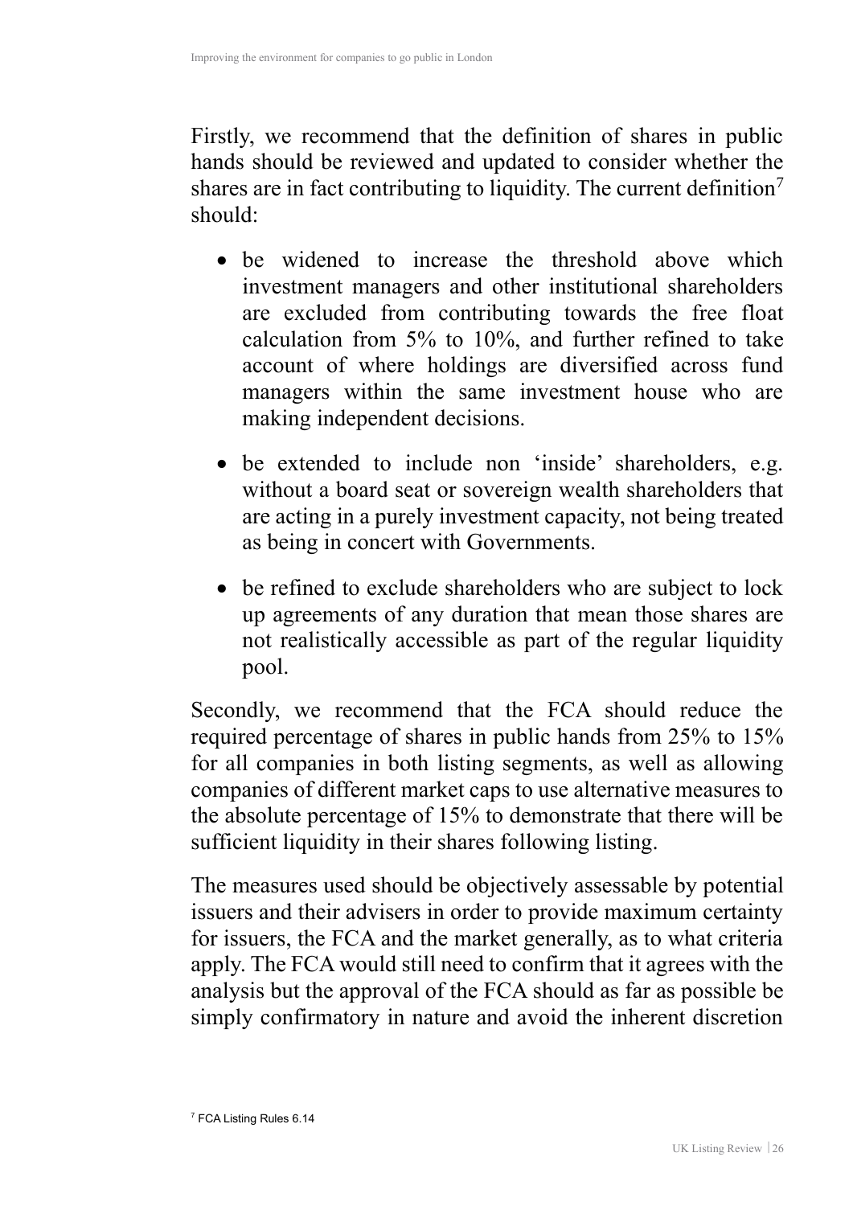Firstly, we recommend that the definition of shares in public hands should be reviewed and updated to consider whether the shares are in fact contributing to liquidity. The current definition[7] should:

- be widened to increase the threshold above which investment managers and other institutional shareholders are excluded from contributing towards the free float calculation from 5% to 10%, and further refined to take account of where holdings are diversified across fund managers within the same investment house who are making independent decisions.
- be extended to include non 'inside' shareholders, e.g. without a board seat or sovereign wealth shareholders that are acting in a purely investment capacity, not being treated as being in concert with Governments.
- be refined to exclude shareholders who are subject to lock up agreements of any duration that mean those shares are not realistically accessible as part of the regular liquidity pool.

Secondly, we recommend that the FCA should reduce the required percentage of shares in public hands from 25% to 15% for all companies in both listing segments, as well as allowing companies of different market caps to use alternative measures to the absolute percentage of 15% to demonstrate that there will be sufficient liquidity in their shares following listing.

The measures used should be objectively assessable by potential issuers and their advisers in order to provide maximum certainty for issuers, the FCA and the market generally, as to what criteria apply. The FCA would still need to confirm that it agrees with the analysis but the approval of the FCA should as far as possible be simply confirmatory in nature and avoid the inherent discretion

[7] FCA Listing Rules 6.14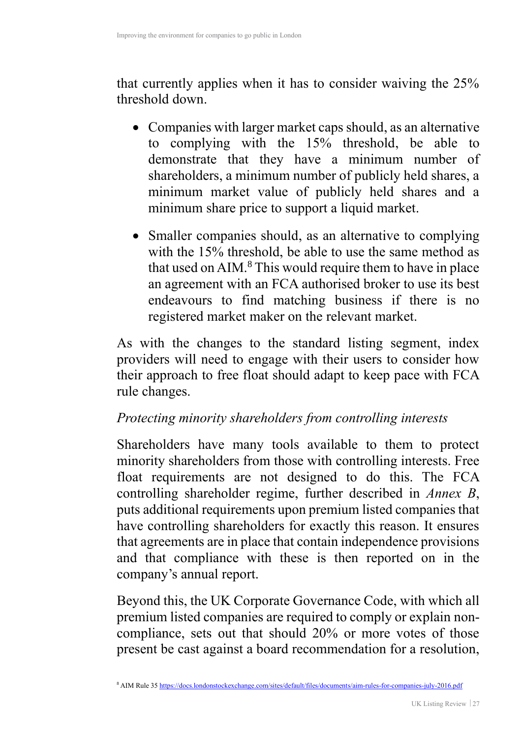that currently applies when it has to consider waiving the 25% threshold down.

- Companies with larger market caps should, as an alternative to complying with the 15% threshold, be able to demonstrate that they have a minimum number of shareholders, a minimum number of publicly held shares, a minimum market value of publicly held shares and a minimum share price to support a liquid market.
- Smaller companies should, as an alternative to complying with the 15% threshold, be able to use the same method as that used on AIM.[8] This would require them to have in place an agreement with an FCA authorised broker to use its best endeavours to find matching business if there is no registered market maker on the relevant market.

As with the changes to the standard listing segment, index providers will need to engage with their users to consider how their approach to free float should adapt to keep pace with FCA rule changes.

*Protecting minority shareholders from controlling interests*

Shareholders have many tools available to them to protect minority shareholders from those with controlling interests. Free float requirements are not designed to do this. The FCA controlling shareholder regime, further described in *Annex B*, puts additional requirements upon premium listed companies that have controlling shareholders for exactly this reason. It ensures that agreements are in place that contain independence provisions and that compliance with these is then reported on in the company's annual report.

Beyond this, the UK Corporate Governance Code, with which all premium listed companies are required to comply or explain non-compliance, sets out that should 20% or more votes of those present be cast against a board recommendation for a resolution,

[8] AIM Rule 35 https://docs.londonstockexchange.com/sites/default/files/documents/aim-rules-for-companies-july-2016.pdf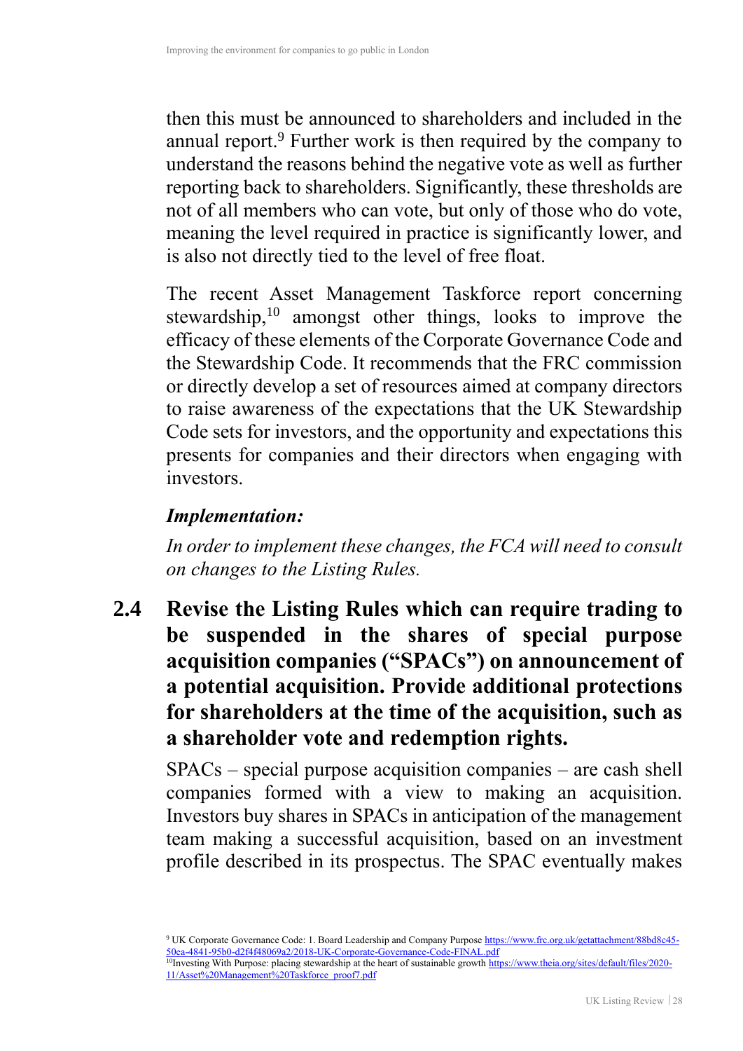then this must be announced to shareholders and included in the annual report.[9] Further work is then required by the company to understand the reasons behind the negative vote as well as further reporting back to shareholders. Significantly, these thresholds are not of all members who can vote, but only of those who do vote, meaning the level required in practice is significantly lower, and is also not directly tied to the level of free float.

The recent Asset Management Taskforce report concerning stewardship,[10] amongst other things, looks to improve the efficacy of these elements of the Corporate Governance Code and the Stewardship Code. It recommends that the FRC commission or directly develop a set of resources aimed at company directors to raise awareness of the expectations that the UK Stewardship Code sets for investors, and the opportunity and expectations this presents for companies and their directors when engaging with investors.

***Implementation:***

*In order to implement these changes, the FCA will need to consult on changes to the Listing Rules.*

## 2.4 Revise the Listing Rules which can require trading to be suspended in the shares of special purpose acquisition companies ("SPACs") on announcement of a potential acquisition. Provide additional protections for shareholders at the time of the acquisition, such as a shareholder vote and redemption rights.

SPACs – special purpose acquisition companies – are cash shell companies formed with a view to making an acquisition. Investors buy shares in SPACs in anticipation of the management team making a successful acquisition, based on an investment profile described in its prospectus. The SPAC eventually makes

[9] UK Corporate Governance Code: 1. Board Leadership and Company Purpose https://www.frc.org.uk/getattachment/88bd8c45-50ea-4841-95b0-d2f4f48069a2/2018-UK-Corporate-Governance-Code-FINAL.pdf

[10] Investing With Purpose: placing stewardship at the heart of sustainable growth https://www.theia.org/sites/default/files/2020-11/Asset%20Management%20Taskforce_proof7.pdf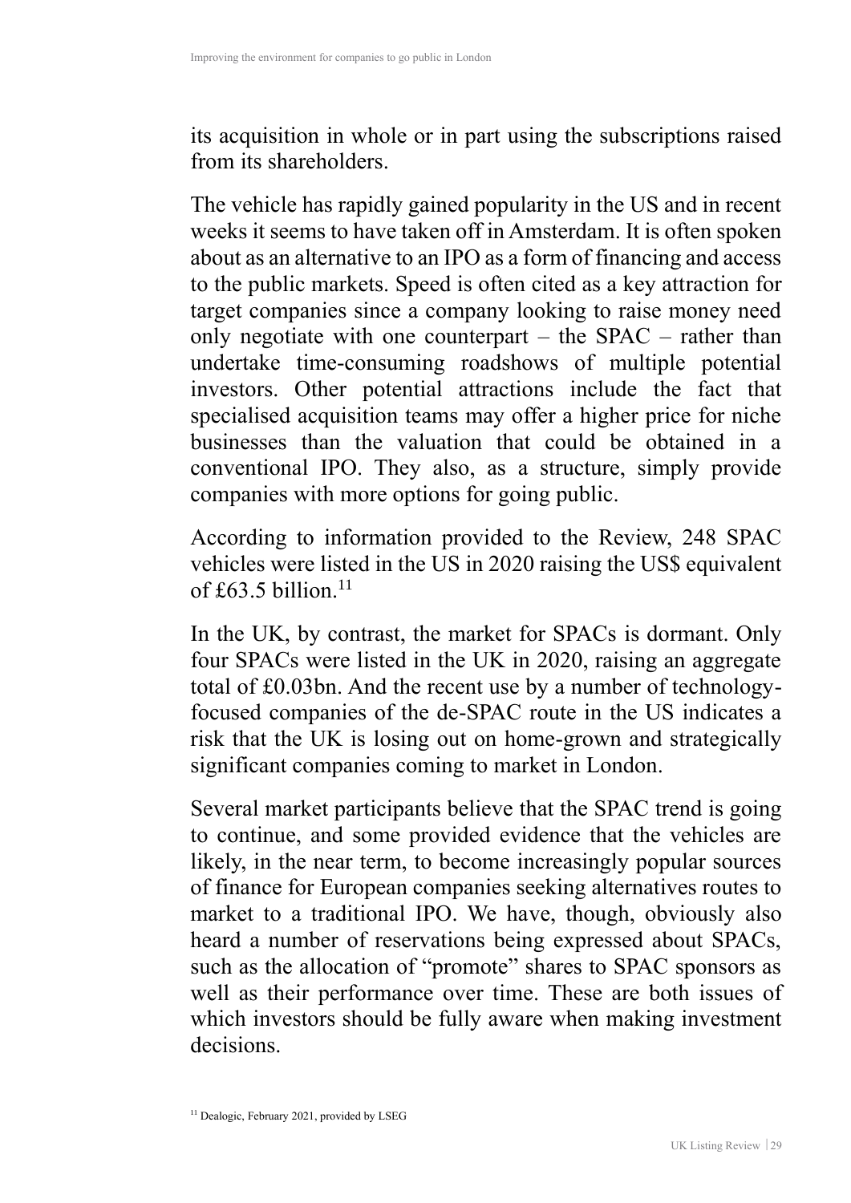its acquisition in whole or in part using the subscriptions raised from its shareholders.

The vehicle has rapidly gained popularity in the US and in recent weeks it seems to have taken off in Amsterdam. It is often spoken about as an alternative to an IPO as a form of financing and access to the public markets. Speed is often cited as a key attraction for target companies since a company looking to raise money need only negotiate with one counterpart – the SPAC – rather than undertake time-consuming roadshows of multiple potential investors. Other potential attractions include the fact that specialised acquisition teams may offer a higher price for niche businesses than the valuation that could be obtained in a conventional IPO. They also, as a structure, simply provide companies with more options for going public.

According to information provided to the Review, 248 SPAC vehicles were listed in the US in 2020 raising the US$ equivalent of £63.5 billion.[11]

In the UK, by contrast, the market for SPACs is dormant. Only four SPACs were listed in the UK in 2020, raising an aggregate total of £0.03bn. And the recent use by a number of technology-focused companies of the de-SPAC route in the US indicates a risk that the UK is losing out on home-grown and strategically significant companies coming to market in London.

Several market participants believe that the SPAC trend is going to continue, and some provided evidence that the vehicles are likely, in the near term, to become increasingly popular sources of finance for European companies seeking alternatives routes to market to a traditional IPO. We have, though, obviously also heard a number of reservations being expressed about SPACs, such as the allocation of "promote" shares to SPAC sponsors as well as their performance over time. These are both issues of which investors should be fully aware when making investment decisions.

[11] Dealogic, February 2021, provided by LSEG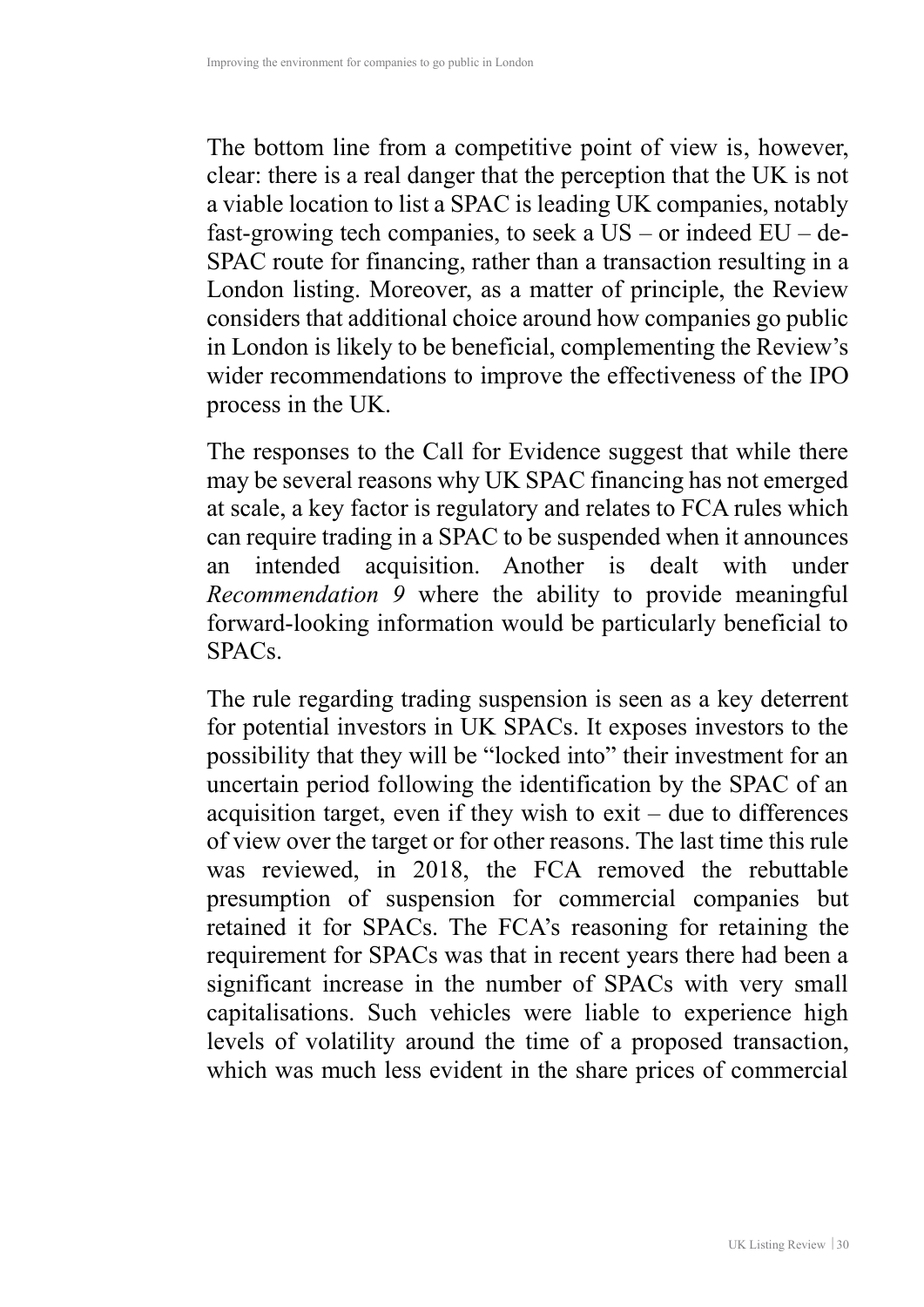The bottom line from a competitive point of view is, however, clear: there is a real danger that the perception that the UK is not a viable location to list a SPAC is leading UK companies, notably fast-growing tech companies, to seek a US – or indeed EU – de-SPAC route for financing, rather than a transaction resulting in a London listing. Moreover, as a matter of principle, the Review considers that additional choice around how companies go public in London is likely to be beneficial, complementing the Review's wider recommendations to improve the effectiveness of the IPO process in the UK.

The responses to the Call for Evidence suggest that while there may be several reasons why UK SPAC financing has not emerged at scale, a key factor is regulatory and relates to FCA rules which can require trading in a SPAC to be suspended when it announces an intended acquisition. Another is dealt with under *Recommendation 9* where the ability to provide meaningful forward-looking information would be particularly beneficial to SPACs.

The rule regarding trading suspension is seen as a key deterrent for potential investors in UK SPACs. It exposes investors to the possibility that they will be "locked into" their investment for an uncertain period following the identification by the SPAC of an acquisition target, even if they wish to exit – due to differences of view over the target or for other reasons. The last time this rule was reviewed, in 2018, the FCA removed the rebuttable presumption of suspension for commercial companies but retained it for SPACs. The FCA's reasoning for retaining the requirement for SPACs was that in recent years there had been a significant increase in the number of SPACs with very small capitalisations. Such vehicles were liable to experience high levels of volatility around the time of a proposed transaction, which was much less evident in the share prices of commercial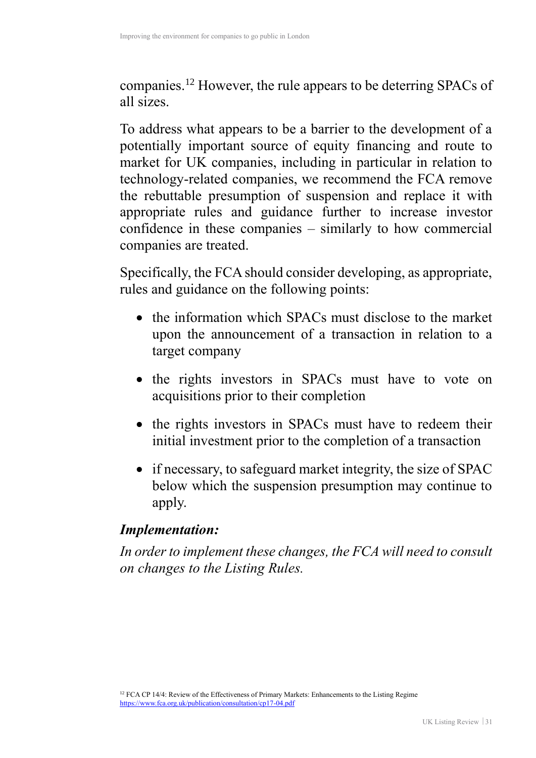companies.[12] However, the rule appears to be deterring SPACs of all sizes.

To address what appears to be a barrier to the development of a potentially important source of equity financing and route to market for UK companies, including in particular in relation to technology-related companies, we recommend the FCA remove the rebuttable presumption of suspension and replace it with appropriate rules and guidance further to increase investor confidence in these companies – similarly to how commercial companies are treated.

Specifically, the FCA should consider developing, as appropriate, rules and guidance on the following points:

- the information which SPACs must disclose to the market upon the announcement of a transaction in relation to a target company
- the rights investors in SPACs must have to vote on acquisitions prior to their completion
- the rights investors in SPACs must have to redeem their initial investment prior to the completion of a transaction
- if necessary, to safeguard market integrity, the size of SPAC below which the suspension presumption may continue to apply.

### *Implementation:*

*In order to implement these changes, the FCA will need to consult on changes to the Listing Rules.*

[12] FCA CP 14/4: Review of the Effectiveness of Primary Markets: Enhancements to the Listing Regime https://www.fca.org.uk/publication/consultation/cp17-04.pdf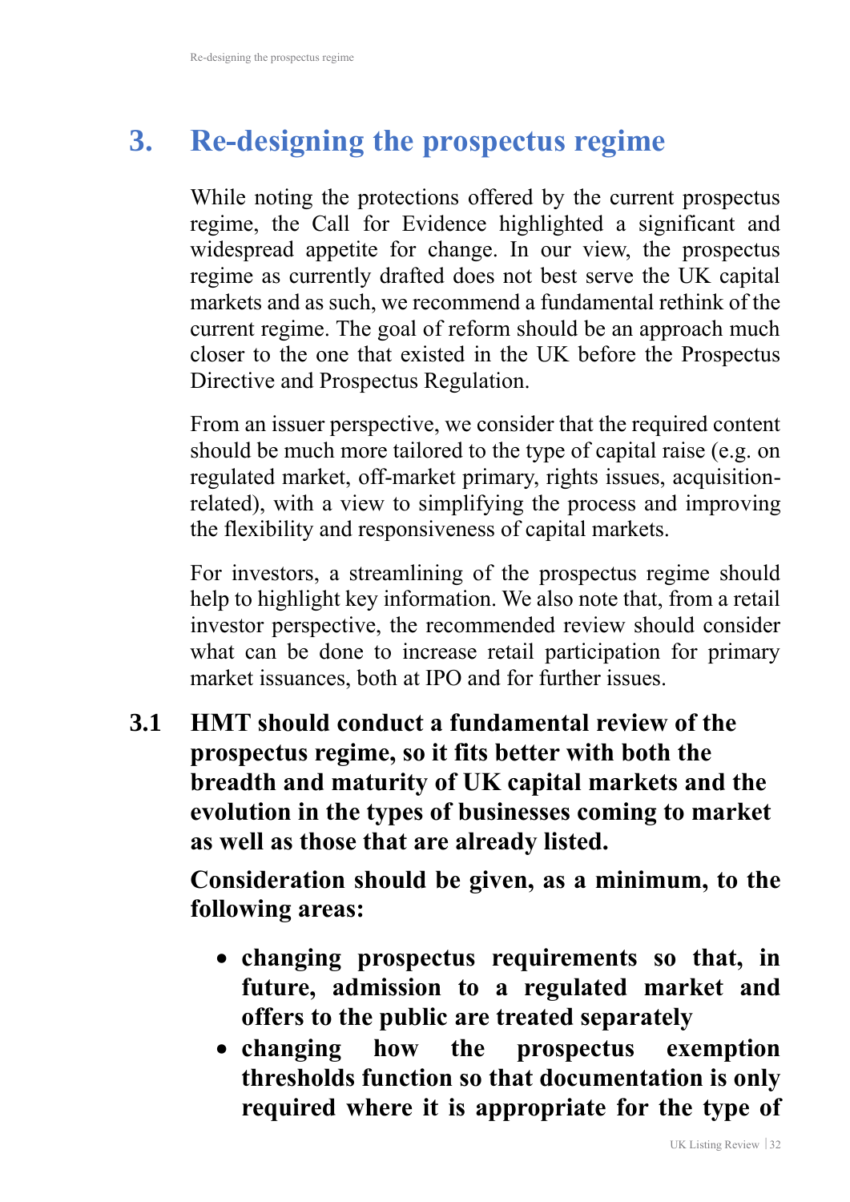# 3. Re-designing the prospectus regime

While noting the protections offered by the current prospectus regime, the Call for Evidence highlighted a significant and widespread appetite for change. In our view, the prospectus regime as currently drafted does not best serve the UK capital markets and as such, we recommend a fundamental rethink of the current regime. The goal of reform should be an approach much closer to the one that existed in the UK before the Prospectus Directive and Prospectus Regulation.

From an issuer perspective, we consider that the required content should be much more tailored to the type of capital raise (e.g. on regulated market, off-market primary, rights issues, acquisition-related), with a view to simplifying the process and improving the flexibility and responsiveness of capital markets.

For investors, a streamlining of the prospectus regime should help to highlight key information. We also note that, from a retail investor perspective, the recommended review should consider what can be done to increase retail participation for primary market issuances, both at IPO and for further issues.

**3.1 HMT should conduct a fundamental review of the prospectus regime, so it fits better with both the breadth and maturity of UK capital markets and the evolution in the types of businesses coming to market as well as those that are already listed.**

**Consideration should be given, as a minimum, to the following areas:**

- **changing prospectus requirements so that, in future, admission to a regulated market and offers to the public are treated separately**
- **changing how the prospectus exemption thresholds function so that documentation is only required where it is appropriate for the type of**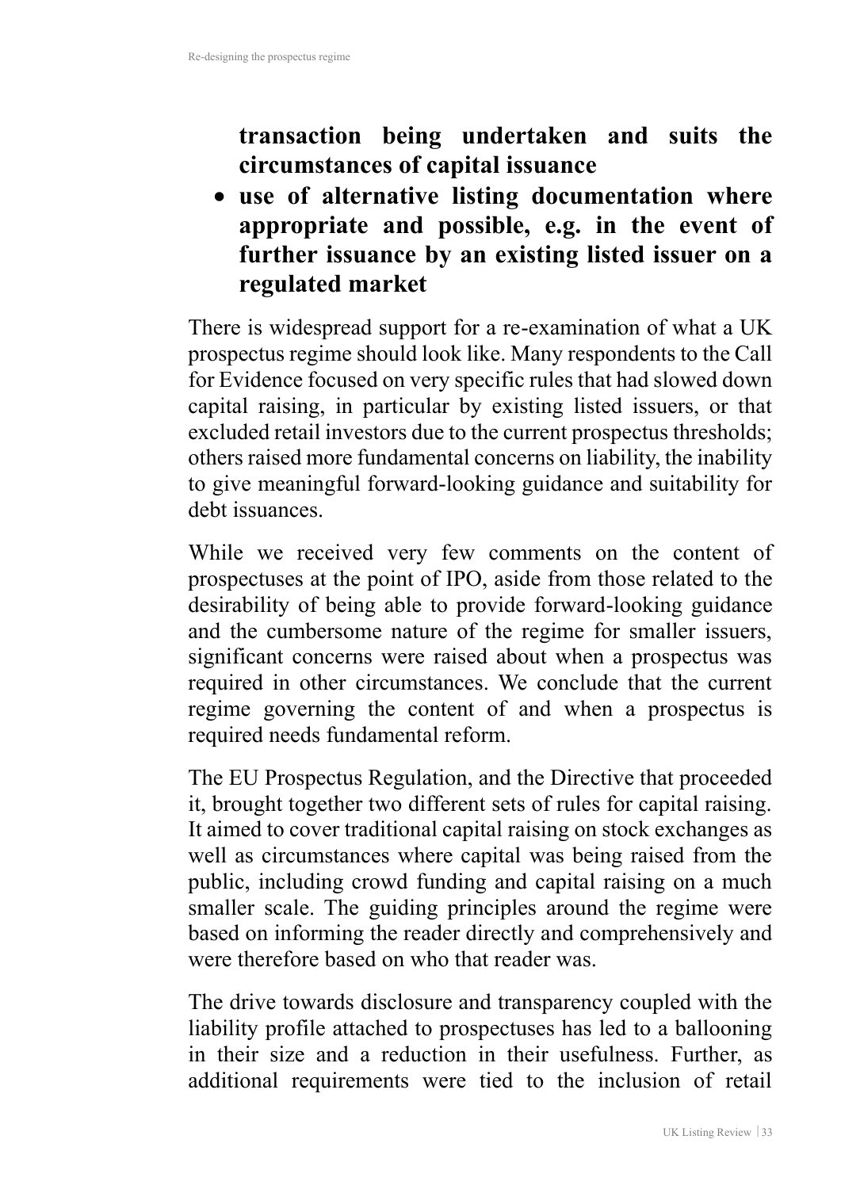**transaction being undertaken and suits the circumstances of capital issuance**

- **use of alternative listing documentation where appropriate and possible, e.g. in the event of further issuance by an existing listed issuer on a regulated market**

There is widespread support for a re-examination of what a UK prospectus regime should look like. Many respondents to the Call for Evidence focused on very specific rules that had slowed down capital raising, in particular by existing listed issuers, or that excluded retail investors due to the current prospectus thresholds; others raised more fundamental concerns on liability, the inability to give meaningful forward-looking guidance and suitability for debt issuances.

While we received very few comments on the content of prospectuses at the point of IPO, aside from those related to the desirability of being able to provide forward-looking guidance and the cumbersome nature of the regime for smaller issuers, significant concerns were raised about when a prospectus was required in other circumstances. We conclude that the current regime governing the content of and when a prospectus is required needs fundamental reform.

The EU Prospectus Regulation, and the Directive that proceeded it, brought together two different sets of rules for capital raising. It aimed to cover traditional capital raising on stock exchanges as well as circumstances where capital was being raised from the public, including crowd funding and capital raising on a much smaller scale. The guiding principles around the regime were based on informing the reader directly and comprehensively and were therefore based on who that reader was.

The drive towards disclosure and transparency coupled with the liability profile attached to prospectuses has led to a ballooning in their size and a reduction in their usefulness. Further, as additional requirements were tied to the inclusion of retail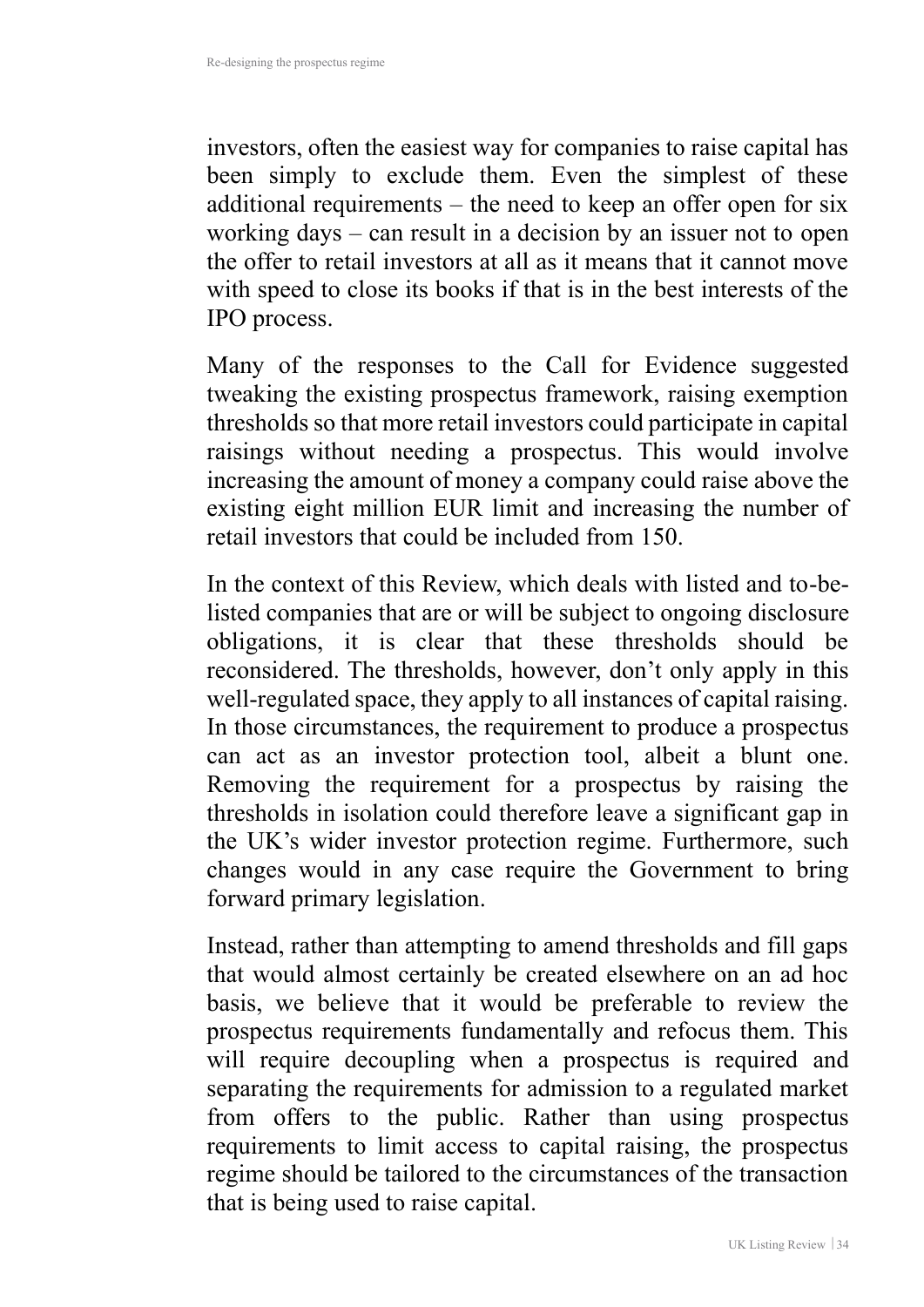investors, often the easiest way for companies to raise capital has been simply to exclude them. Even the simplest of these additional requirements – the need to keep an offer open for six working days – can result in a decision by an issuer not to open the offer to retail investors at all as it means that it cannot move with speed to close its books if that is in the best interests of the IPO process.

Many of the responses to the Call for Evidence suggested tweaking the existing prospectus framework, raising exemption thresholds so that more retail investors could participate in capital raisings without needing a prospectus. This would involve increasing the amount of money a company could raise above the existing eight million EUR limit and increasing the number of retail investors that could be included from 150.

In the context of this Review, which deals with listed and to-be-listed companies that are or will be subject to ongoing disclosure obligations, it is clear that these thresholds should be reconsidered. The thresholds, however, don't only apply in this well-regulated space, they apply to all instances of capital raising. In those circumstances, the requirement to produce a prospectus can act as an investor protection tool, albeit a blunt one. Removing the requirement for a prospectus by raising the thresholds in isolation could therefore leave a significant gap in the UK's wider investor protection regime. Furthermore, such changes would in any case require the Government to bring forward primary legislation.

Instead, rather than attempting to amend thresholds and fill gaps that would almost certainly be created elsewhere on an ad hoc basis, we believe that it would be preferable to review the prospectus requirements fundamentally and refocus them. This will require decoupling when a prospectus is required and separating the requirements for admission to a regulated market from offers to the public. Rather than using prospectus requirements to limit access to capital raising, the prospectus regime should be tailored to the circumstances of the transaction that is being used to raise capital.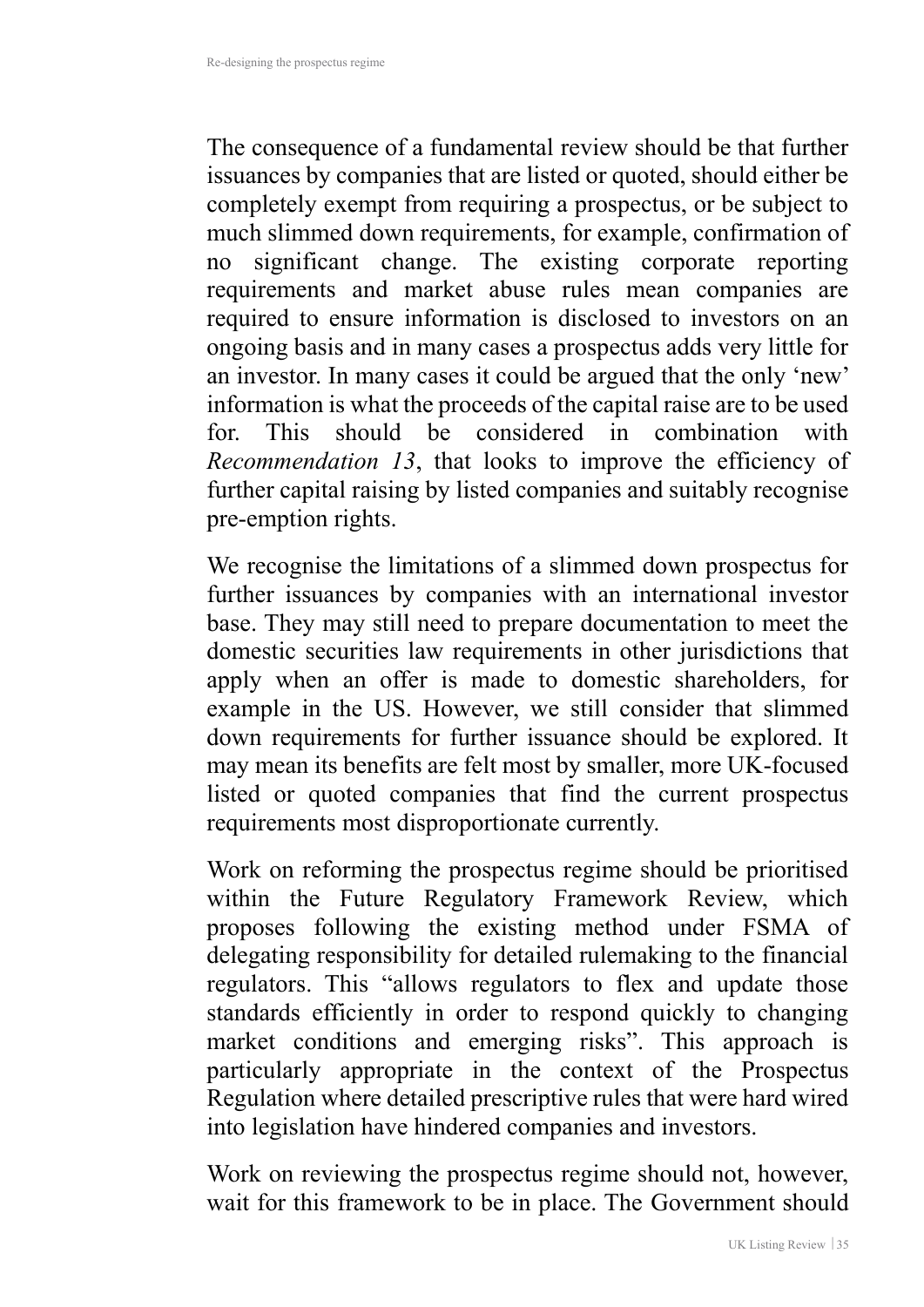The consequence of a fundamental review should be that further issuances by companies that are listed or quoted, should either be completely exempt from requiring a prospectus, or be subject to much slimmed down requirements, for example, confirmation of no significant change. The existing corporate reporting requirements and market abuse rules mean companies are required to ensure information is disclosed to investors on an ongoing basis and in many cases a prospectus adds very little for an investor. In many cases it could be argued that the only 'new' information is what the proceeds of the capital raise are to be used for. This should be considered in combination with *Recommendation 13*, that looks to improve the efficiency of further capital raising by listed companies and suitably recognise pre-emption rights.

We recognise the limitations of a slimmed down prospectus for further issuances by companies with an international investor base. They may still need to prepare documentation to meet the domestic securities law requirements in other jurisdictions that apply when an offer is made to domestic shareholders, for example in the US. However, we still consider that slimmed down requirements for further issuance should be explored. It may mean its benefits are felt most by smaller, more UK-focused listed or quoted companies that find the current prospectus requirements most disproportionate currently.

Work on reforming the prospectus regime should be prioritised within the Future Regulatory Framework Review, which proposes following the existing method under FSMA of delegating responsibility for detailed rulemaking to the financial regulators. This "allows regulators to flex and update those standards efficiently in order to respond quickly to changing market conditions and emerging risks". This approach is particularly appropriate in the context of the Prospectus Regulation where detailed prescriptive rules that were hard wired into legislation have hindered companies and investors.

Work on reviewing the prospectus regime should not, however, wait for this framework to be in place. The Government should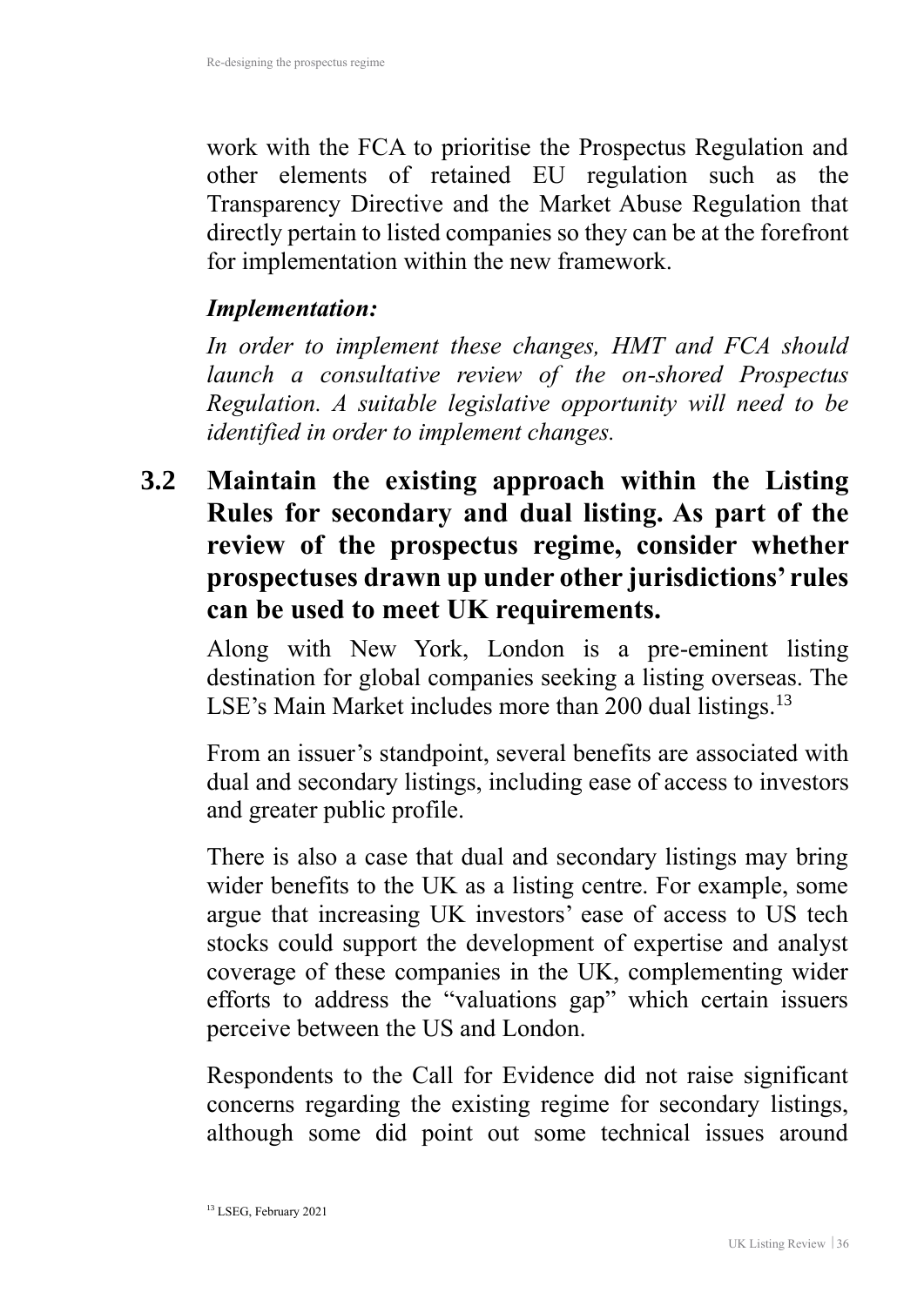work with the FCA to prioritise the Prospectus Regulation and other elements of retained EU regulation such as the Transparency Directive and the Market Abuse Regulation that directly pertain to listed companies so they can be at the forefront for implementation within the new framework.

***Implementation:***

*In order to implement these changes, HMT and FCA should launch a consultative review of the on-shored Prospectus Regulation. A suitable legislative opportunity will need to be identified in order to implement changes.*

## 3.2 Maintain the existing approach within the Listing Rules for secondary and dual listing. As part of the review of the prospectus regime, consider whether prospectuses drawn up under other jurisdictions' rules can be used to meet UK requirements.

Along with New York, London is a pre-eminent listing destination for global companies seeking a listing overseas. The LSE's Main Market includes more than 200 dual listings.[13]

From an issuer's standpoint, several benefits are associated with dual and secondary listings, including ease of access to investors and greater public profile.

There is also a case that dual and secondary listings may bring wider benefits to the UK as a listing centre. For example, some argue that increasing UK investors' ease of access to US tech stocks could support the development of expertise and analyst coverage of these companies in the UK, complementing wider efforts to address the "valuations gap" which certain issuers perceive between the US and London.

Respondents to the Call for Evidence did not raise significant concerns regarding the existing regime for secondary listings, although some did point out some technical issues around

[13] LSEG, February 2021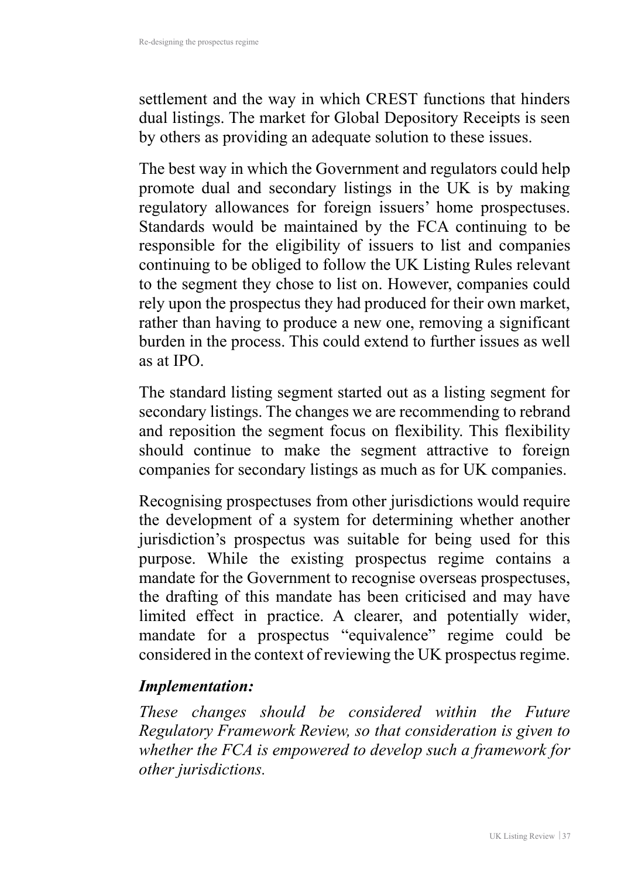settlement and the way in which CREST functions that hinders dual listings. The market for Global Depository Receipts is seen by others as providing an adequate solution to these issues.

The best way in which the Government and regulators could help promote dual and secondary listings in the UK is by making regulatory allowances for foreign issuers' home prospectuses. Standards would be maintained by the FCA continuing to be responsible for the eligibility of issuers to list and companies continuing to be obliged to follow the UK Listing Rules relevant to the segment they chose to list on. However, companies could rely upon the prospectus they had produced for their own market, rather than having to produce a new one, removing a significant burden in the process. This could extend to further issues as well as at IPO.

The standard listing segment started out as a listing segment for secondary listings. The changes we are recommending to rebrand and reposition the segment focus on flexibility. This flexibility should continue to make the segment attractive to foreign companies for secondary listings as much as for UK companies.

Recognising prospectuses from other jurisdictions would require the development of a system for determining whether another jurisdiction's prospectus was suitable for being used for this purpose. While the existing prospectus regime contains a mandate for the Government to recognise overseas prospectuses, the drafting of this mandate has been criticised and may have limited effect in practice. A clearer, and potentially wider, mandate for a prospectus "equivalence" regime could be considered in the context of reviewing the UK prospectus regime.

***Implementation:***

*These changes should be considered within the Future Regulatory Framework Review, so that consideration is given to whether the FCA is empowered to develop such a framework for other jurisdictions.*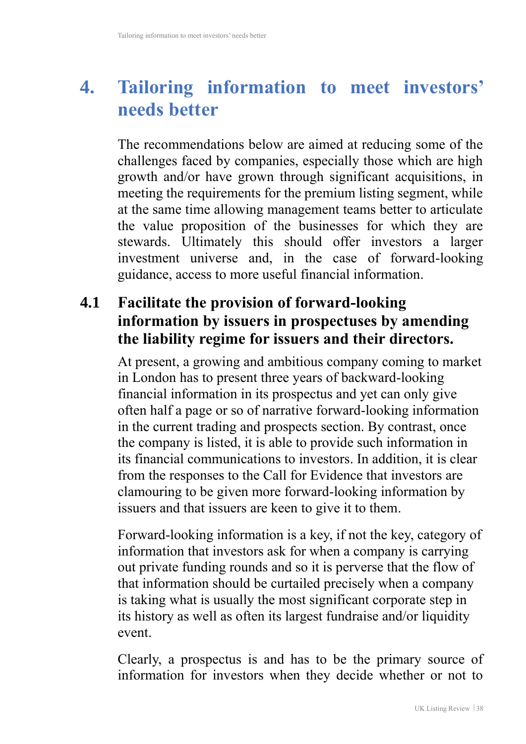# 4. Tailoring information to meet investors' needs better

The recommendations below are aimed at reducing some of the challenges faced by companies, especially those which are high growth and/or have grown through significant acquisitions, in meeting the requirements for the premium listing segment, while at the same time allowing management teams better to articulate the value proposition of the businesses for which they are stewards. Ultimately this should offer investors a larger investment universe and, in the case of forward-looking guidance, access to more useful financial information.

## 4.1 Facilitate the provision of forward-looking information by issuers in prospectuses by amending the liability regime for issuers and their directors.

At present, a growing and ambitious company coming to market in London has to present three years of backward-looking financial information in its prospectus and yet can only give often half a page or so of narrative forward-looking information in the current trading and prospects section. By contrast, once the company is listed, it is able to provide such information in its financial communications to investors. In addition, it is clear from the responses to the Call for Evidence that investors are clamouring to be given more forward-looking information by issuers and that issuers are keen to give it to them.

Forward-looking information is a key, if not the key, category of information that investors ask for when a company is carrying out private funding rounds and so it is perverse that the flow of that information should be curtailed precisely when a company is taking what is usually the most significant corporate step in its history as well as often its largest fundraise and/or liquidity event.

Clearly, a prospectus is and has to be the primary source of information for investors when they decide whether or not to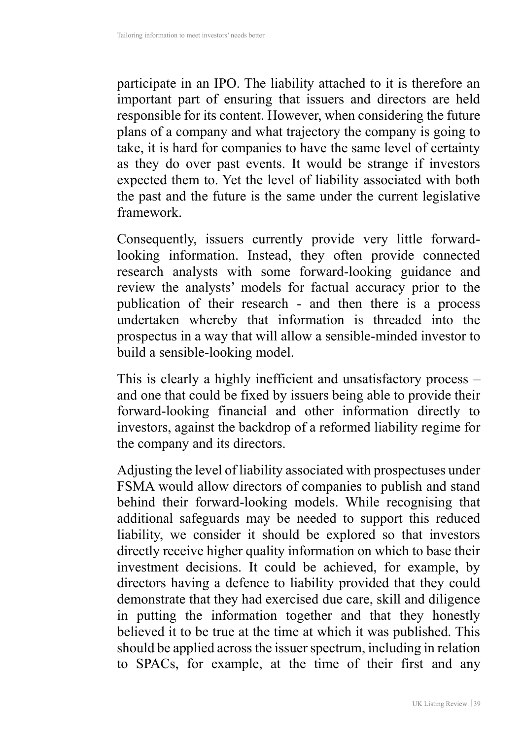participate in an IPO. The liability attached to it is therefore an important part of ensuring that issuers and directors are held responsible for its content. However, when considering the future plans of a company and what trajectory the company is going to take, it is hard for companies to have the same level of certainty as they do over past events. It would be strange if investors expected them to. Yet the level of liability associated with both the past and the future is the same under the current legislative framework.

Consequently, issuers currently provide very little forward-looking information. Instead, they often provide connected research analysts with some forward-looking guidance and review the analysts' models for factual accuracy prior to the publication of their research - and then there is a process undertaken whereby that information is threaded into the prospectus in a way that will allow a sensible-minded investor to build a sensible-looking model.

This is clearly a highly inefficient and unsatisfactory process – and one that could be fixed by issuers being able to provide their forward-looking financial and other information directly to investors, against the backdrop of a reformed liability regime for the company and its directors.

Adjusting the level of liability associated with prospectuses under FSMA would allow directors of companies to publish and stand behind their forward-looking models. While recognising that additional safeguards may be needed to support this reduced liability, we consider it should be explored so that investors directly receive higher quality information on which to base their investment decisions. It could be achieved, for example, by directors having a defence to liability provided that they could demonstrate that they had exercised due care, skill and diligence in putting the information together and that they honestly believed it to be true at the time at which it was published. This should be applied across the issuer spectrum, including in relation to SPACs, for example, at the time of their first and any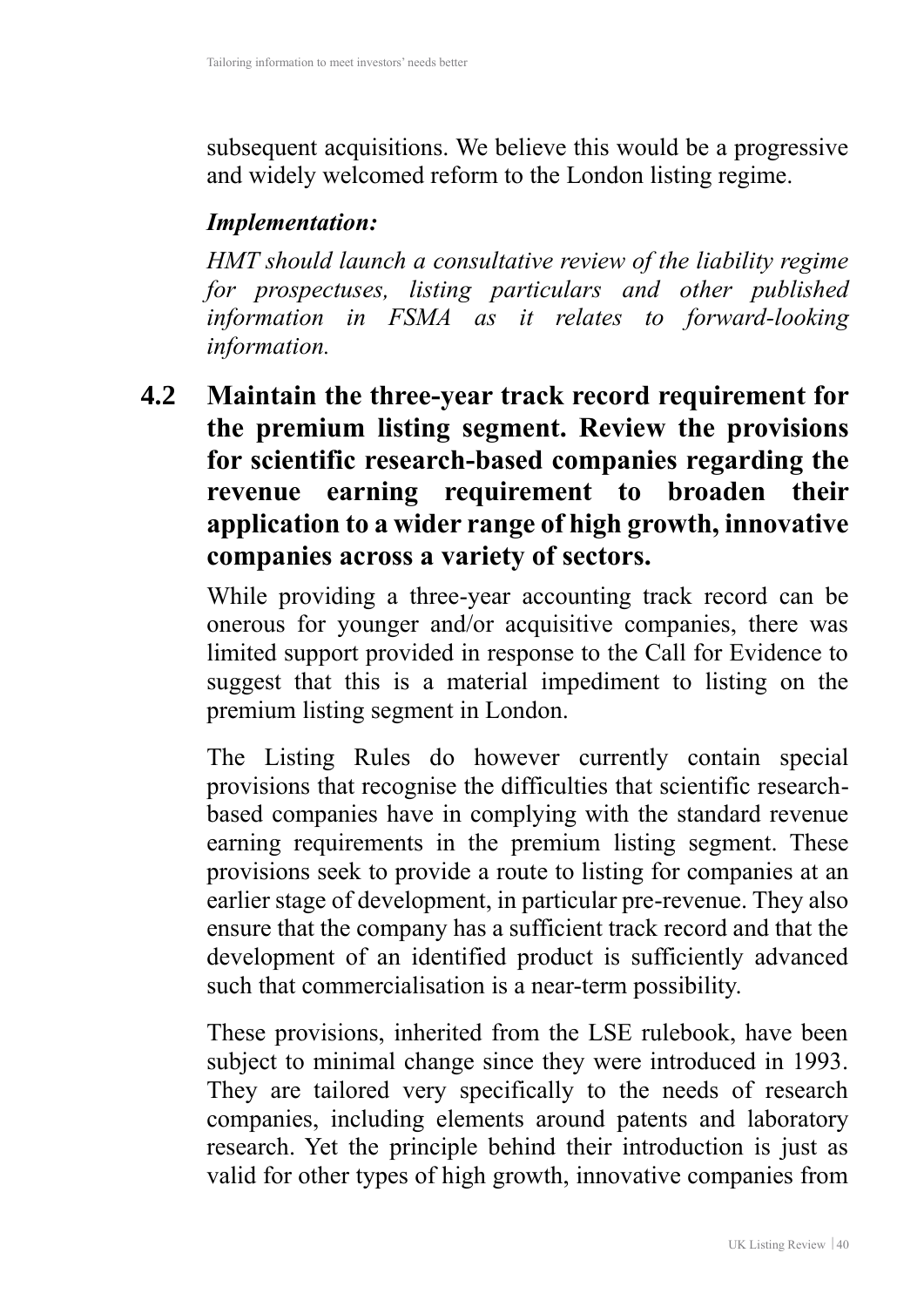subsequent acquisitions. We believe this would be a progressive and widely welcomed reform to the London listing regime.

***Implementation:***

*HMT should launch a consultative review of the liability regime for prospectuses, listing particulars and other published information in FSMA as it relates to forward-looking information.*

## 4.2 Maintain the three-year track record requirement for the premium listing segment. Review the provisions for scientific research-based companies regarding the revenue earning requirement to broaden their application to a wider range of high growth, innovative companies across a variety of sectors.

While providing a three-year accounting track record can be onerous for younger and/or acquisitive companies, there was limited support provided in response to the Call for Evidence to suggest that this is a material impediment to listing on the premium listing segment in London.

The Listing Rules do however currently contain special provisions that recognise the difficulties that scientific research-based companies have in complying with the standard revenue earning requirements in the premium listing segment. These provisions seek to provide a route to listing for companies at an earlier stage of development, in particular pre-revenue. They also ensure that the company has a sufficient track record and that the development of an identified product is sufficiently advanced such that commercialisation is a near-term possibility.

These provisions, inherited from the LSE rulebook, have been subject to minimal change since they were introduced in 1993. They are tailored very specifically to the needs of research companies, including elements around patents and laboratory research. Yet the principle behind their introduction is just as valid for other types of high growth, innovative companies from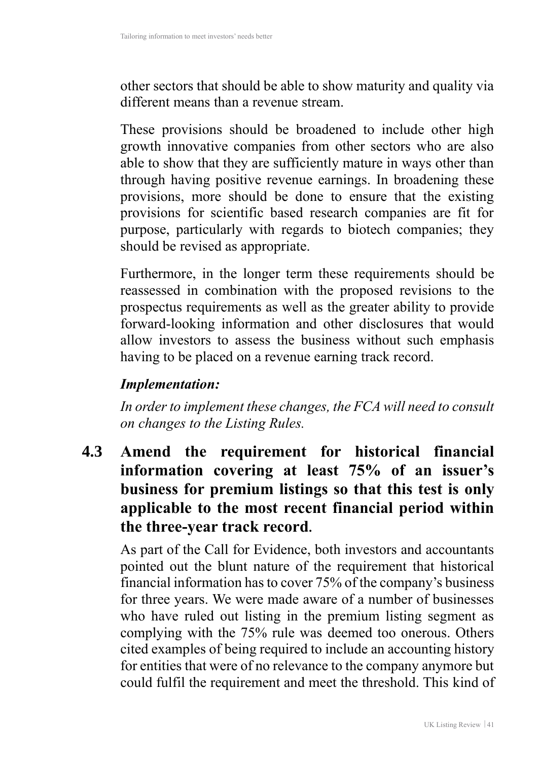other sectors that should be able to show maturity and quality via different means than a revenue stream.

These provisions should be broadened to include other high growth innovative companies from other sectors who are also able to show that they are sufficiently mature in ways other than through having positive revenue earnings. In broadening these provisions, more should be done to ensure that the existing provisions for scientific based research companies are fit for purpose, particularly with regards to biotech companies; they should be revised as appropriate.

Furthermore, in the longer term these requirements should be reassessed in combination with the proposed revisions to the prospectus requirements as well as the greater ability to provide forward-looking information and other disclosures that would allow investors to assess the business without such emphasis having to be placed on a revenue earning track record.

***Implementation:***

*In order to implement these changes, the FCA will need to consult on changes to the Listing Rules.*

## 4.3 Amend the requirement for historical financial information covering at least 75% of an issuer's business for premium listings so that this test is only applicable to the most recent financial period within the three-year track record.

As part of the Call for Evidence, both investors and accountants pointed out the blunt nature of the requirement that historical financial information has to cover 75% of the company's business for three years. We were made aware of a number of businesses who have ruled out listing in the premium listing segment as complying with the 75% rule was deemed too onerous. Others cited examples of being required to include an accounting history for entities that were of no relevance to the company anymore but could fulfil the requirement and meet the threshold. This kind of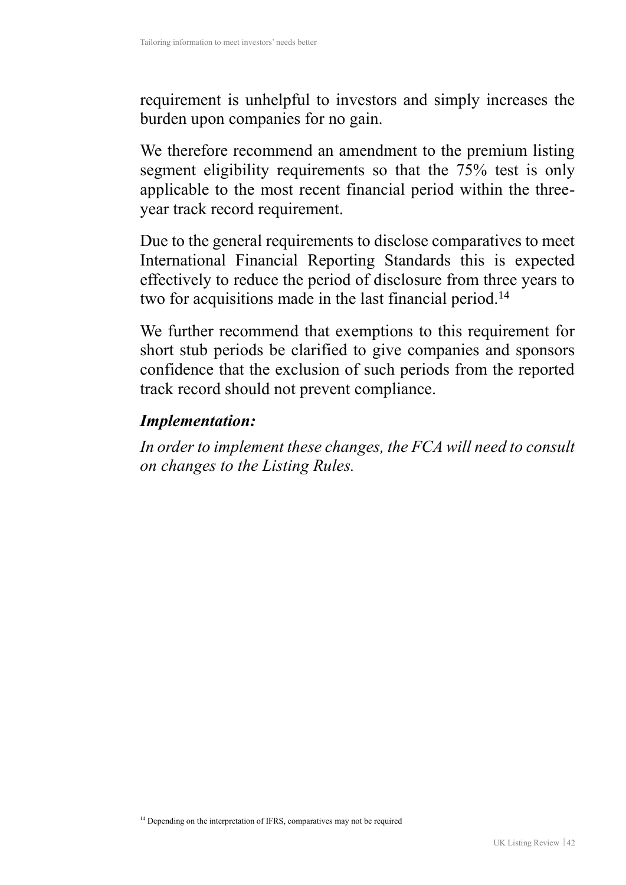requirement is unhelpful to investors and simply increases the burden upon companies for no gain.

We therefore recommend an amendment to the premium listing segment eligibility requirements so that the 75% test is only applicable to the most recent financial period within the three-year track record requirement.

Due to the general requirements to disclose comparatives to meet International Financial Reporting Standards this is expected effectively to reduce the period of disclosure from three years to two for acquisitions made in the last financial period.[14]

We further recommend that exemptions to this requirement for short stub periods be clarified to give companies and sponsors confidence that the exclusion of such periods from the reported track record should not prevent compliance.

### ***Implementation:***

*In order to implement these changes, the FCA will need to consult on changes to the Listing Rules.*

[14] Depending on the interpretation of IFRS, comparatives may not be required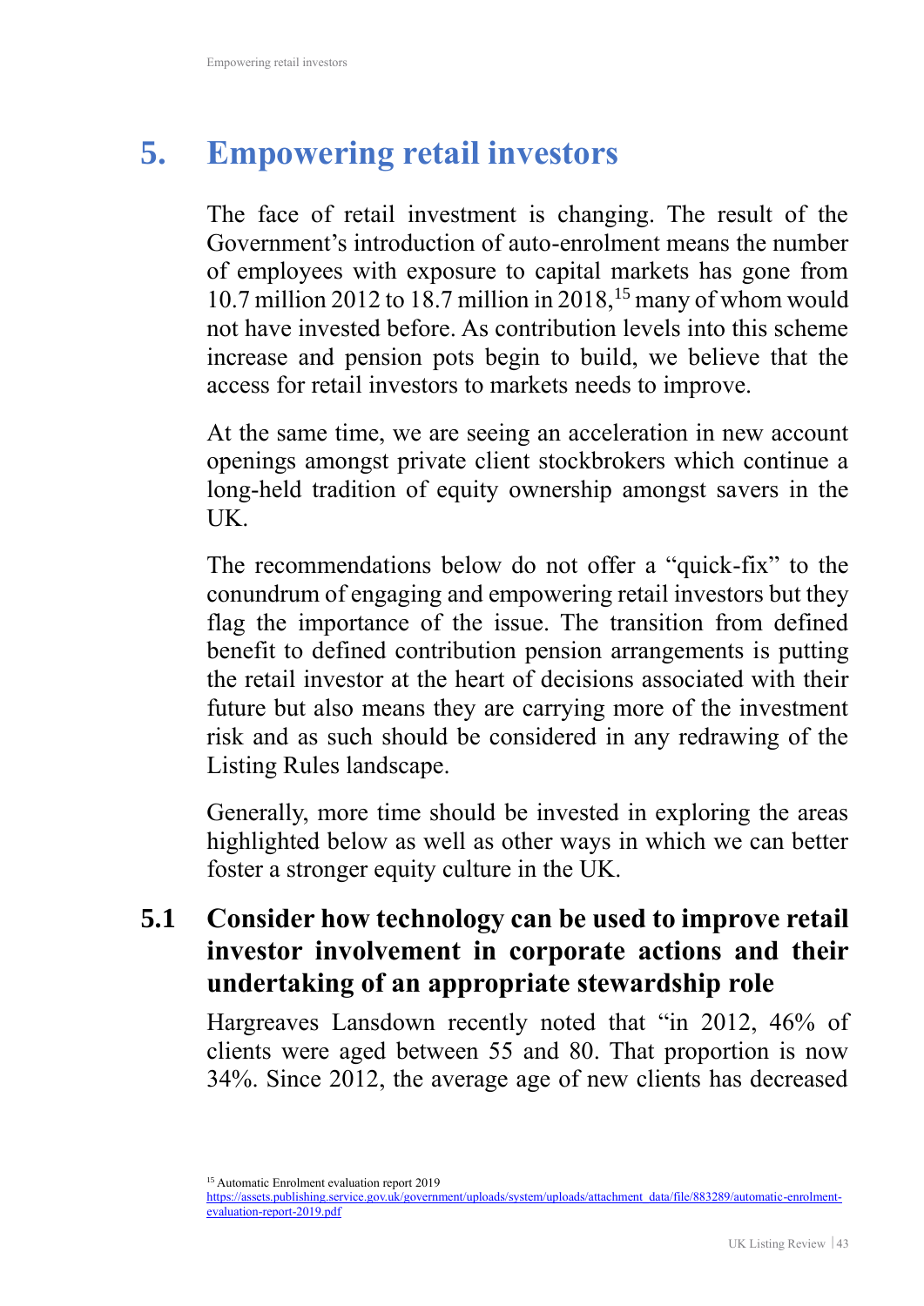# 5. Empowering retail investors

The face of retail investment is changing. The result of the Government's introduction of auto-enrolment means the number of employees with exposure to capital markets has gone from 10.7 million 2012 to 18.7 million in 2018,[15] many of whom would not have invested before. As contribution levels into this scheme increase and pension pots begin to build, we believe that the access for retail investors to markets needs to improve.

At the same time, we are seeing an acceleration in new account openings amongst private client stockbrokers which continue a long-held tradition of equity ownership amongst savers in the UK.

The recommendations below do not offer a "quick-fix" to the conundrum of engaging and empowering retail investors but they flag the importance of the issue. The transition from defined benefit to defined contribution pension arrangements is putting the retail investor at the heart of decisions associated with their future but also means they are carrying more of the investment risk and as such should be considered in any redrawing of the Listing Rules landscape.

Generally, more time should be invested in exploring the areas highlighted below as well as other ways in which we can better foster a stronger equity culture in the UK.

## 5.1 Consider how technology can be used to improve retail investor involvement in corporate actions and their undertaking of an appropriate stewardship role

Hargreaves Lansdown recently noted that "in 2012, 46% of clients were aged between 55 and 80. That proportion is now 34%. Since 2012, the average age of new clients has decreased

---

[15] Automatic Enrolment evaluation report 2019 https://assets.publishing.service.gov.uk/government/uploads/system/uploads/attachment_data/file/883289/automatic-enrolment-evaluation-report-2019.pdf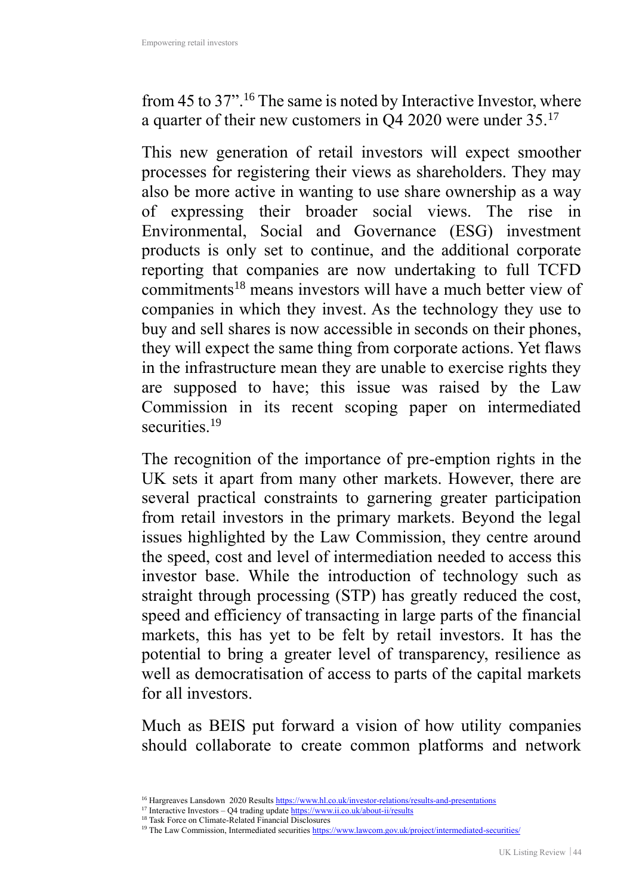from 45 to 37".[16] The same is noted by Interactive Investor, where a quarter of their new customers in Q4 2020 were under 35.[17]

This new generation of retail investors will expect smoother processes for registering their views as shareholders. They may also be more active in wanting to use share ownership as a way of expressing their broader social views. The rise in Environmental, Social and Governance (ESG) investment products is only set to continue, and the additional corporate reporting that companies are now undertaking to full TCFD commitments[18] means investors will have a much better view of companies in which they invest. As the technology they use to buy and sell shares is now accessible in seconds on their phones, they will expect the same thing from corporate actions. Yet flaws in the infrastructure mean they are unable to exercise rights they are supposed to have; this issue was raised by the Law Commission in its recent scoping paper on intermediated securities.[19]

The recognition of the importance of pre-emption rights in the UK sets it apart from many other markets. However, there are several practical constraints to garnering greater participation from retail investors in the primary markets. Beyond the legal issues highlighted by the Law Commission, they centre around the speed, cost and level of intermediation needed to access this investor base. While the introduction of technology such as straight through processing (STP) has greatly reduced the cost, speed and efficiency of transacting in large parts of the financial markets, this has yet to be felt by retail investors. It has the potential to bring a greater level of transparency, resilience as well as democratisation of access to parts of the capital markets for all investors.

Much as BEIS put forward a vision of how utility companies should collaborate to create common platforms and network

[16] Hargreaves Lansdown 2020 Results https://www.hl.co.uk/investor-relations/results-and-presentations
[17] Interactive Investors – Q4 trading update https://www.ii.co.uk/about-ii/results
[18] Task Force on Climate-Related Financial Disclosures
[19] The Law Commission, Intermediated securities https://www.lawcom.gov.uk/project/intermediated-securities/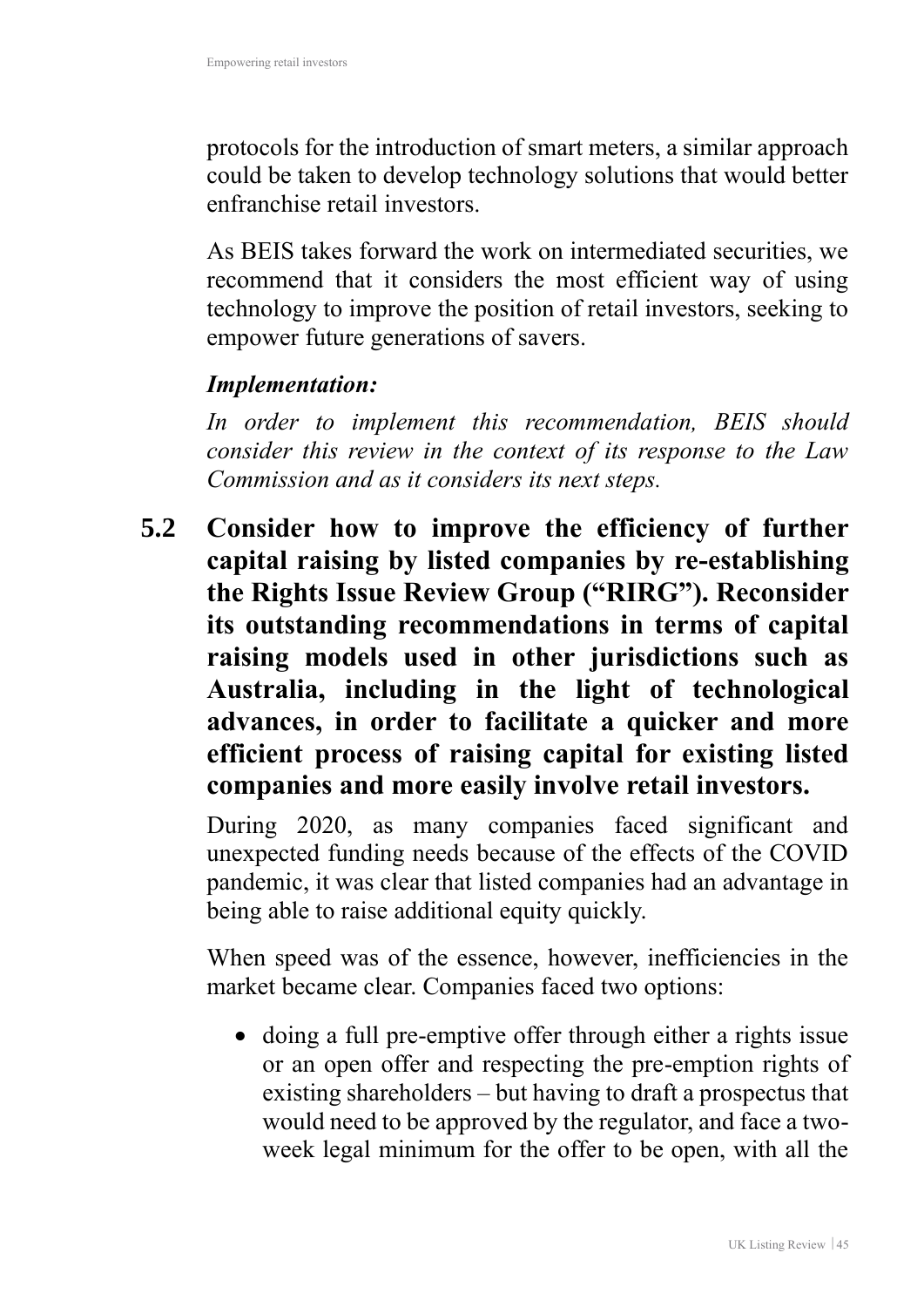protocols for the introduction of smart meters, a similar approach could be taken to develop technology solutions that would better enfranchise retail investors.

As BEIS takes forward the work on intermediated securities, we recommend that it considers the most efficient way of using technology to improve the position of retail investors, seeking to empower future generations of savers.

***Implementation:***

*In order to implement this recommendation, BEIS should consider this review in the context of its response to the Law Commission and as it considers its next steps.*

### 5.2 Consider how to improve the efficiency of further capital raising by listed companies by re-establishing the Rights Issue Review Group ("RIRG"). Reconsider its outstanding recommendations in terms of capital raising models used in other jurisdictions such as Australia, including in the light of technological advances, in order to facilitate a quicker and more efficient process of raising capital for existing listed companies and more easily involve retail investors.

During 2020, as many companies faced significant and unexpected funding needs because of the effects of the COVID pandemic, it was clear that listed companies had an advantage in being able to raise additional equity quickly.

When speed was of the essence, however, inefficiencies in the market became clear. Companies faced two options:

- doing a full pre-emptive offer through either a rights issue or an open offer and respecting the pre-emption rights of existing shareholders – but having to draft a prospectus that would need to be approved by the regulator, and face a two-week legal minimum for the offer to be open, with all the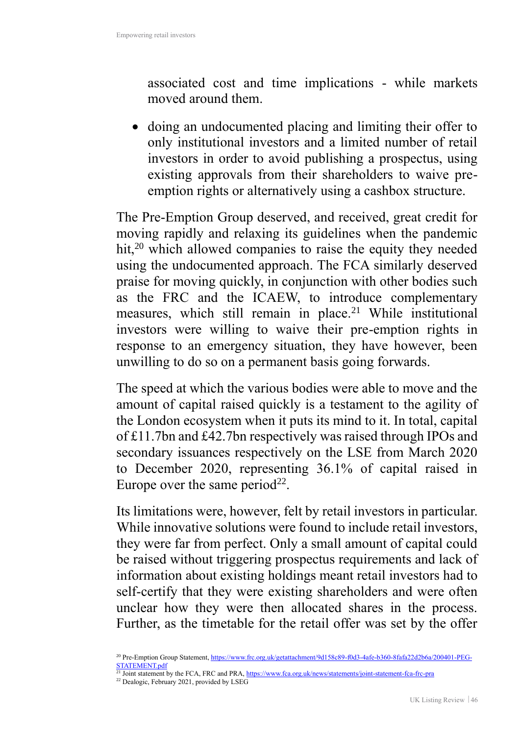associated cost and time implications - while markets moved around them.

- doing an undocumented placing and limiting their offer to only institutional investors and a limited number of retail investors in order to avoid publishing a prospectus, using existing approvals from their shareholders to waive pre-emption rights or alternatively using a cashbox structure.

The Pre-Emption Group deserved, and received, great credit for moving rapidly and relaxing its guidelines when the pandemic hit,[20] which allowed companies to raise the equity they needed using the undocumented approach. The FCA similarly deserved praise for moving quickly, in conjunction with other bodies such as the FRC and the ICAEW, to introduce complementary measures, which still remain in place.[21] While institutional investors were willing to waive their pre-emption rights in response to an emergency situation, they have however, been unwilling to do so on a permanent basis going forwards.

The speed at which the various bodies were able to move and the amount of capital raised quickly is a testament to the agility of the London ecosystem when it puts its mind to it. In total, capital of £11.7bn and £42.7bn respectively was raised through IPOs and secondary issuances respectively on the LSE from March 2020 to December 2020, representing 36.1% of capital raised in Europe over the same period[22].

Its limitations were, however, felt by retail investors in particular. While innovative solutions were found to include retail investors, they were far from perfect. Only a small amount of capital could be raised without triggering prospectus requirements and lack of information about existing holdings meant retail investors had to self-certify that they were existing shareholders and were often unclear how they were then allocated shares in the process. Further, as the timetable for the retail offer was set by the offer

[20] Pre-Emption Group Statement, https://www.frc.org.uk/getattachment/9d158c89-f0d3-4afe-b360-8fafa22d2b6a/200401-PEG-STATEMENT.pdf

[21] Joint statement by the FCA, FRC and PRA, https://www.fca.org.uk/news/statements/joint-statement-fca-frc-pra

[22] Dealogic, February 2021, provided by LSEG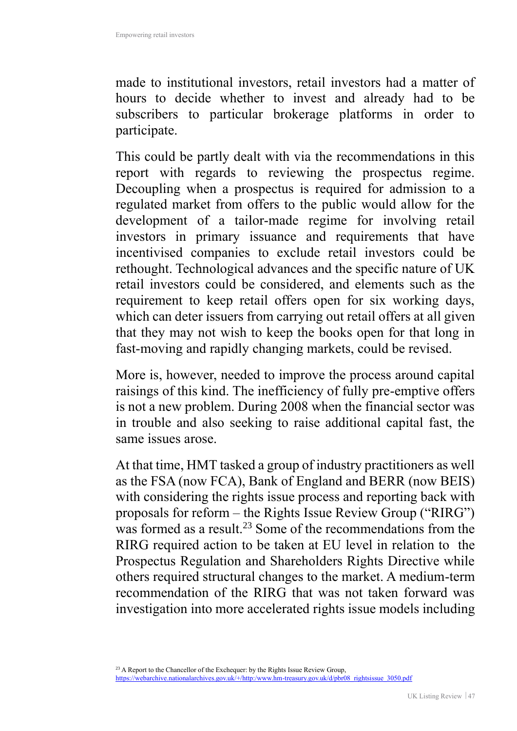made to institutional investors, retail investors had a matter of hours to decide whether to invest and already had to be subscribers to particular brokerage platforms in order to participate.

This could be partly dealt with via the recommendations in this report with regards to reviewing the prospectus regime. Decoupling when a prospectus is required for admission to a regulated market from offers to the public would allow for the development of a tailor-made regime for involving retail investors in primary issuance and requirements that have incentivised companies to exclude retail investors could be rethought. Technological advances and the specific nature of UK retail investors could be considered, and elements such as the requirement to keep retail offers open for six working days, which can deter issuers from carrying out retail offers at all given that they may not wish to keep the books open for that long in fast-moving and rapidly changing markets, could be revised.

More is, however, needed to improve the process around capital raisings of this kind. The inefficiency of fully pre-emptive offers is not a new problem. During 2008 when the financial sector was in trouble and also seeking to raise additional capital fast, the same issues arose.

At that time, HMT tasked a group of industry practitioners as well as the FSA (now FCA), Bank of England and BERR (now BEIS) with considering the rights issue process and reporting back with proposals for reform – the Rights Issue Review Group ("RIRG") was formed as a result.[23] Some of the recommendations from the RIRG required action to be taken at EU level in relation to the Prospectus Regulation and Shareholders Rights Directive while others required structural changes to the market. A medium-term recommendation of the RIRG that was not taken forward was investigation into more accelerated rights issue models including

[23] A Report to the Chancellor of the Exchequer: by the Rights Issue Review Group, https://webarchive.nationalarchives.gov.uk/+/http:/www.hm-treasury.gov.uk/d/pbr08_rightsissue_3050.pdf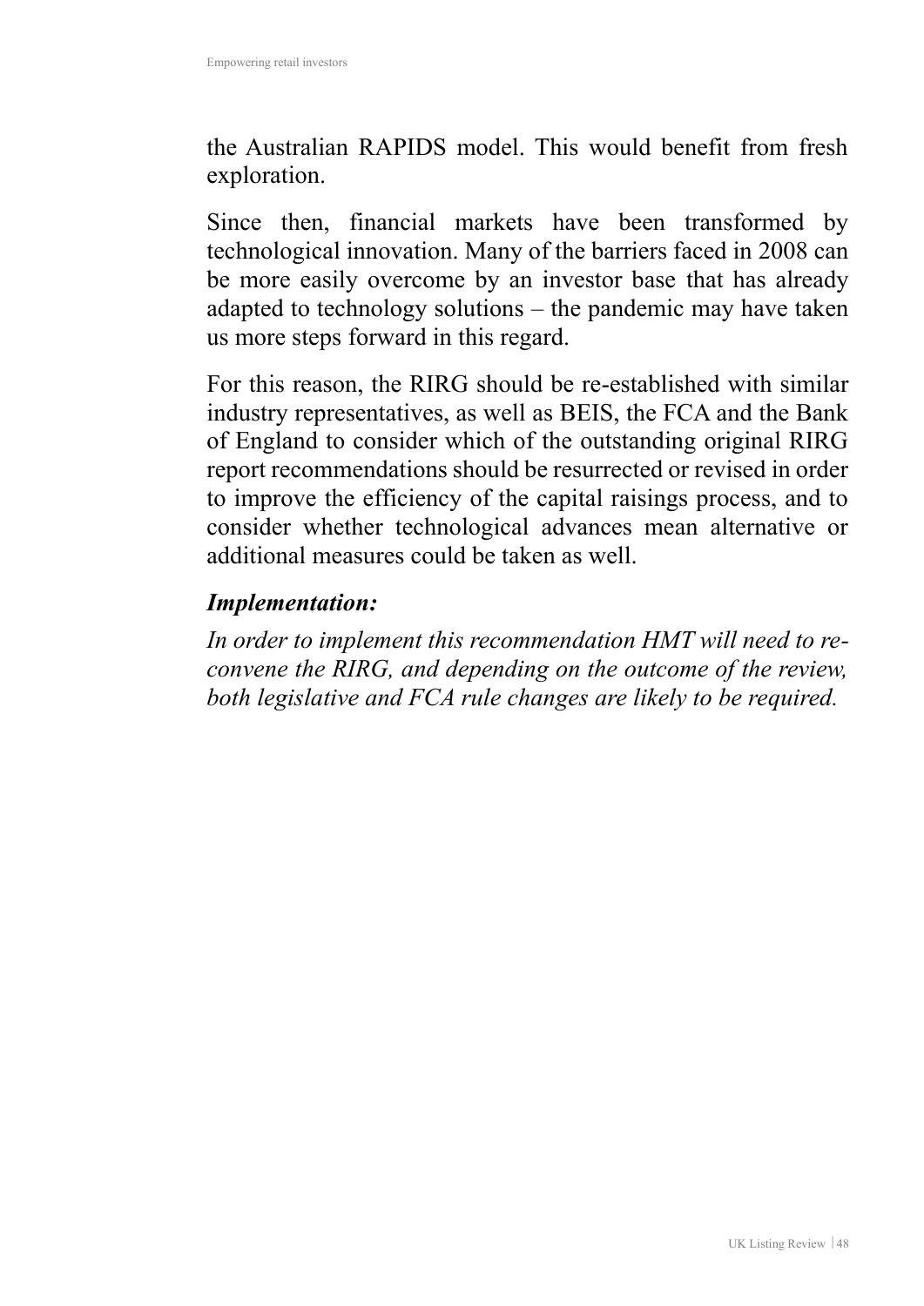the Australian RAPIDS model. This would benefit from fresh exploration.

Since then, financial markets have been transformed by technological innovation. Many of the barriers faced in 2008 can be more easily overcome by an investor base that has already adapted to technology solutions – the pandemic may have taken us more steps forward in this regard.

For this reason, the RIRG should be re-established with similar industry representatives, as well as BEIS, the FCA and the Bank of England to consider which of the outstanding original RIRG report recommendations should be resurrected or revised in order to improve the efficiency of the capital raisings process, and to consider whether technological advances mean alternative or additional measures could be taken as well.

***Implementation:***

*In order to implement this recommendation HMT will need to re-convene the RIRG, and depending on the outcome of the review, both legislative and FCA rule changes are likely to be required.*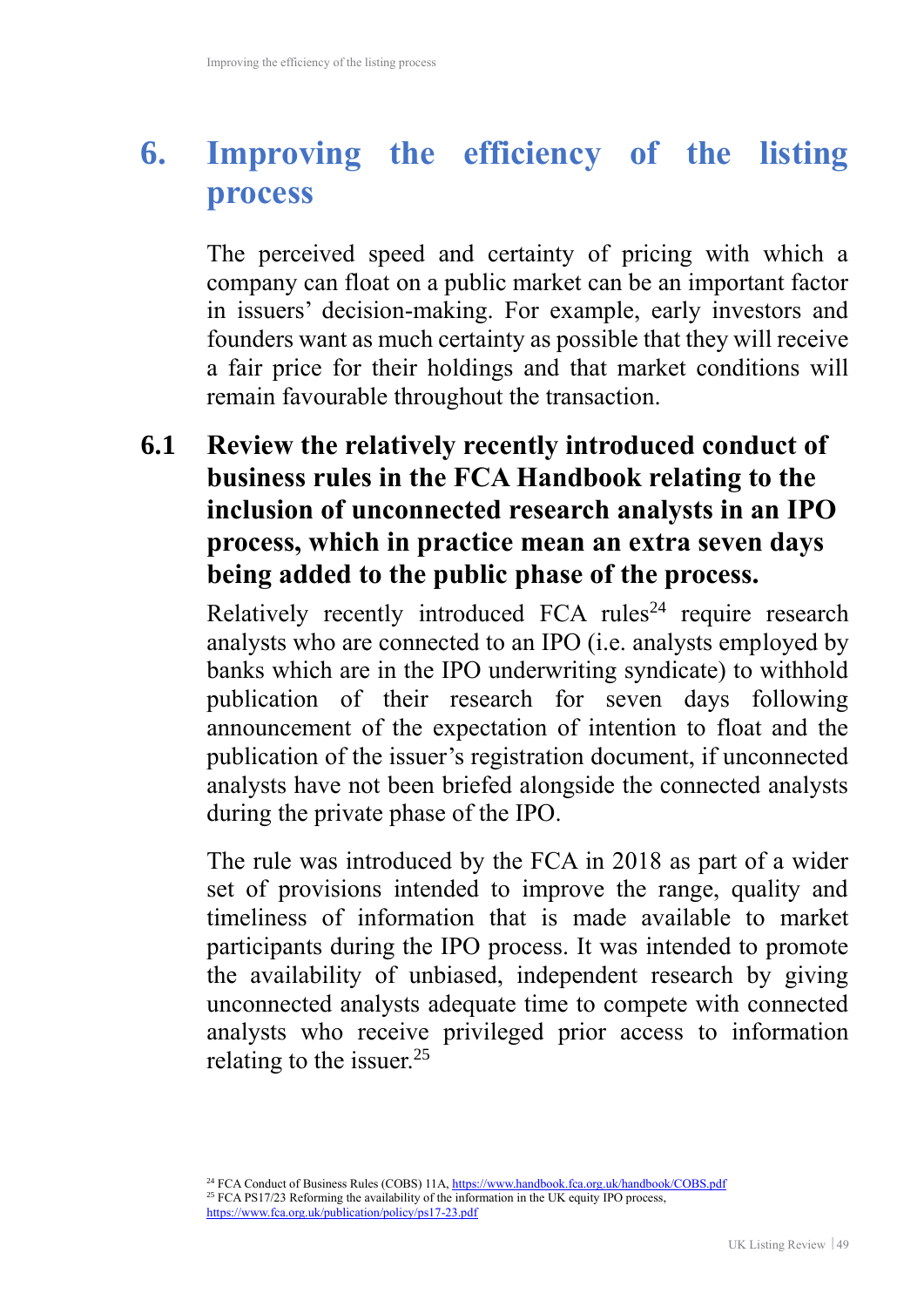# 6. Improving the efficiency of the listing process

The perceived speed and certainty of pricing with which a company can float on a public market can be an important factor in issuers' decision-making. For example, early investors and founders want as much certainty as possible that they will receive a fair price for their holdings and that market conditions will remain favourable throughout the transaction.

## 6.1 Review the relatively recently introduced conduct of business rules in the FCA Handbook relating to the inclusion of unconnected research analysts in an IPO process, which in practice mean an extra seven days being added to the public phase of the process.

Relatively recently introduced FCA rules[24] require research analysts who are connected to an IPO (i.e. analysts employed by banks which are in the IPO underwriting syndicate) to withhold publication of their research for seven days following announcement of the expectation of intention to float and the publication of the issuer's registration document, if unconnected analysts have not been briefed alongside the connected analysts during the private phase of the IPO.

The rule was introduced by the FCA in 2018 as part of a wider set of provisions intended to improve the range, quality and timeliness of information that is made available to market participants during the IPO process. It was intended to promote the availability of unbiased, independent research by giving unconnected analysts adequate time to compete with connected analysts who receive privileged prior access to information relating to the issuer.[25]

[24] FCA Conduct of Business Rules (COBS) 11A, https://www.handbook.fca.org.uk/handbook/COBS.pdf

[25] FCA PS17/23 Reforming the availability of the information in the UK equity IPO process, https://www.fca.org.uk/publication/policy/ps17-23.pdf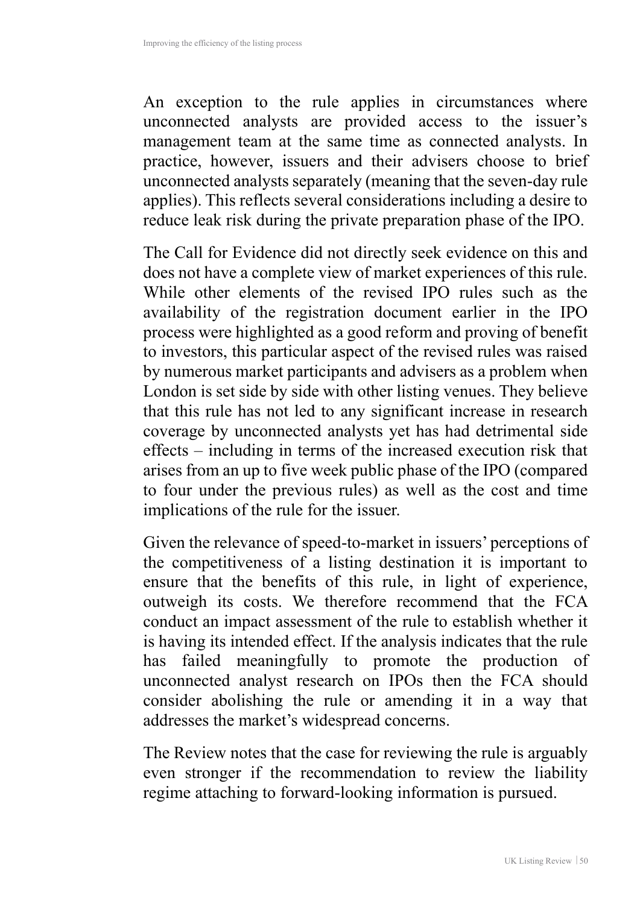An exception to the rule applies in circumstances where unconnected analysts are provided access to the issuer's management team at the same time as connected analysts. In practice, however, issuers and their advisers choose to brief unconnected analysts separately (meaning that the seven-day rule applies). This reflects several considerations including a desire to reduce leak risk during the private preparation phase of the IPO.

The Call for Evidence did not directly seek evidence on this and does not have a complete view of market experiences of this rule. While other elements of the revised IPO rules such as the availability of the registration document earlier in the IPO process were highlighted as a good reform and proving of benefit to investors, this particular aspect of the revised rules was raised by numerous market participants and advisers as a problem when London is set side by side with other listing venues. They believe that this rule has not led to any significant increase in research coverage by unconnected analysts yet has had detrimental side effects – including in terms of the increased execution risk that arises from an up to five week public phase of the IPO (compared to four under the previous rules) as well as the cost and time implications of the rule for the issuer.

Given the relevance of speed-to-market in issuers' perceptions of the competitiveness of a listing destination it is important to ensure that the benefits of this rule, in light of experience, outweigh its costs. We therefore recommend that the FCA conduct an impact assessment of the rule to establish whether it is having its intended effect. If the analysis indicates that the rule has failed meaningfully to promote the production of unconnected analyst research on IPOs then the FCA should consider abolishing the rule or amending it in a way that addresses the market's widespread concerns.

The Review notes that the case for reviewing the rule is arguably even stronger if the recommendation to review the liability regime attaching to forward-looking information is pursued.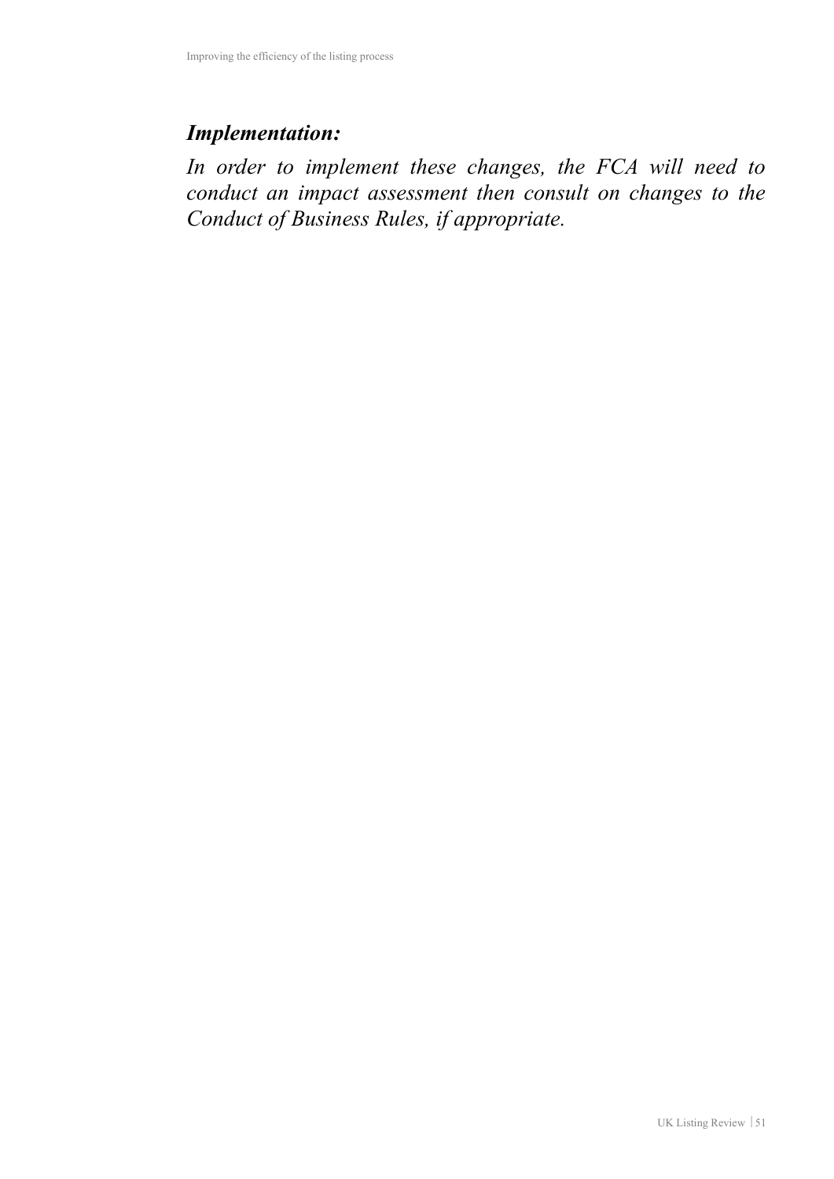***Implementation:***

*In order to implement these changes, the FCA will need to conduct an impact assessment then consult on changes to the Conduct of Business Rules, if appropriate.*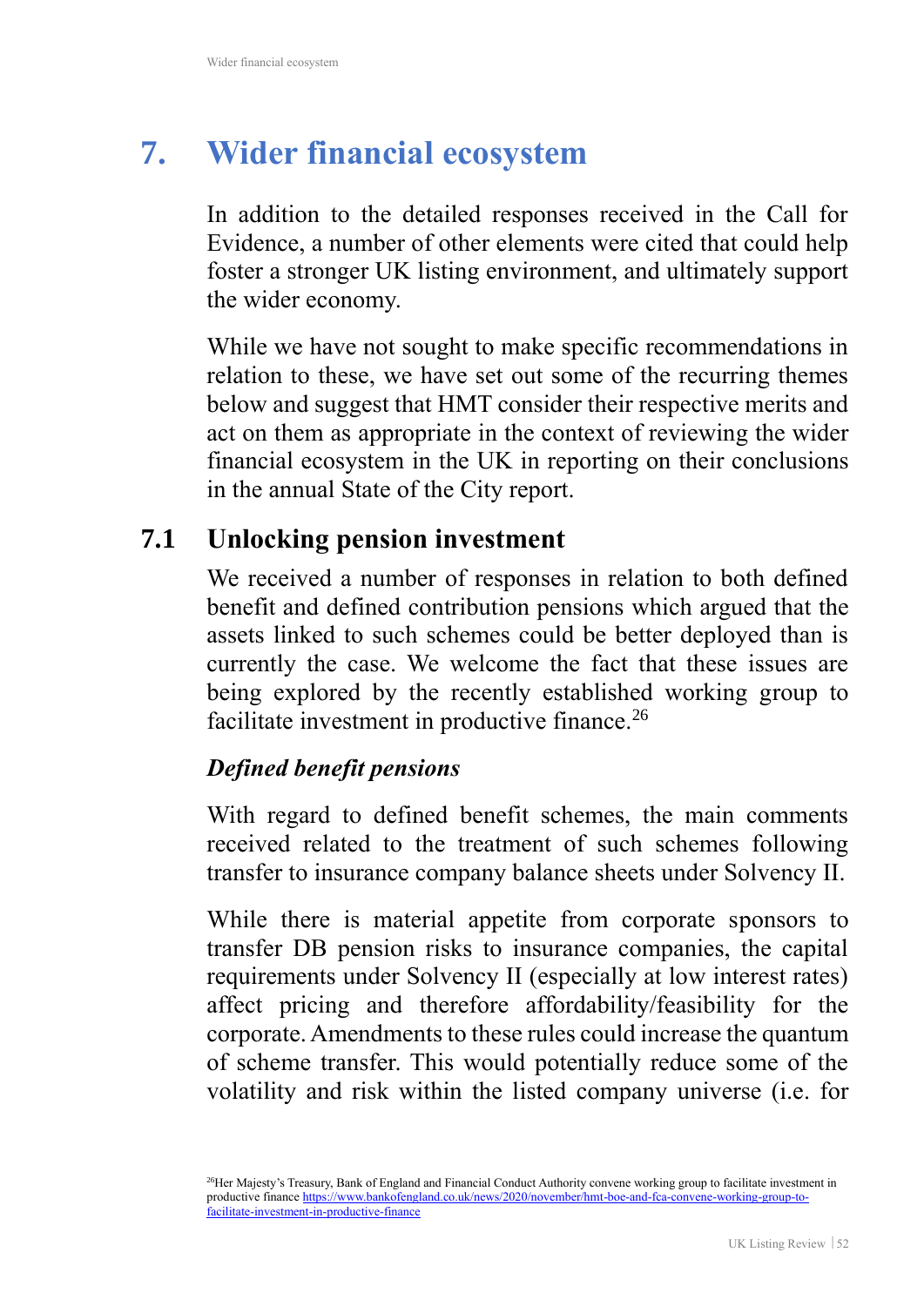# 7. Wider financial ecosystem

In addition to the detailed responses received in the Call for Evidence, a number of other elements were cited that could help foster a stronger UK listing environment, and ultimately support the wider economy.

While we have not sought to make specific recommendations in relation to these, we have set out some of the recurring themes below and suggest that HMT consider their respective merits and act on them as appropriate in the context of reviewing the wider financial ecosystem in the UK in reporting on their conclusions in the annual State of the City report.

## 7.1 Unlocking pension investment

We received a number of responses in relation to both defined benefit and defined contribution pensions which argued that the assets linked to such schemes could be better deployed than is currently the case. We welcome the fact that these issues are being explored by the recently established working group to facilitate investment in productive finance.[26]

### *Defined benefit pensions*

With regard to defined benefit schemes, the main comments received related to the treatment of such schemes following transfer to insurance company balance sheets under Solvency II.

While there is material appetite from corporate sponsors to transfer DB pension risks to insurance companies, the capital requirements under Solvency II (especially at low interest rates) affect pricing and therefore affordability/feasibility for the corporate. Amendments to these rules could increase the quantum of scheme transfer. This would potentially reduce some of the volatility and risk within the listed company universe (i.e. for

[26] Her Majesty's Treasury, Bank of England and Financial Conduct Authority convene working group to facilitate investment in productive finance https://www.bankofengland.co.uk/news/2020/november/hmt-boe-and-fca-convene-working-group-to-facilitate-investment-in-productive-finance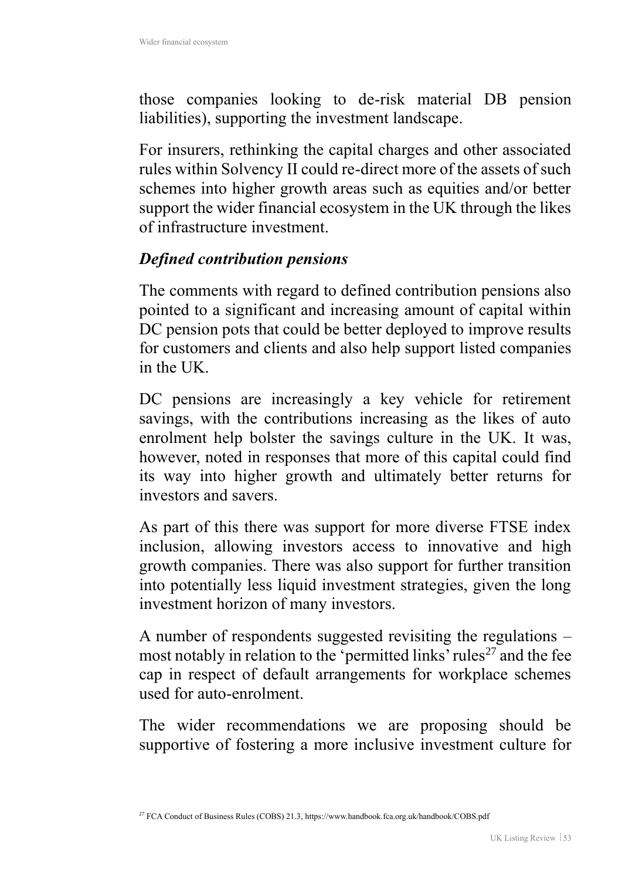those companies looking to de-risk material DB pension liabilities), supporting the investment landscape.

For insurers, rethinking the capital charges and other associated rules within Solvency II could re-direct more of the assets of such schemes into higher growth areas such as equities and/or better support the wider financial ecosystem in the UK through the likes of infrastructure investment.

### *Defined contribution pensions*

The comments with regard to defined contribution pensions also pointed to a significant and increasing amount of capital within DC pension pots that could be better deployed to improve results for customers and clients and also help support listed companies in the UK.

DC pensions are increasingly a key vehicle for retirement savings, with the contributions increasing as the likes of auto enrolment help bolster the savings culture in the UK. It was, however, noted in responses that more of this capital could find its way into higher growth and ultimately better returns for investors and savers.

As part of this there was support for more diverse FTSE index inclusion, allowing investors access to innovative and high growth companies. There was also support for further transition into potentially less liquid investment strategies, given the long investment horizon of many investors.

A number of respondents suggested revisiting the regulations – most notably in relation to the 'permitted links' rules[27] and the fee cap in respect of default arrangements for workplace schemes used for auto-enrolment.

The wider recommendations we are proposing should be supportive of fostering a more inclusive investment culture for

[27] FCA Conduct of Business Rules (COBS) 21.3, https://www.handbook.fca.org.uk/handbook/COBS.pdf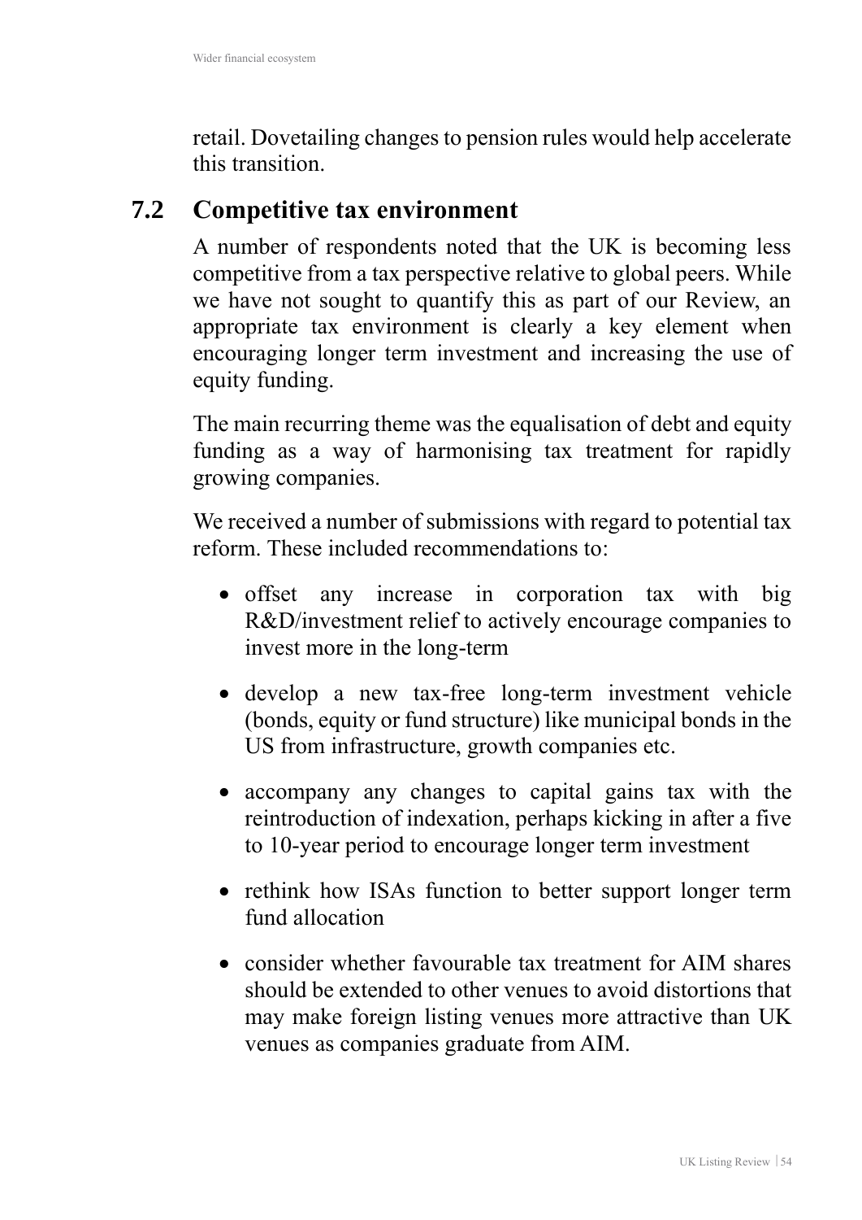retail. Dovetailing changes to pension rules would help accelerate this transition.

## 7.2 Competitive tax environment

A number of respondents noted that the UK is becoming less competitive from a tax perspective relative to global peers. While we have not sought to quantify this as part of our Review, an appropriate tax environment is clearly a key element when encouraging longer term investment and increasing the use of equity funding.

The main recurring theme was the equalisation of debt and equity funding as a way of harmonising tax treatment for rapidly growing companies.

We received a number of submissions with regard to potential tax reform. These included recommendations to:

- offset any increase in corporation tax with big R&D/investment relief to actively encourage companies to invest more in the long-term
- develop a new tax-free long-term investment vehicle (bonds, equity or fund structure) like municipal bonds in the US from infrastructure, growth companies etc.
- accompany any changes to capital gains tax with the reintroduction of indexation, perhaps kicking in after a five to 10-year period to encourage longer term investment
- rethink how ISAs function to better support longer term fund allocation
- consider whether favourable tax treatment for AIM shares should be extended to other venues to avoid distortions that may make foreign listing venues more attractive than UK venues as companies graduate from AIM.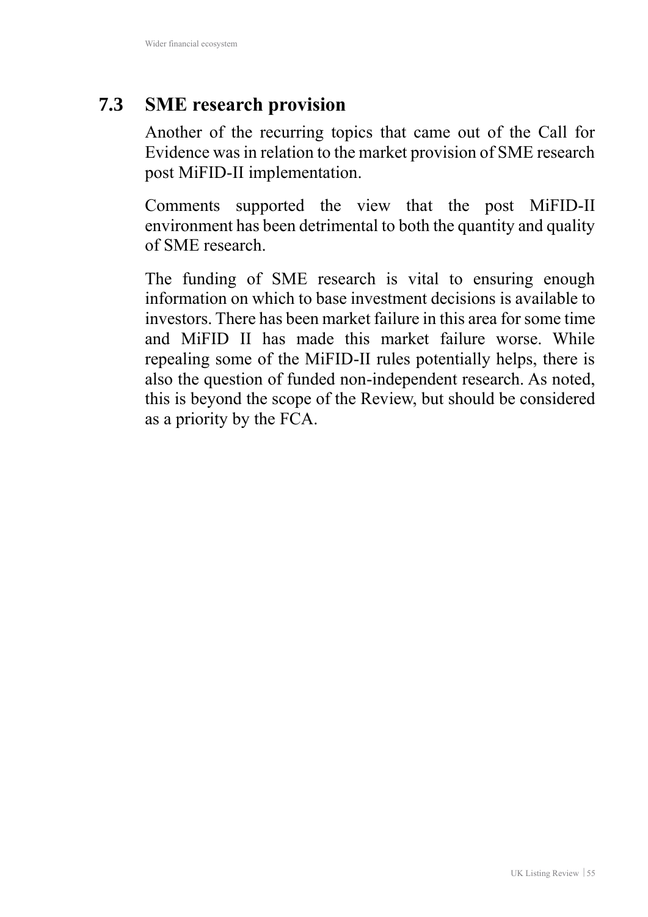## 7.3 SME research provision

Another of the recurring topics that came out of the Call for Evidence was in relation to the market provision of SME research post MiFID-II implementation.

Comments supported the view that the post MiFID-II environment has been detrimental to both the quantity and quality of SME research.

The funding of SME research is vital to ensuring enough information on which to base investment decisions is available to investors. There has been market failure in this area for some time and MiFID II has made this market failure worse. While repealing some of the MiFID-II rules potentially helps, there is also the question of funded non-independent research. As noted, this is beyond the scope of the Review, but should be considered as a priority by the FCA.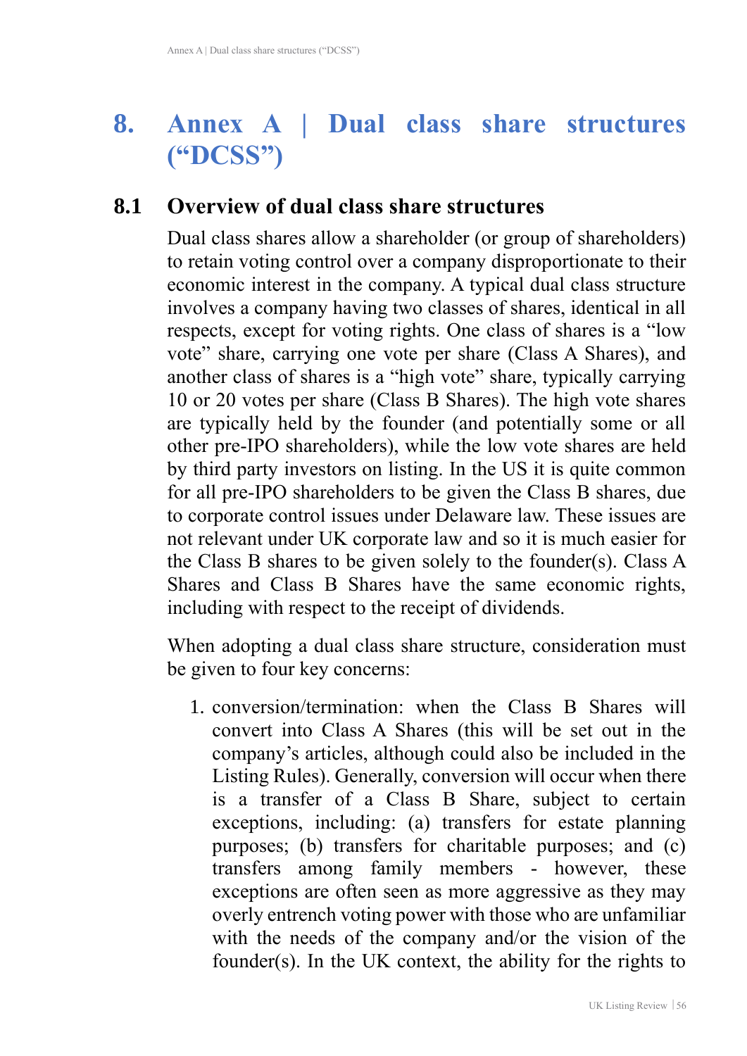# 8. Annex A | Dual class share structures ("DCSS")

## 8.1 Overview of dual class share structures

Dual class shares allow a shareholder (or group of shareholders) to retain voting control over a company disproportionate to their economic interest in the company. A typical dual class structure involves a company having two classes of shares, identical in all respects, except for voting rights. One class of shares is a "low vote" share, carrying one vote per share (Class A Shares), and another class of shares is a "high vote" share, typically carrying 10 or 20 votes per share (Class B Shares). The high vote shares are typically held by the founder (and potentially some or all other pre-IPO shareholders), while the low vote shares are held by third party investors on listing. In the US it is quite common for all pre-IPO shareholders to be given the Class B shares, due to corporate control issues under Delaware law. These issues are not relevant under UK corporate law and so it is much easier for the Class B shares to be given solely to the founder(s). Class A Shares and Class B Shares have the same economic rights, including with respect to the receipt of dividends.

When adopting a dual class share structure, consideration must be given to four key concerns:

1. conversion/termination: when the Class B Shares will convert into Class A Shares (this will be set out in the company's articles, although could also be included in the Listing Rules). Generally, conversion will occur when there is a transfer of a Class B Share, subject to certain exceptions, including: (a) transfers for estate planning purposes; (b) transfers for charitable purposes; and (c) transfers among family members - however, these exceptions are often seen as more aggressive as they may overly entrench voting power with those who are unfamiliar with the needs of the company and/or the vision of the founder(s). In the UK context, the ability for the rights to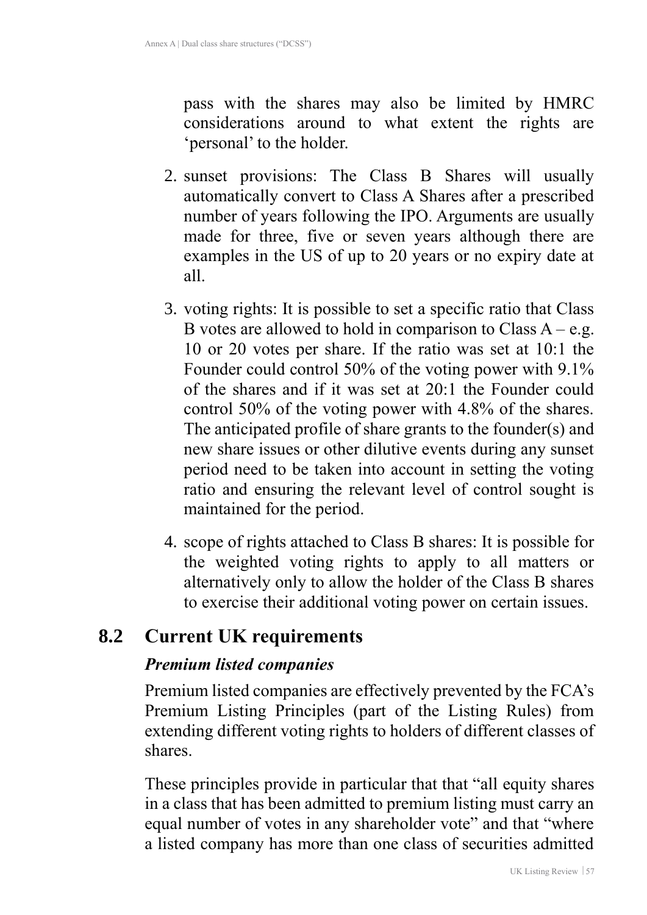pass with the shares may also be limited by HMRC considerations around to what extent the rights are 'personal' to the holder.

2. sunset provisions: The Class B Shares will usually automatically convert to Class A Shares after a prescribed number of years following the IPO. Arguments are usually made for three, five or seven years although there are examples in the US of up to 20 years or no expiry date at all.

3. voting rights: It is possible to set a specific ratio that Class B votes are allowed to hold in comparison to Class A – e.g. 10 or 20 votes per share. If the ratio was set at 10:1 the Founder could control 50% of the voting power with 9.1% of the shares and if it was set at 20:1 the Founder could control 50% of the voting power with 4.8% of the shares. The anticipated profile of share grants to the founder(s) and new share issues or other dilutive events during any sunset period need to be taken into account in setting the voting ratio and ensuring the relevant level of control sought is maintained for the period.

4. scope of rights attached to Class B shares: It is possible for the weighted voting rights to apply to all matters or alternatively only to allow the holder of the Class B shares to exercise their additional voting power on certain issues.

## 8.2 Current UK requirements

***Premium listed companies***

Premium listed companies are effectively prevented by the FCA's Premium Listing Principles (part of the Listing Rules) from extending different voting rights to holders of different classes of shares.

These principles provide in particular that that "all equity shares in a class that has been admitted to premium listing must carry an equal number of votes in any shareholder vote" and that "where a listed company has more than one class of securities admitted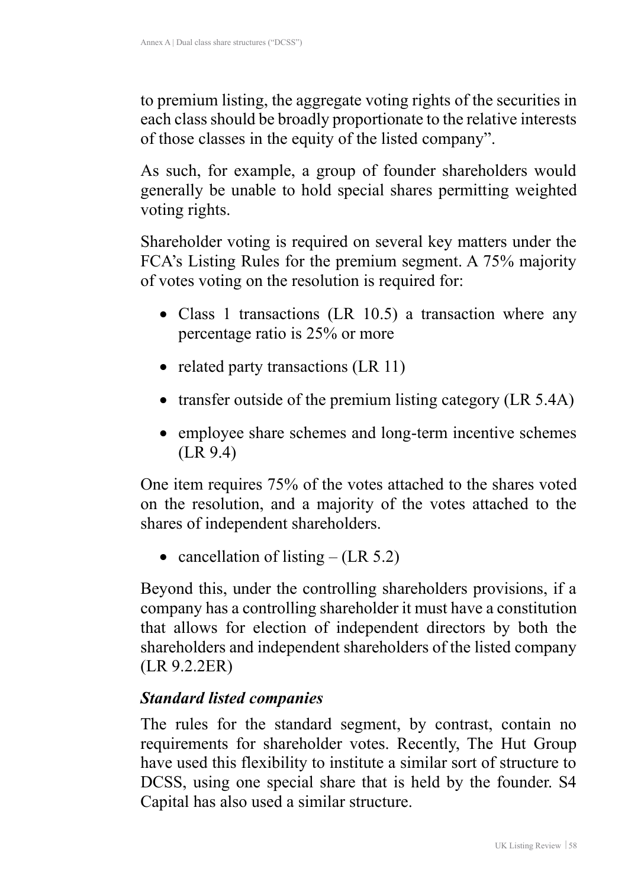to premium listing, the aggregate voting rights of the securities in each class should be broadly proportionate to the relative interests of those classes in the equity of the listed company".

As such, for example, a group of founder shareholders would generally be unable to hold special shares permitting weighted voting rights.

Shareholder voting is required on several key matters under the FCA's Listing Rules for the premium segment. A 75% majority of votes voting on the resolution is required for:

- Class 1 transactions (LR 10.5) a transaction where any percentage ratio is 25% or more
- related party transactions (LR 11)
- transfer outside of the premium listing category (LR 5.4A)
- employee share schemes and long-term incentive schemes (LR 9.4)

One item requires 75% of the votes attached to the shares voted on the resolution, and a majority of the votes attached to the shares of independent shareholders.

- cancellation of listing – (LR 5.2)

Beyond this, under the controlling shareholders provisions, if a company has a controlling shareholder it must have a constitution that allows for election of independent directors by both the shareholders and independent shareholders of the listed company (LR 9.2.2ER)

### *Standard listed companies*

The rules for the standard segment, by contrast, contain no requirements for shareholder votes. Recently, The Hut Group have used this flexibility to institute a similar sort of structure to DCSS, using one special share that is held by the founder. S4 Capital has also used a similar structure.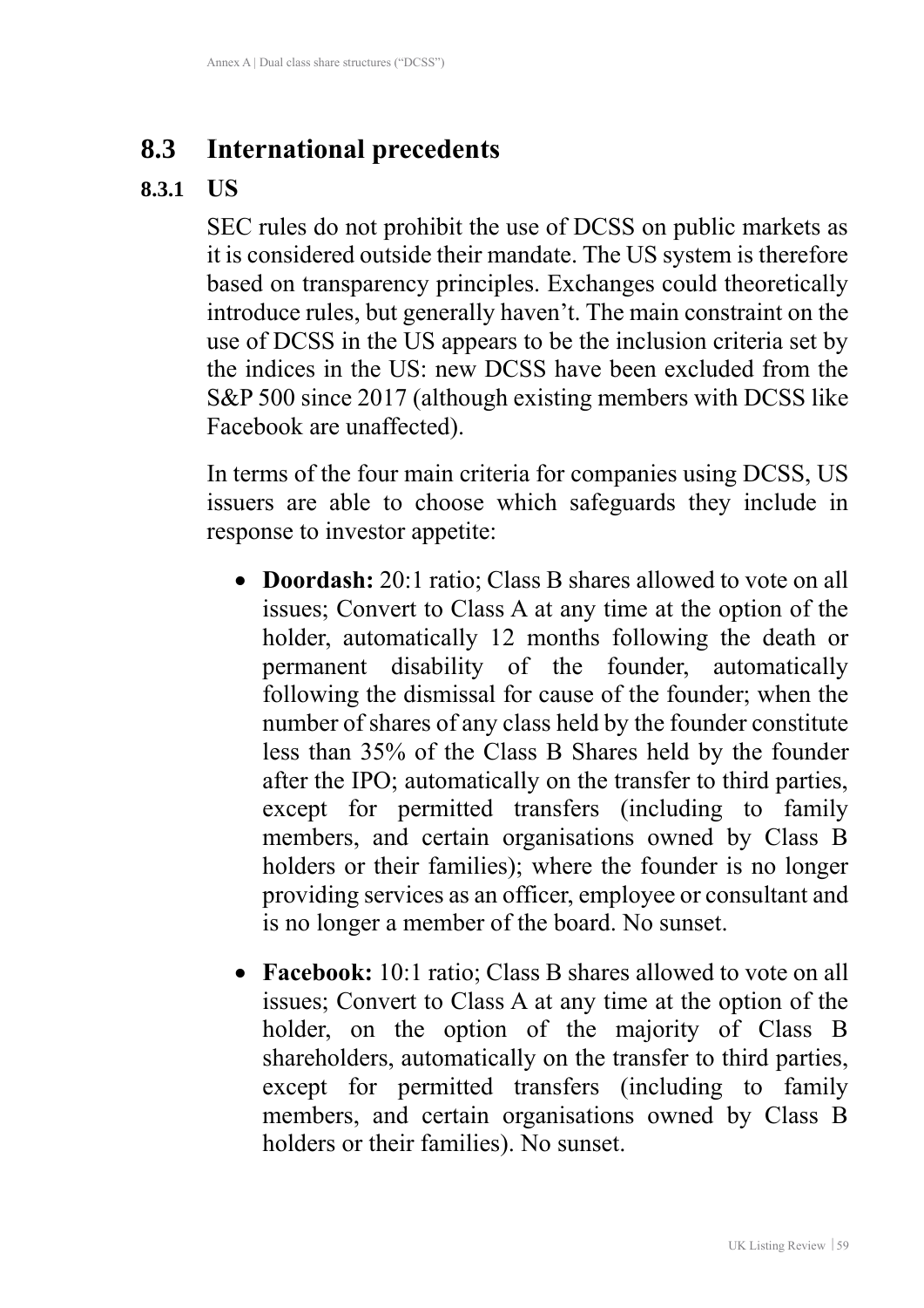## 8.3 International precedents

### 8.3.1 US

SEC rules do not prohibit the use of DCSS on public markets as it is considered outside their mandate. The US system is therefore based on transparency principles. Exchanges could theoretically introduce rules, but generally haven't. The main constraint on the use of DCSS in the US appears to be the inclusion criteria set by the indices in the US: new DCSS have been excluded from the S&P 500 since 2017 (although existing members with DCSS like Facebook are unaffected).

In terms of the four main criteria for companies using DCSS, US issuers are able to choose which safeguards they include in response to investor appetite:

- **Doordash:** 20:1 ratio; Class B shares allowed to vote on all issues; Convert to Class A at any time at the option of the holder, automatically 12 months following the death or permanent disability of the founder, automatically following the dismissal for cause of the founder; when the number of shares of any class held by the founder constitute less than 35% of the Class B Shares held by the founder after the IPO; automatically on the transfer to third parties, except for permitted transfers (including to family members, and certain organisations owned by Class B holders or their families); where the founder is no longer providing services as an officer, employee or consultant and is no longer a member of the board. No sunset.

- **Facebook:** 10:1 ratio; Class B shares allowed to vote on all issues; Convert to Class A at any time at the option of the holder, on the option of the majority of Class B shareholders, automatically on the transfer to third parties, except for permitted transfers (including to family members, and certain organisations owned by Class B holders or their families). No sunset.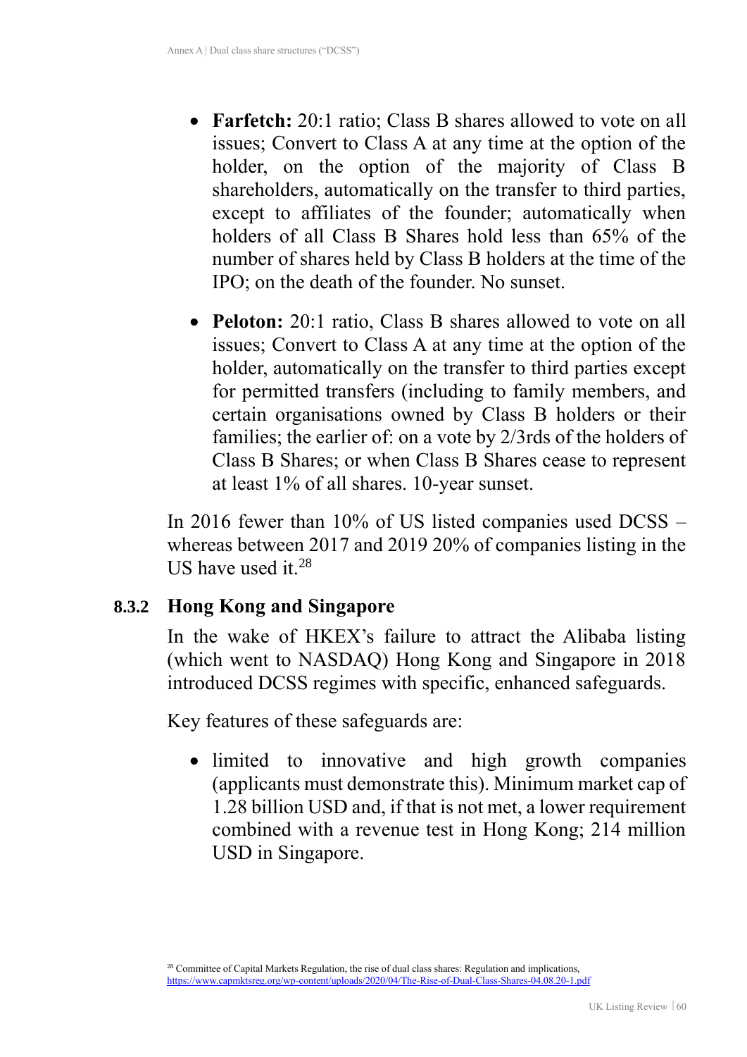- **Farfetch:** 20:1 ratio; Class B shares allowed to vote on all issues; Convert to Class A at any time at the option of the holder, on the option of the majority of Class B shareholders, automatically on the transfer to third parties, except to affiliates of the founder; automatically when holders of all Class B Shares hold less than 65% of the number of shares held by Class B holders at the time of the IPO; on the death of the founder. No sunset.
- **Peloton:** 20:1 ratio, Class B shares allowed to vote on all issues; Convert to Class A at any time at the option of the holder, automatically on the transfer to third parties except for permitted transfers (including to family members, and certain organisations owned by Class B holders or their families; the earlier of: on a vote by 2/3rds of the holders of Class B Shares; or when Class B Shares cease to represent at least 1% of all shares. 10-year sunset.

In 2016 fewer than 10% of US listed companies used DCSS – whereas between 2017 and 2019 20% of companies listing in the US have used it.[28]

### 8.3.2 Hong Kong and Singapore

In the wake of HKEX's failure to attract the Alibaba listing (which went to NASDAQ) Hong Kong and Singapore in 2018 introduced DCSS regimes with specific, enhanced safeguards.

Key features of these safeguards are:

- limited to innovative and high growth companies (applicants must demonstrate this). Minimum market cap of 1.28 billion USD and, if that is not met, a lower requirement combined with a revenue test in Hong Kong; 214 million USD in Singapore.

[28] Committee of Capital Markets Regulation, the rise of dual class shares: Regulation and implications, https://www.capmktsreg.org/wp-content/uploads/2020/04/The-Rise-of-Dual-Class-Shares-04.08.20-1.pdf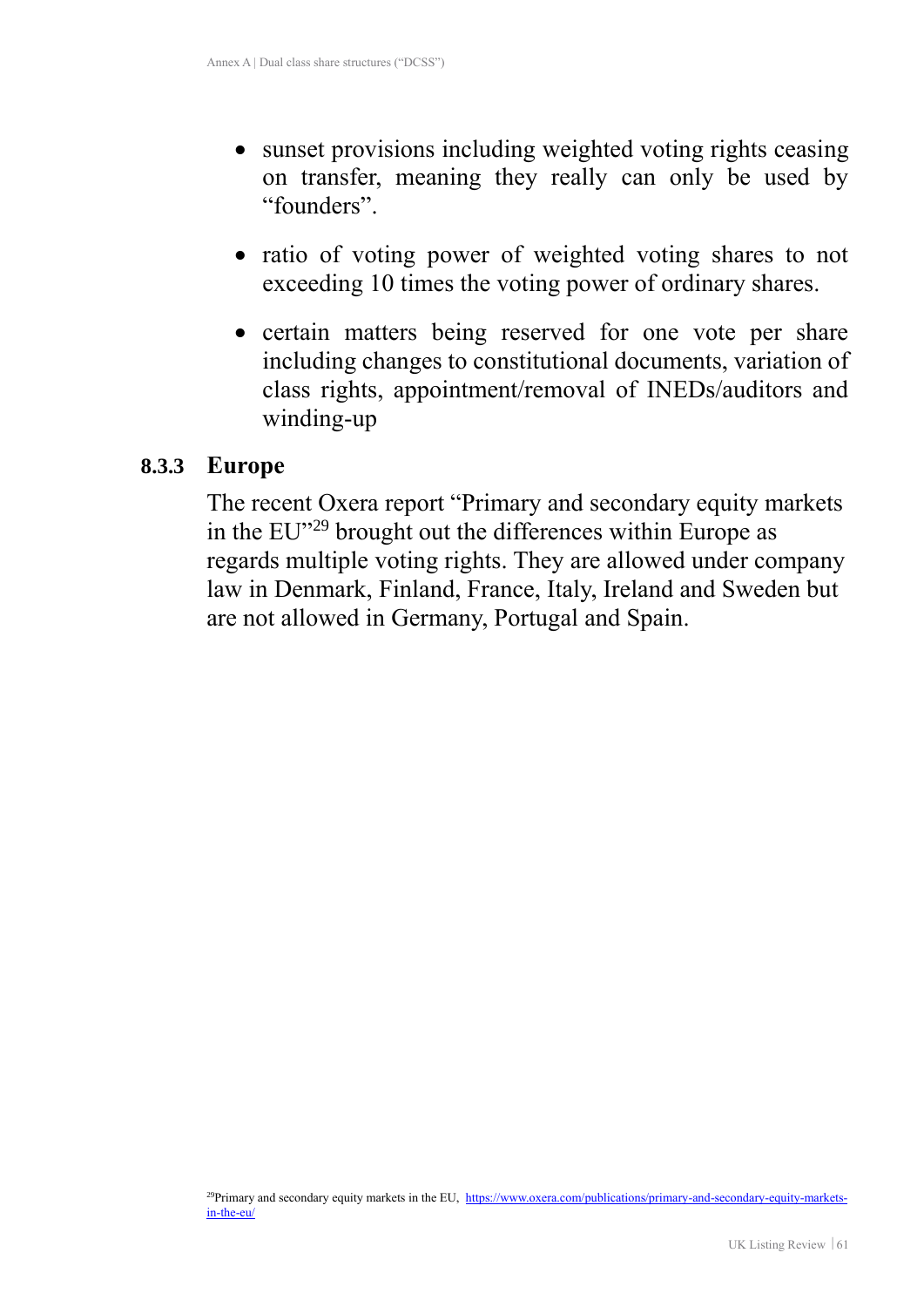- sunset provisions including weighted voting rights ceasing on transfer, meaning they really can only be used by "founders".
- ratio of voting power of weighted voting shares to not exceeding 10 times the voting power of ordinary shares.
- certain matters being reserved for one vote per share including changes to constitutional documents, variation of class rights, appointment/removal of INEDs/auditors and winding-up

### 8.3.3 Europe

The recent Oxera report "Primary and secondary equity markets in the EU"[29] brought out the differences within Europe as regards multiple voting rights. They are allowed under company law in Denmark, Finland, France, Italy, Ireland and Sweden but are not allowed in Germany, Portugal and Spain.

[29] Primary and secondary equity markets in the EU, https://www.oxera.com/publications/primary-and-secondary-equity-markets-in-the-eu/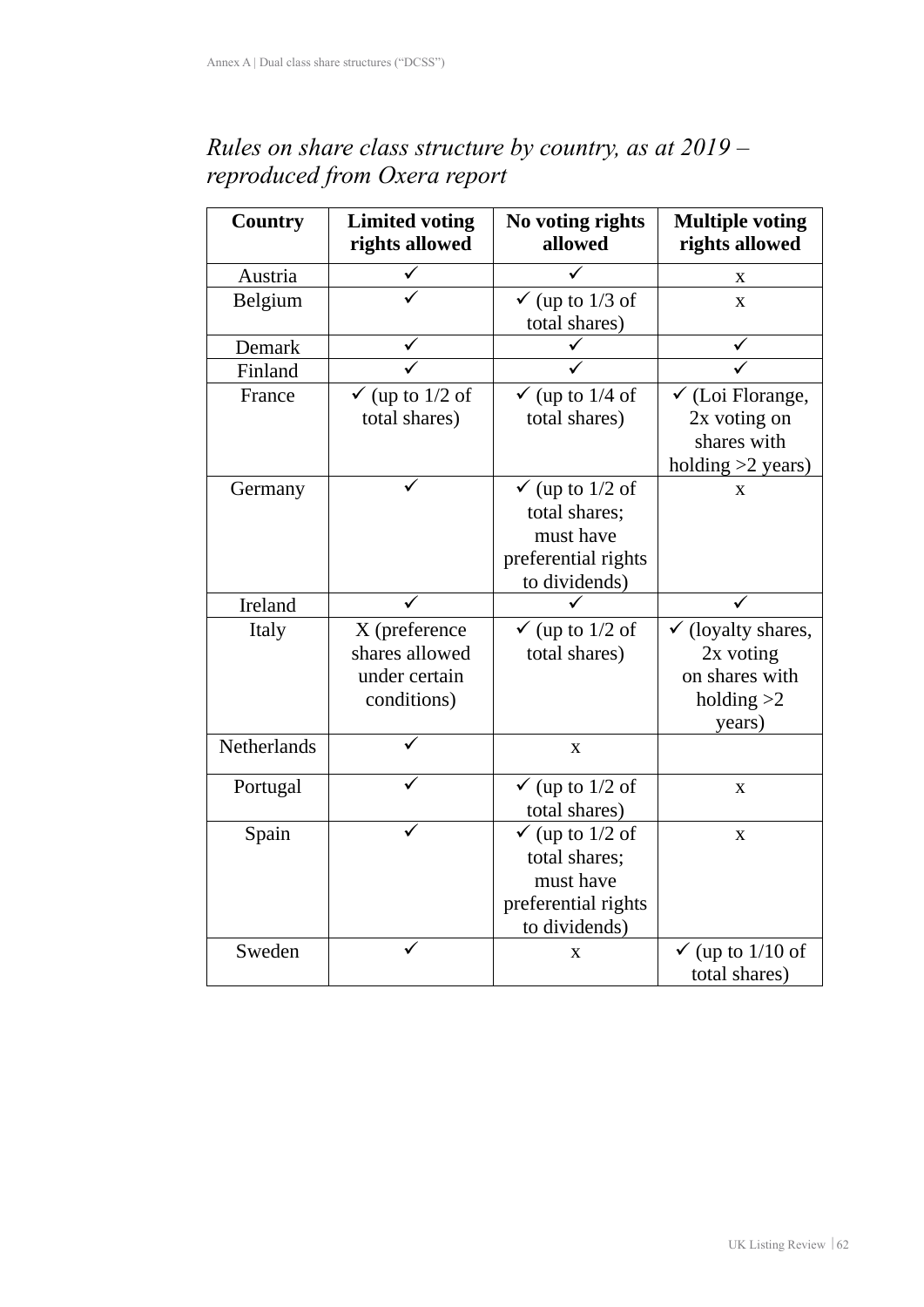*Rules on share class structure by country, as at 2019 – reproduced from Oxera report*

| Country | Limited voting rights allowed | No voting rights allowed | Multiple voting rights allowed |
|---|---|---|---|
| Austria | ✓ | ✓ | x |
| Belgium | ✓ | ✓ (up to 1/3 of total shares) | x |
| Demark | ✓ | ✓ | ✓ |
| Finland | ✓ | ✓ | ✓ |
| France | ✓ (up to 1/2 of total shares) | ✓ (up to 1/4 of total shares) | ✓ (Loi Florange, 2x voting on shares with holding >2 years) |
| Germany | ✓ | ✓ (up to 1/2 of total shares; must have preferential rights to dividends) | x |
| Ireland | ✓ | ✓ | ✓ |
| Italy | X (preference shares allowed under certain conditions) | ✓ (up to 1/2 of total shares) | ✓ (loyalty shares, 2x voting on shares with holding >2 years) |
| Netherlands | ✓ | x | |
| Portugal | ✓ | ✓ (up to 1/2 of total shares) | x |
| Spain | ✓ | ✓ (up to 1/2 of total shares; must have preferential rights to dividends) | x |
| Sweden | ✓ | x | ✓ (up to 1/10 of total shares) |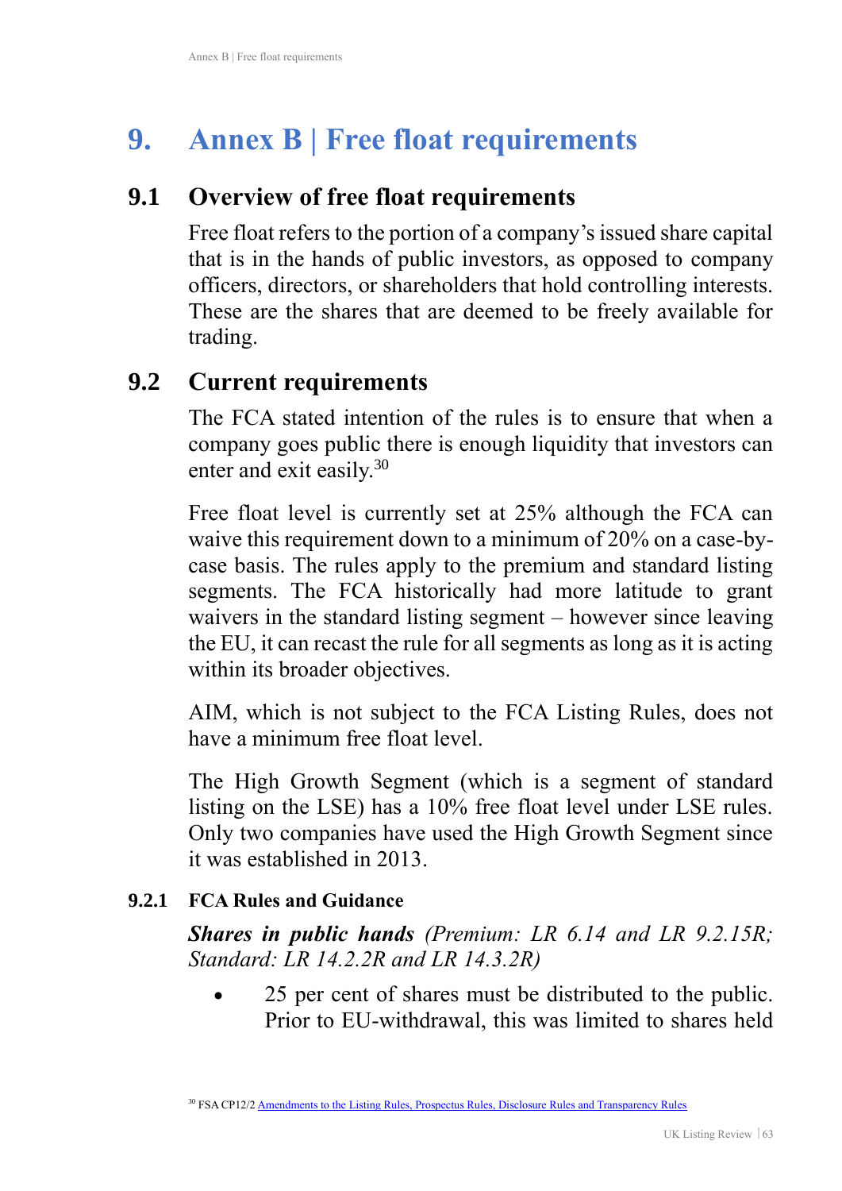# 9. Annex B | Free float requirements

## 9.1 Overview of free float requirements

Free float refers to the portion of a company's issued share capital that is in the hands of public investors, as opposed to company officers, directors, or shareholders that hold controlling interests. These are the shares that are deemed to be freely available for trading.

## 9.2 Current requirements

The FCA stated intention of the rules is to ensure that when a company goes public there is enough liquidity that investors can enter and exit easily.[30]

Free float level is currently set at 25% although the FCA can waive this requirement down to a minimum of 20% on a case-by-case basis. The rules apply to the premium and standard listing segments. The FCA historically had more latitude to grant waivers in the standard listing segment – however since leaving the EU, it can recast the rule for all segments as long as it is acting within its broader objectives.

AIM, which is not subject to the FCA Listing Rules, does not have a minimum free float level.

The High Growth Segment (which is a segment of standard listing on the LSE) has a 10% free float level under LSE rules. Only two companies have used the High Growth Segment since it was established in 2013.

### 9.2.1 FCA Rules and Guidance

***Shares in public hands*** *(Premium: LR 6.14 and LR 9.2.15R; Standard: LR 14.2.2R and LR 14.3.2R)*

- 25 per cent of shares must be distributed to the public. Prior to EU-withdrawal, this was limited to shares held

[30] FSA CP12/2 Amendments to the Listing Rules, Prospectus Rules, Disclosure Rules and Transparency Rules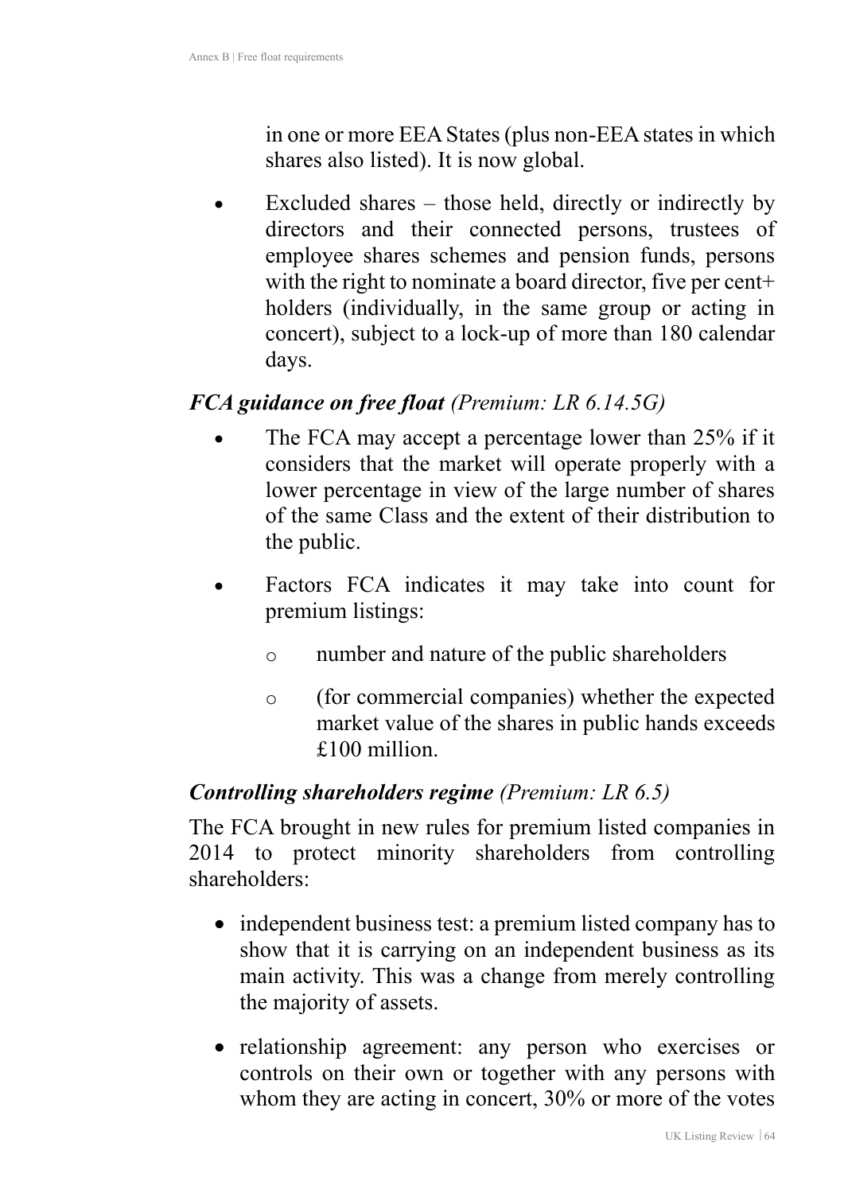in one or more EEA States (plus non-EEA states in which shares also listed). It is now global.

- Excluded shares – those held, directly or indirectly by directors and their connected persons, trustees of employee shares schemes and pension funds, persons with the right to nominate a board director, five per cent+ holders (individually, in the same group or acting in concert), subject to a lock-up of more than 180 calendar days.

***FCA guidance on free float*** *(Premium: LR 6.14.5G)*

- The FCA may accept a percentage lower than 25% if it considers that the market will operate properly with a lower percentage in view of the large number of shares of the same Class and the extent of their distribution to the public.
- Factors FCA indicates it may take into count for premium listings:
    - number and nature of the public shareholders
    - (for commercial companies) whether the expected market value of the shares in public hands exceeds £100 million.

***Controlling shareholders regime*** *(Premium: LR 6.5)*

The FCA brought in new rules for premium listed companies in 2014 to protect minority shareholders from controlling shareholders:

- independent business test: a premium listed company has to show that it is carrying on an independent business as its main activity. This was a change from merely controlling the majority of assets.
- relationship agreement: any person who exercises or controls on their own or together with any persons with whom they are acting in concert, 30% or more of the votes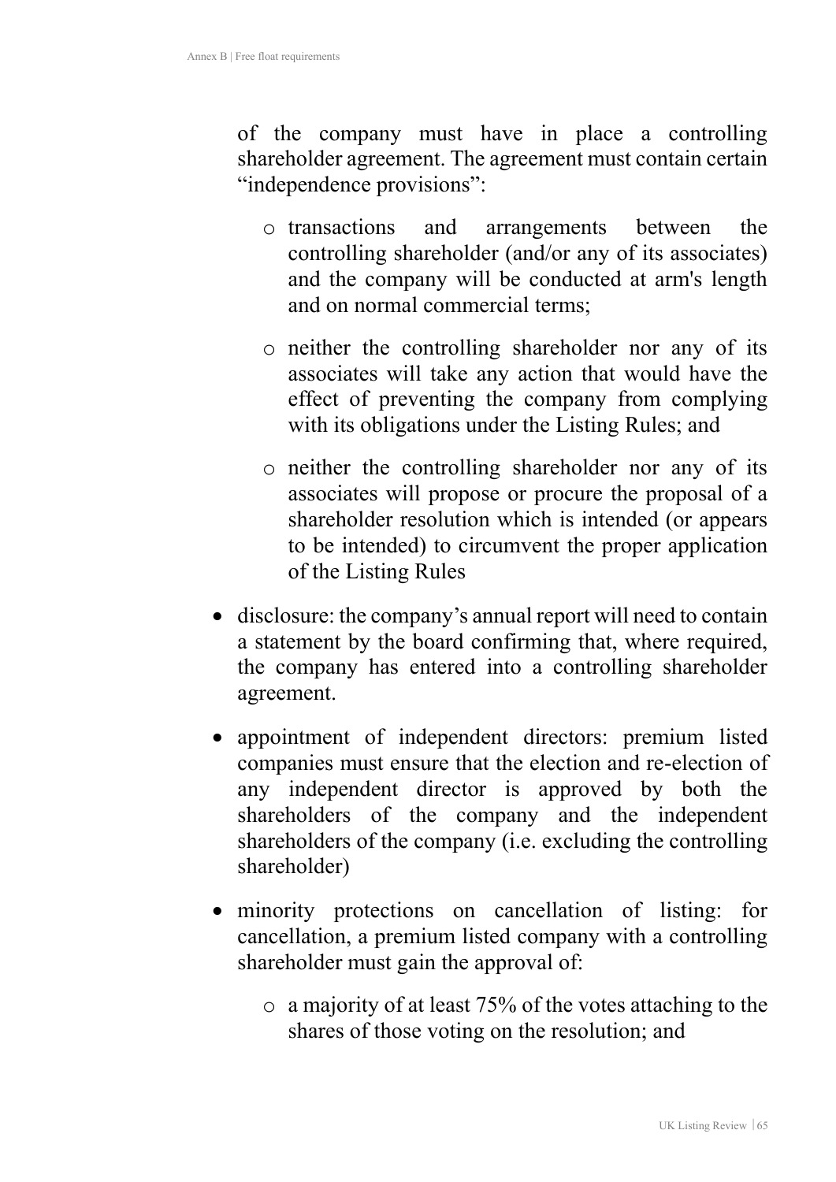of the company must have in place a controlling shareholder agreement. The agreement must contain certain "independence provisions":

  - transactions and arrangements between the controlling shareholder (and/or any of its associates) and the company will be conducted at arm's length and on normal commercial terms;
  - neither the controlling shareholder nor any of its associates will take any action that would have the effect of preventing the company from complying with its obligations under the Listing Rules; and
  - neither the controlling shareholder nor any of its associates will propose or procure the proposal of a shareholder resolution which is intended (or appears to be intended) to circumvent the proper application of the Listing Rules

- disclosure: the company's annual report will need to contain a statement by the board confirming that, where required, the company has entered into a controlling shareholder agreement.
- appointment of independent directors: premium listed companies must ensure that the election and re-election of any independent director is approved by both the shareholders of the company and the independent shareholders of the company (i.e. excluding the controlling shareholder)
- minority protections on cancellation of listing: for cancellation, a premium listed company with a controlling shareholder must gain the approval of:
  - a majority of at least 75% of the votes attaching to the shares of those voting on the resolution; and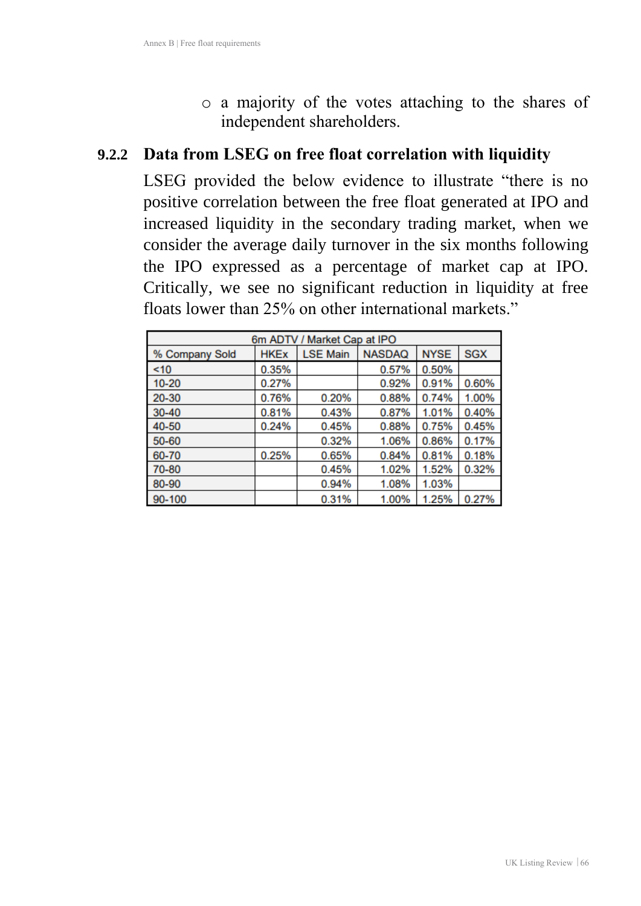- a majority of the votes attaching to the shares of independent shareholders.

### 9.2.2 Data from LSEG on free float correlation with liquidity

LSEG provided the below evidence to illustrate "there is no positive correlation between the free float generated at IPO and increased liquidity in the secondary trading market, when we consider the average daily turnover in the six months following the IPO expressed as a percentage of market cap at IPO. Critically, we see no significant reduction in liquidity at free floats lower than 25% on other international markets."

| 6m ADTV / Market Cap at IPO | | | | | |
|---|---|---|---|---|---|
| % Company Sold | HKEx | LSE Main | NASDAQ | NYSE | SGX |
| <10 | 0.35% | | 0.57% | 0.50% | |
| 10-20 | 0.27% | | 0.92% | 0.91% | 0.60% |
| 20-30 | 0.76% | 0.20% | 0.88% | 0.74% | 1.00% |
| 30-40 | 0.81% | 0.43% | 0.87% | 1.01% | 0.40% |
| 40-50 | 0.24% | 0.45% | 0.88% | 0.75% | 0.45% |
| 50-60 | | 0.32% | 1.06% | 0.86% | 0.17% |
| 60-70 | 0.25% | 0.65% | 0.84% | 0.81% | 0.18% |
| 70-80 | | 0.45% | 1.02% | 1.52% | 0.32% |
| 80-90 | | 0.94% | 1.08% | 1.03% | |
| 90-100 | | 0.31% | 1.00% | 1.25% | 0.27% |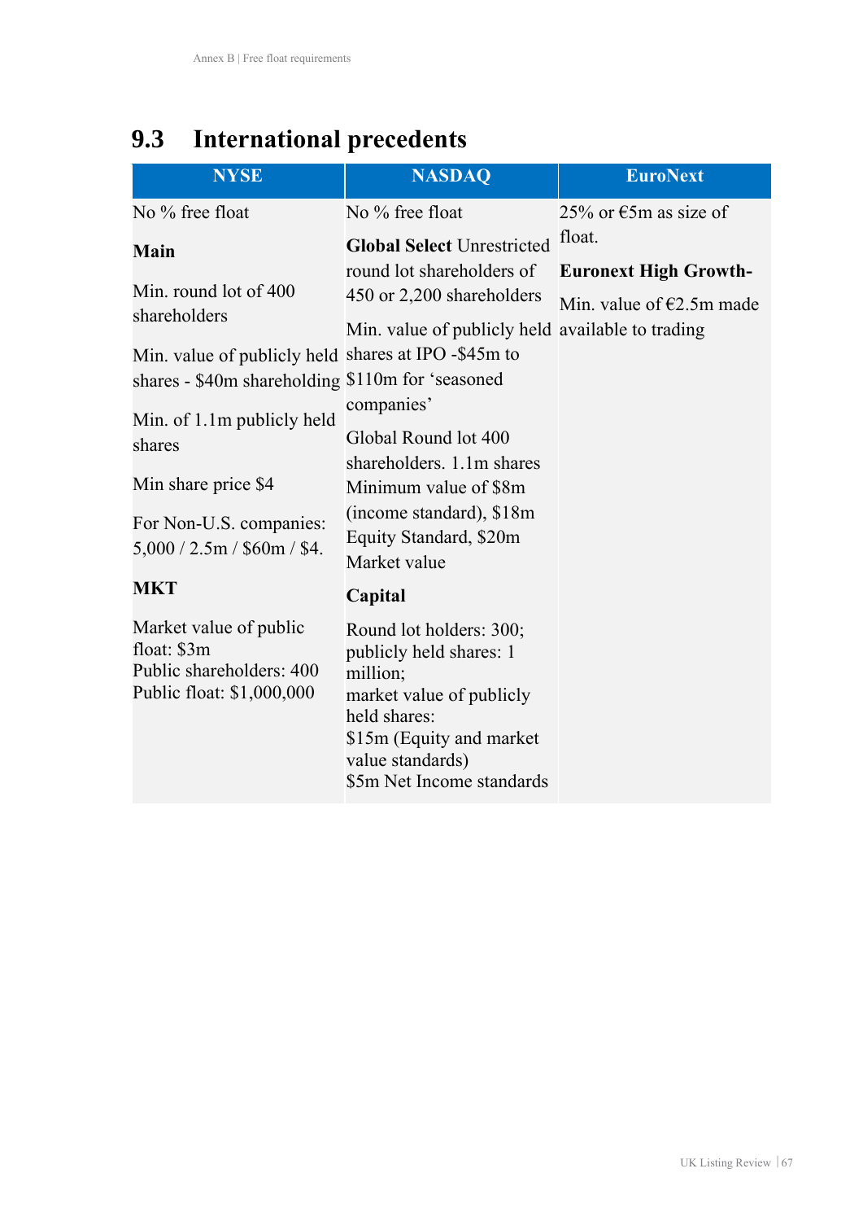## 9.3 International precedents

| NYSE | NASDAQ | EuroNext |
|---|---|---|
| No % free float<br><br>**Main**<br><br>Min. round lot of 400 shareholders<br><br>Min. value of publicly held shares - $40m shareholding<br><br>Min. of 1.1m publicly held shares<br><br>Min share price $4<br><br>For Non-U.S. companies: 5,000 / 2.5m / $60m / $4.<br><br>**MKT**<br><br>Market value of public float: $3m<br>Public shareholders: 400<br>Public float: $1,000,000 | No % free float<br><br>**Global Select** Unrestricted round lot shareholders of 450 or 2,200 shareholders<br><br>Min. value of publicly held shares at IPO -$45m to $110m for 'seasoned companies'<br><br>Global Round lot 400 shareholders. 1.1m shares Minimum value of $8m (income standard), $18m Equity Standard, $20m Market value<br><br>**Capital**<br><br>Round lot holders: 300; publicly held shares: 1 million;<br>market value of publicly held shares:<br>$15m (Equity and market value standards)<br>$5m Net Income standards | 25% or €5m as size of float.<br><br>**Euronext High Growth-**<br><br>Min. value of €2.5m made available to trading |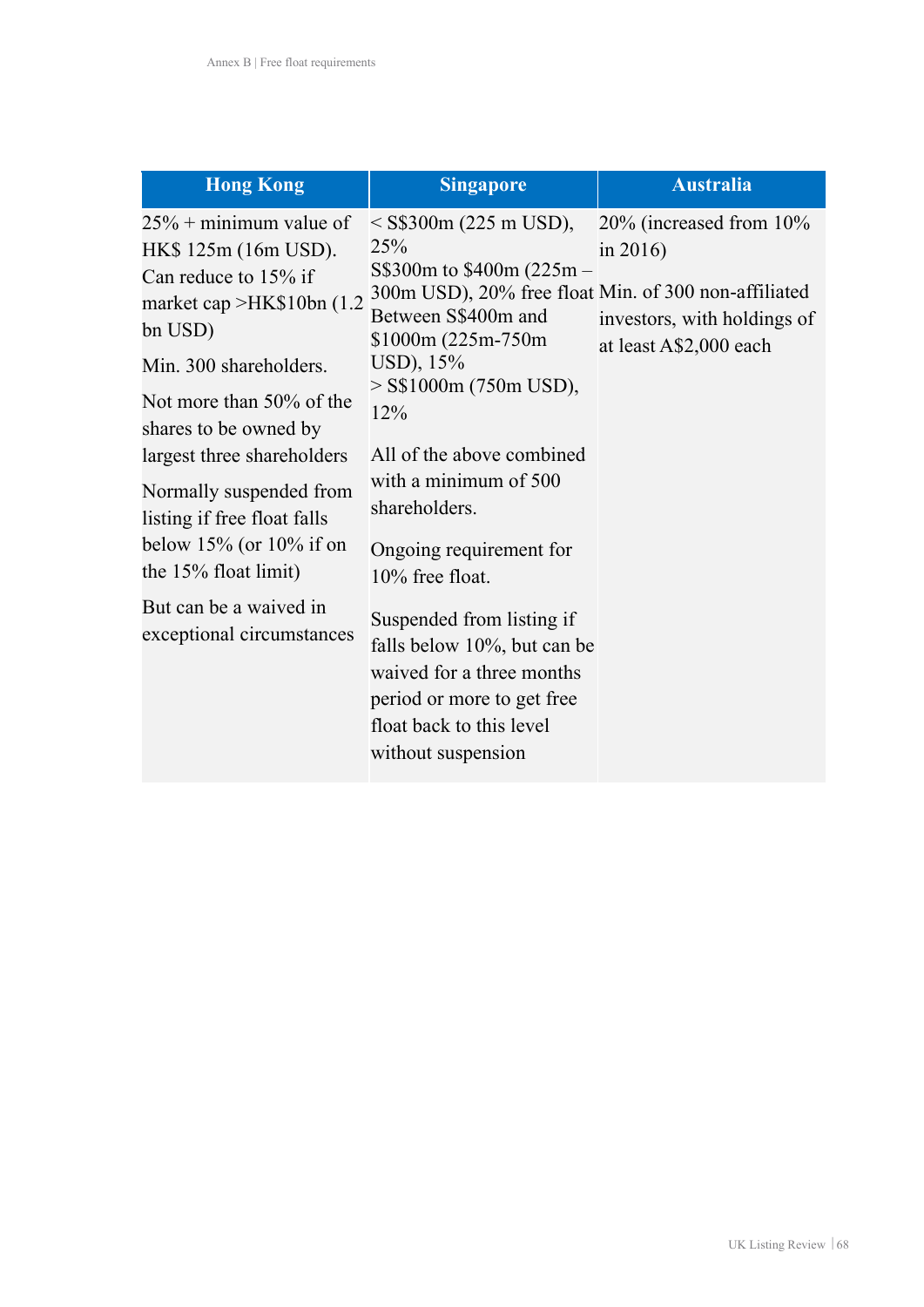| Hong Kong | Singapore | Australia |
|---|---|---|
| 25% + minimum value of HK$ 125m (16m USD). Can reduce to 15% if market cap >HK$10bn (1.2 bn USD)<br><br>Min. 300 shareholders.<br><br>Not more than 50% of the shares to be owned by largest three shareholders<br><br>Normally suspended from listing if free float falls below 15% (or 10% if on the 15% float limit)<br><br>But can be a waived in exceptional circumstances | < S$300m (225 m USD), 25%<br>S$300m to $400m (225m – 300m USD), 20% free float<br>Between S$400m and $1000m (225m-750m USD), 15%<br>> S$1000m (750m USD), 12%<br><br>All of the above combined with a minimum of 500 shareholders.<br><br>Ongoing requirement for 10% free float.<br><br>Suspended from listing if falls below 10%, but can be waived for a three months period or more to get free float back to this level without suspension | 20% (increased from 10% in 2016)<br><br>Min. of 300 non-affiliated investors, with holdings of at least A$2,000 each |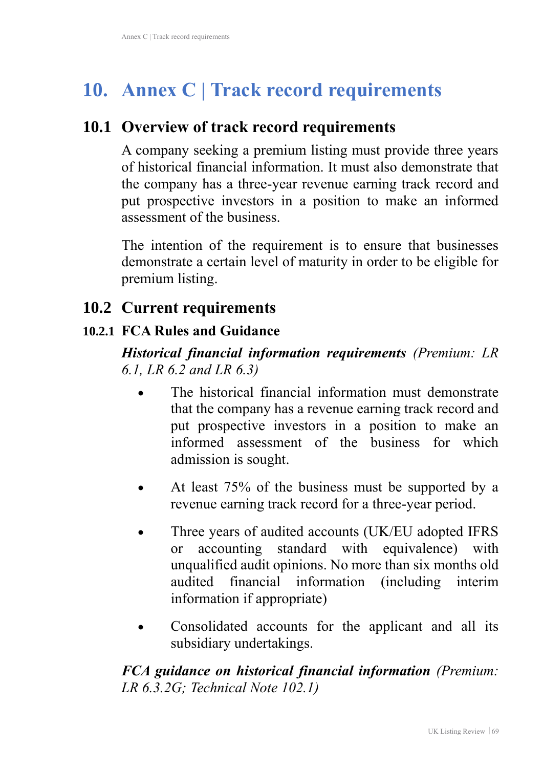# 10. Annex C | Track record requirements

## 10.1 Overview of track record requirements

A company seeking a premium listing must provide three years of historical financial information. It must also demonstrate that the company has a three-year revenue earning track record and put prospective investors in a position to make an informed assessment of the business.

The intention of the requirement is to ensure that businesses demonstrate a certain level of maturity in order to be eligible for premium listing.

## 10.2 Current requirements

### 10.2.1 FCA Rules and Guidance

***Historical financial information requirements*** *(Premium: LR 6.1, LR 6.2 and LR 6.3)*

- The historical financial information must demonstrate that the company has a revenue earning track record and put prospective investors in a position to make an informed assessment of the business for which admission is sought.
- At least 75% of the business must be supported by a revenue earning track record for a three-year period.
- Three years of audited accounts (UK/EU adopted IFRS or accounting standard with equivalence) with unqualified audit opinions. No more than six months old audited financial information (including interim information if appropriate)
- Consolidated accounts for the applicant and all its subsidiary undertakings.

***FCA guidance on historical financial information*** *(Premium: LR 6.3.2G; Technical Note 102.1)*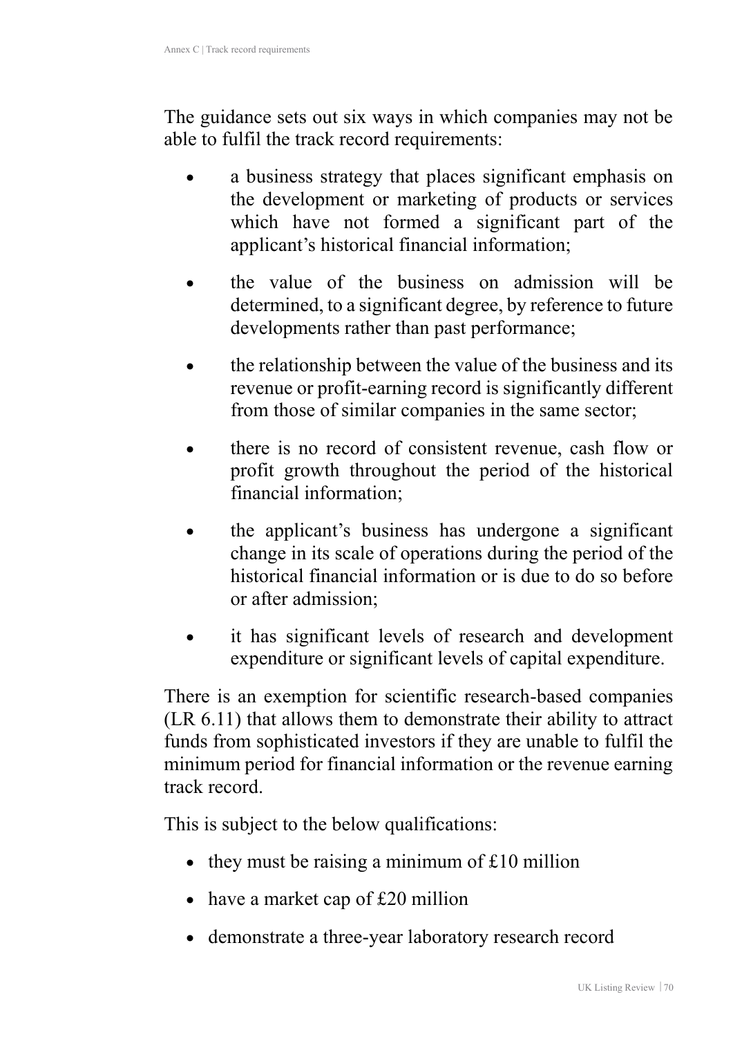The guidance sets out six ways in which companies may not be able to fulfil the track record requirements:

- a business strategy that places significant emphasis on the development or marketing of products or services which have not formed a significant part of the applicant's historical financial information;
- the value of the business on admission will be determined, to a significant degree, by reference to future developments rather than past performance;
- the relationship between the value of the business and its revenue or profit-earning record is significantly different from those of similar companies in the same sector;
- there is no record of consistent revenue, cash flow or profit growth throughout the period of the historical financial information;
- the applicant's business has undergone a significant change in its scale of operations during the period of the historical financial information or is due to do so before or after admission;
- it has significant levels of research and development expenditure or significant levels of capital expenditure.

There is an exemption for scientific research-based companies (LR 6.11) that allows them to demonstrate their ability to attract funds from sophisticated investors if they are unable to fulfil the minimum period for financial information or the revenue earning track record.

This is subject to the below qualifications:

- they must be raising a minimum of £10 million
- have a market cap of £20 million
- demonstrate a three-year laboratory research record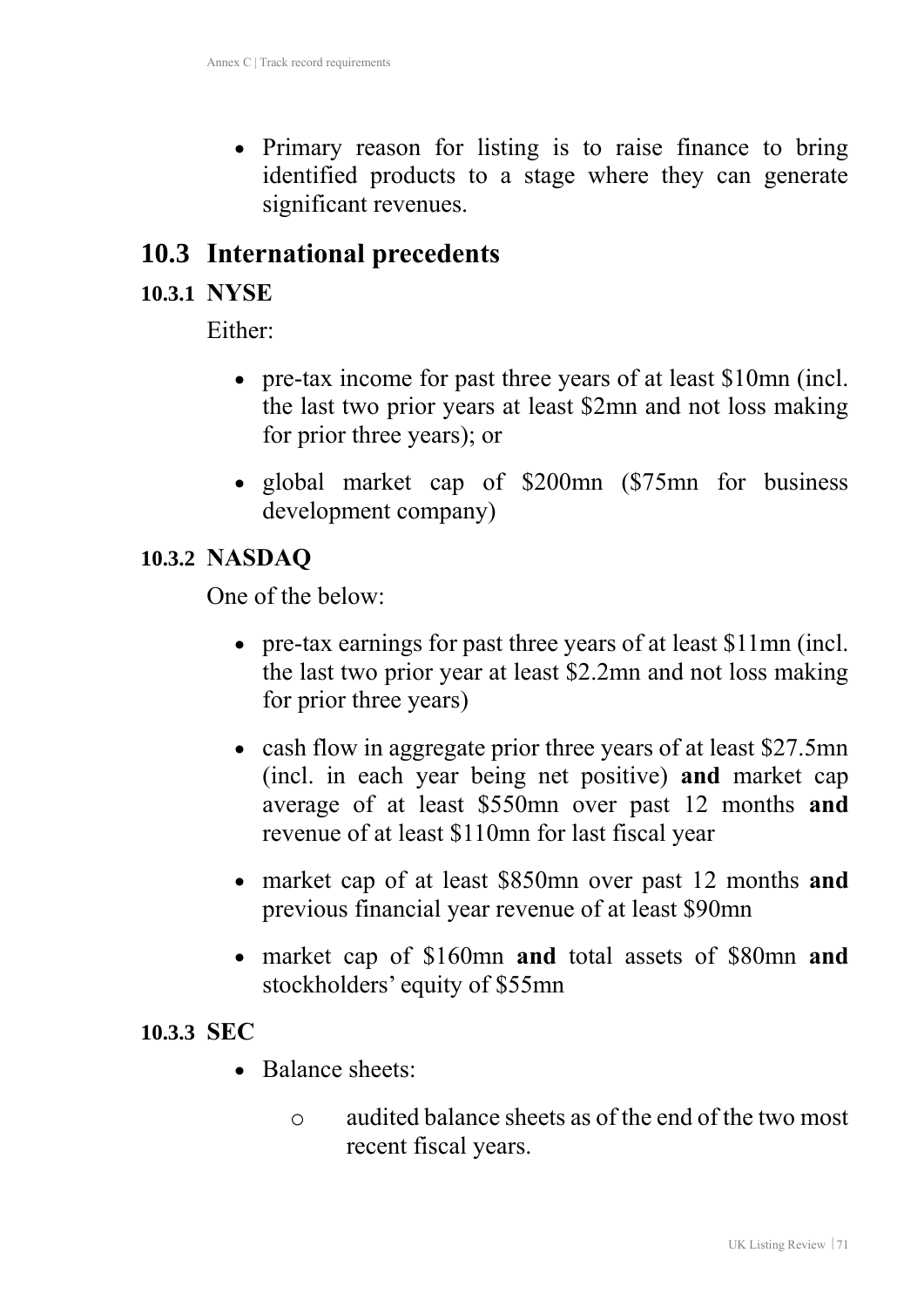- Primary reason for listing is to raise finance to bring identified products to a stage where they can generate significant revenues.

## 10.3 International precedents

### 10.3.1 NYSE

Either:

- pre-tax income for past three years of at least \$10mn (incl. the last two prior years at least \$2mn and not loss making for prior three years); or
- global market cap of \$200mn (\$75mn for business development company)

### 10.3.2 NASDAQ

One of the below:

- pre-tax earnings for past three years of at least \$11mn (incl. the last two prior year at least \$2.2mn and not loss making for prior three years)
- cash flow in aggregate prior three years of at least \$27.5mn (incl. in each year being net positive) **and** market cap average of at least \$550mn over past 12 months **and** revenue of at least \$110mn for last fiscal year
- market cap of at least \$850mn over past 12 months **and** previous financial year revenue of at least \$90mn
- market cap of \$160mn **and** total assets of \$80mn **and** stockholders' equity of \$55mn

### 10.3.3 SEC

- Balance sheets:
  - audited balance sheets as of the end of the two most recent fiscal years.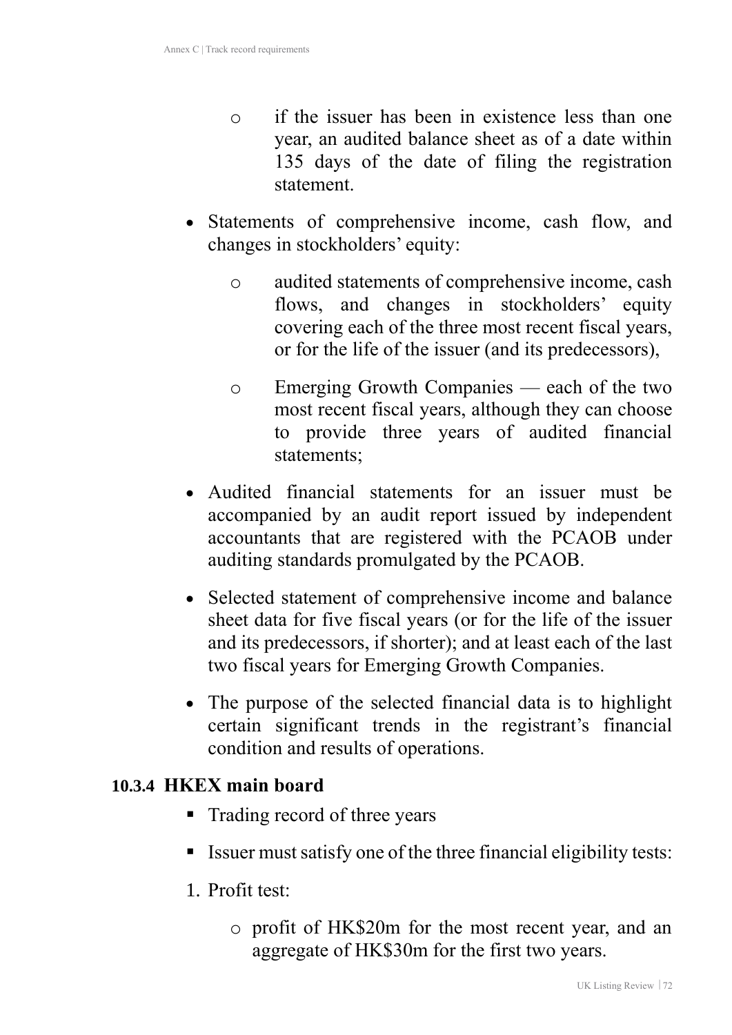- if the issuer has been in existence less than one year, an audited balance sheet as of a date within 135 days of the date of filing the registration statement.

- Statements of comprehensive income, cash flow, and changes in stockholders' equity:
  - audited statements of comprehensive income, cash flows, and changes in stockholders' equity covering each of the three most recent fiscal years, or for the life of the issuer (and its predecessors),
  - Emerging Growth Companies — each of the two most recent fiscal years, although they can choose to provide three years of audited financial statements;

- Audited financial statements for an issuer must be accompanied by an audit report issued by independent accountants that are registered with the PCAOB under auditing standards promulgated by the PCAOB.

- Selected statement of comprehensive income and balance sheet data for five fiscal years (or for the life of the issuer and its predecessors, if shorter); and at least each of the last two fiscal years for Emerging Growth Companies.

- The purpose of the selected financial data is to highlight certain significant trends in the registrant's financial condition and results of operations.

### 10.3.4 HKEX main board

- Trading record of three years
- Issuer must satisfy one of the three financial eligibility tests:

1. Profit test:
   - profit of HK$20m for the most recent year, and an aggregate of HK$30m for the first two years.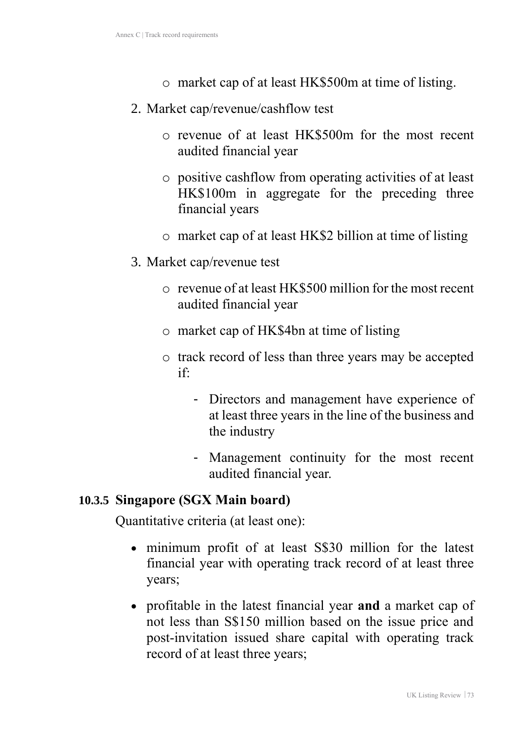- market cap of at least HK$500m at time of listing.

2. Market cap/revenue/cashflow test

    - revenue of at least HK$500m for the most recent audited financial year
    - positive cashflow from operating activities of at least HK$100m in aggregate for the preceding three financial years
    - market cap of at least HK$2 billion at time of listing

3. Market cap/revenue test

    - revenue of at least HK$500 million for the most recent audited financial year
    - market cap of HK$4bn at time of listing
    - track record of less than three years may be accepted if:
        - Directors and management have experience of at least three years in the line of the business and the industry
        - Management continuity for the most recent audited financial year.

### 10.3.5 Singapore (SGX Main board)

Quantitative criteria (at least one):

- minimum profit of at least S$30 million for the latest financial year with operating track record of at least three years;
- profitable in the latest financial year **and** a market cap of not less than S$150 million based on the issue price and post-invitation issued share capital with operating track record of at least three years;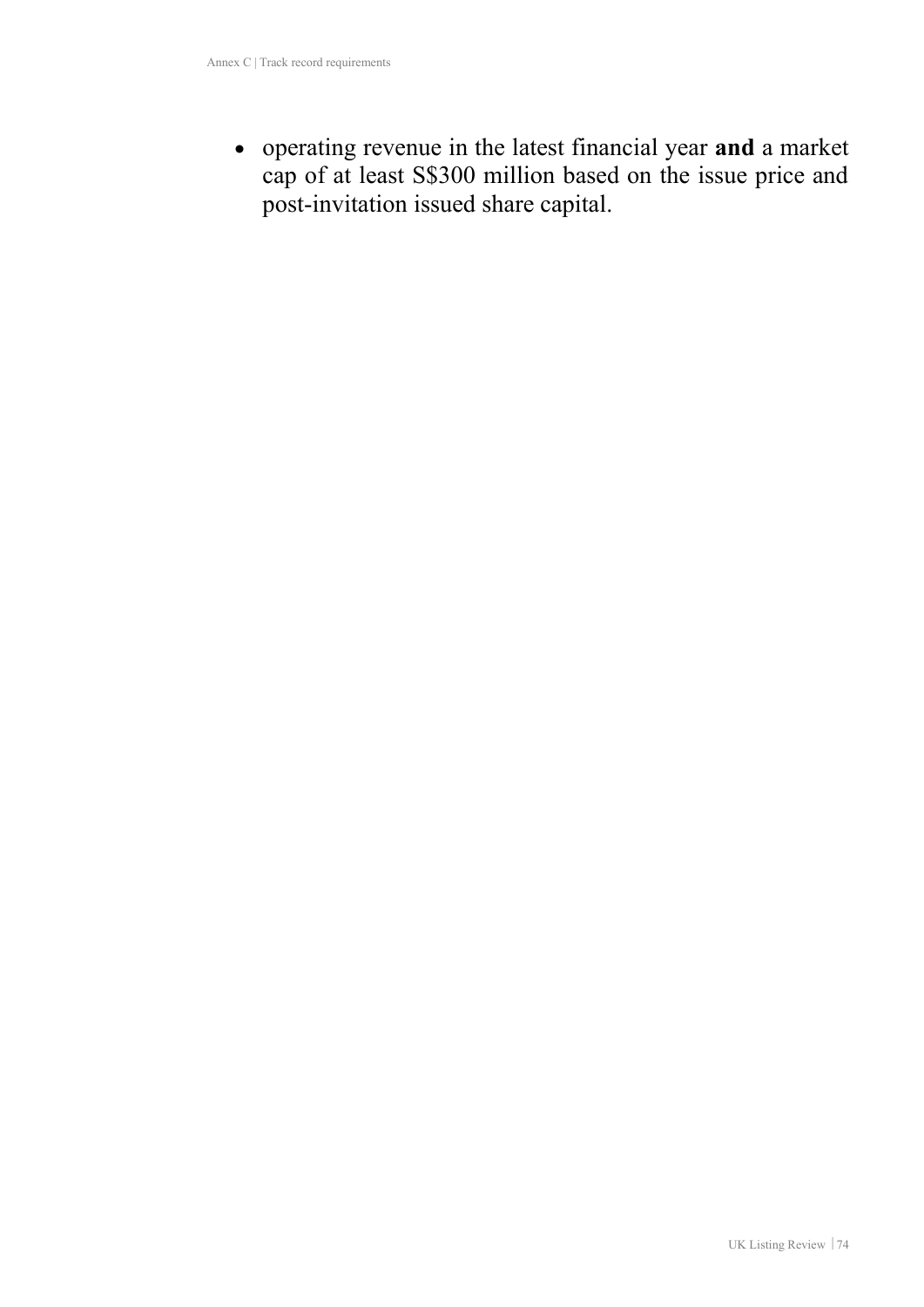- operating revenue in the latest financial year **and** a market cap of at least S$300 million based on the issue price and post-invitation issued share capital.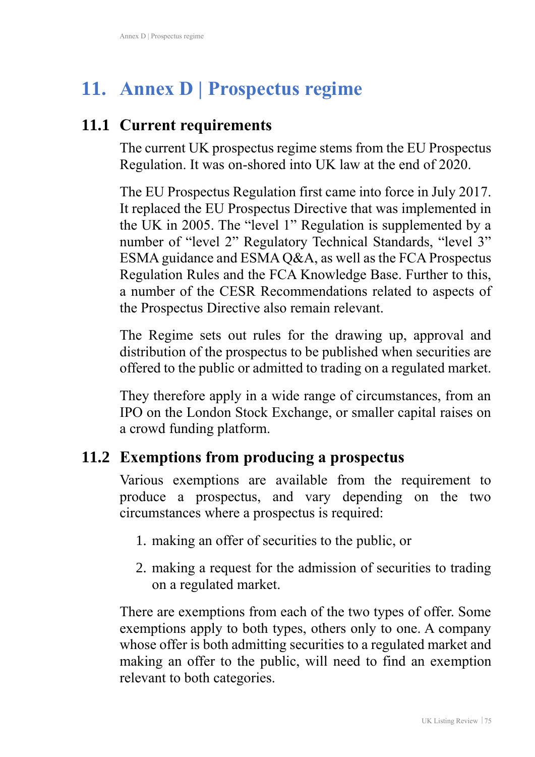# 11. Annex D | Prospectus regime

## 11.1 Current requirements

The current UK prospectus regime stems from the EU Prospectus Regulation. It was on-shored into UK law at the end of 2020.

The EU Prospectus Regulation first came into force in July 2017. It replaced the EU Prospectus Directive that was implemented in the UK in 2005. The "level 1" Regulation is supplemented by a number of "level 2" Regulatory Technical Standards, "level 3" ESMA guidance and ESMA Q&A, as well as the FCA Prospectus Regulation Rules and the FCA Knowledge Base. Further to this, a number of the CESR Recommendations related to aspects of the Prospectus Directive also remain relevant.

The Regime sets out rules for the drawing up, approval and distribution of the prospectus to be published when securities are offered to the public or admitted to trading on a regulated market.

They therefore apply in a wide range of circumstances, from an IPO on the London Stock Exchange, or smaller capital raises on a crowd funding platform.

## 11.2 Exemptions from producing a prospectus

Various exemptions are available from the requirement to produce a prospectus, and vary depending on the two circumstances where a prospectus is required:

1. making an offer of securities to the public, or
2. making a request for the admission of securities to trading on a regulated market.

There are exemptions from each of the two types of offer. Some exemptions apply to both types, others only to one. A company whose offer is both admitting securities to a regulated market and making an offer to the public, will need to find an exemption relevant to both categories.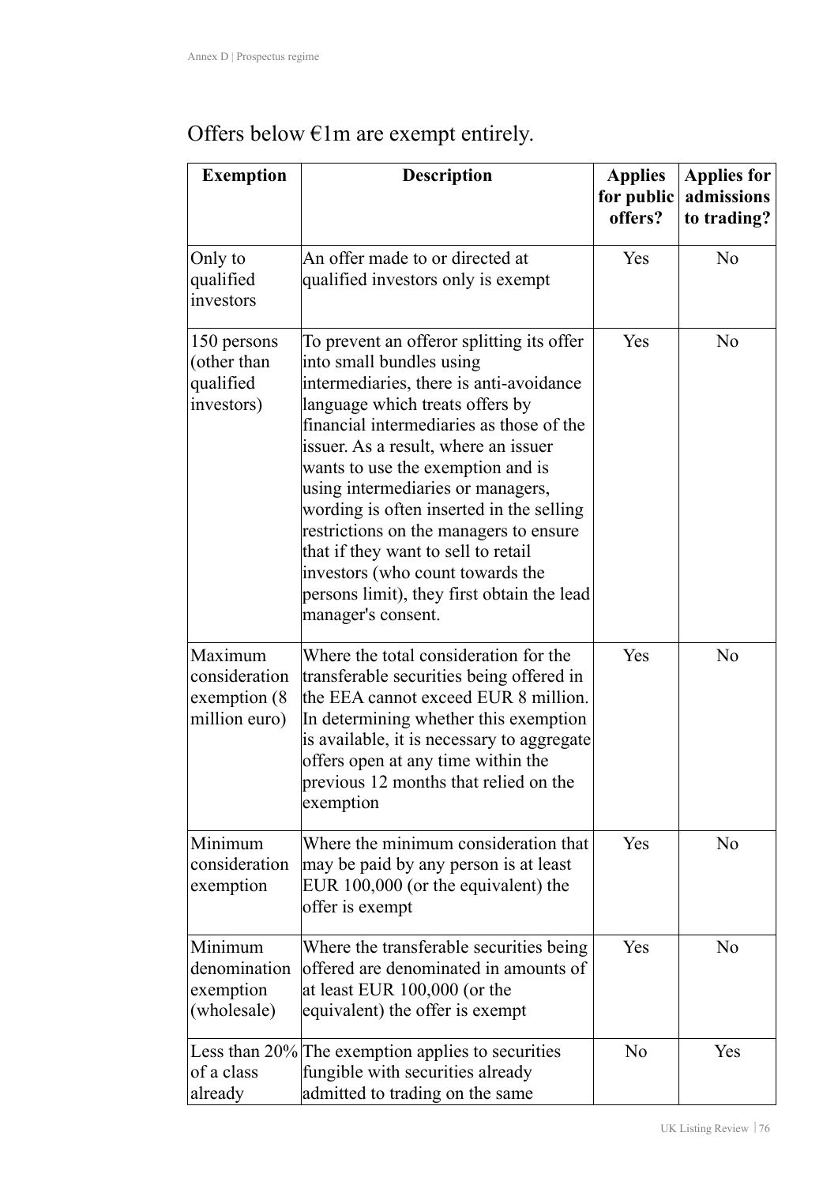Offers below €1m are exempt entirely.

| Exemption | Description | Applies for public offers? | Applies for admissions to trading? |
|---|---|---|---|
| Only to qualified investors | An offer made to or directed at qualified investors only is exempt | Yes | No |
| 150 persons (other than qualified investors) | To prevent an offeror splitting its offer into small bundles using intermediaries, there is anti-avoidance language which treats offers by financial intermediaries as those of the issuer. As a result, where an issuer wants to use the exemption and is using intermediaries or managers, wording is often inserted in the selling restrictions on the managers to ensure that if they want to sell to retail investors (who count towards the persons limit), they first obtain the lead manager's consent. | Yes | No |
| Maximum consideration exemption (8 million euro) | Where the total consideration for the transferable securities being offered in the EEA cannot exceed EUR 8 million. In determining whether this exemption is available, it is necessary to aggregate offers open at any time within the previous 12 months that relied on the exemption | Yes | No |
| Minimum consideration exemption | Where the minimum consideration that may be paid by any person is at least EUR 100,000 (or the equivalent) the offer is exempt | Yes | No |
| Minimum denomination exemption (wholesale) | Where the transferable securities being offered are denominated in amounts of at least EUR 100,000 (or the equivalent) the offer is exempt | Yes | No |
| Less than 20% of a class already | The exemption applies to securities fungible with securities already admitted to trading on the same | No | Yes |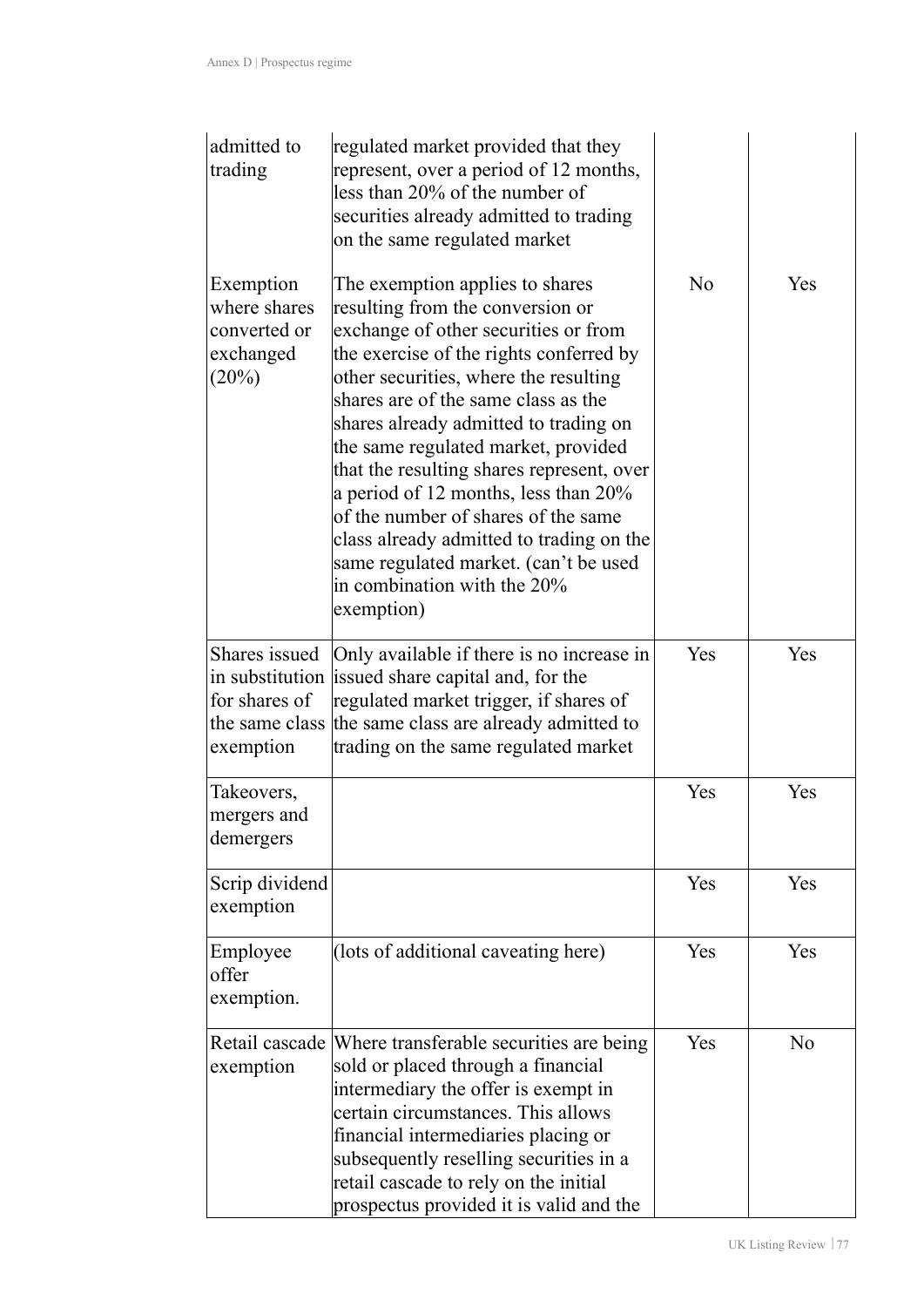| | | | |
|---|---|---|---|
| admitted to trading | regulated market provided that they represent, over a period of 12 months, less than 20% of the number of securities already admitted to trading on the same regulated market | | |
| Exemption where shares converted or exchanged (20%) | The exemption applies to shares resulting from the conversion or exchange of other securities or from the exercise of the rights conferred by other securities, where the resulting shares are of the same class as the shares already admitted to trading on the same regulated market, provided that the resulting shares represent, over a period of 12 months, less than 20% of the number of shares of the same class already admitted to trading on the same regulated market. (can't be used in combination with the 20% exemption) | No | Yes |
| Shares issued in substitution for shares of the same class exemption | Only available if there is no increase in issued share capital and, for the regulated market trigger, if shares of the same class are already admitted to trading on the same regulated market | Yes | Yes |
| Takeovers, mergers and demergers | | Yes | Yes |
| Scrip dividend exemption | | Yes | Yes |
| Employee offer exemption. | (lots of additional caveating here) | Yes | Yes |
| Retail cascade exemption | Where transferable securities are being sold or placed through a financial intermediary the offer is exempt in certain circumstances. This allows financial intermediaries placing or subsequently reselling securities in a retail cascade to rely on the initial prospectus provided it is valid and the | Yes | No |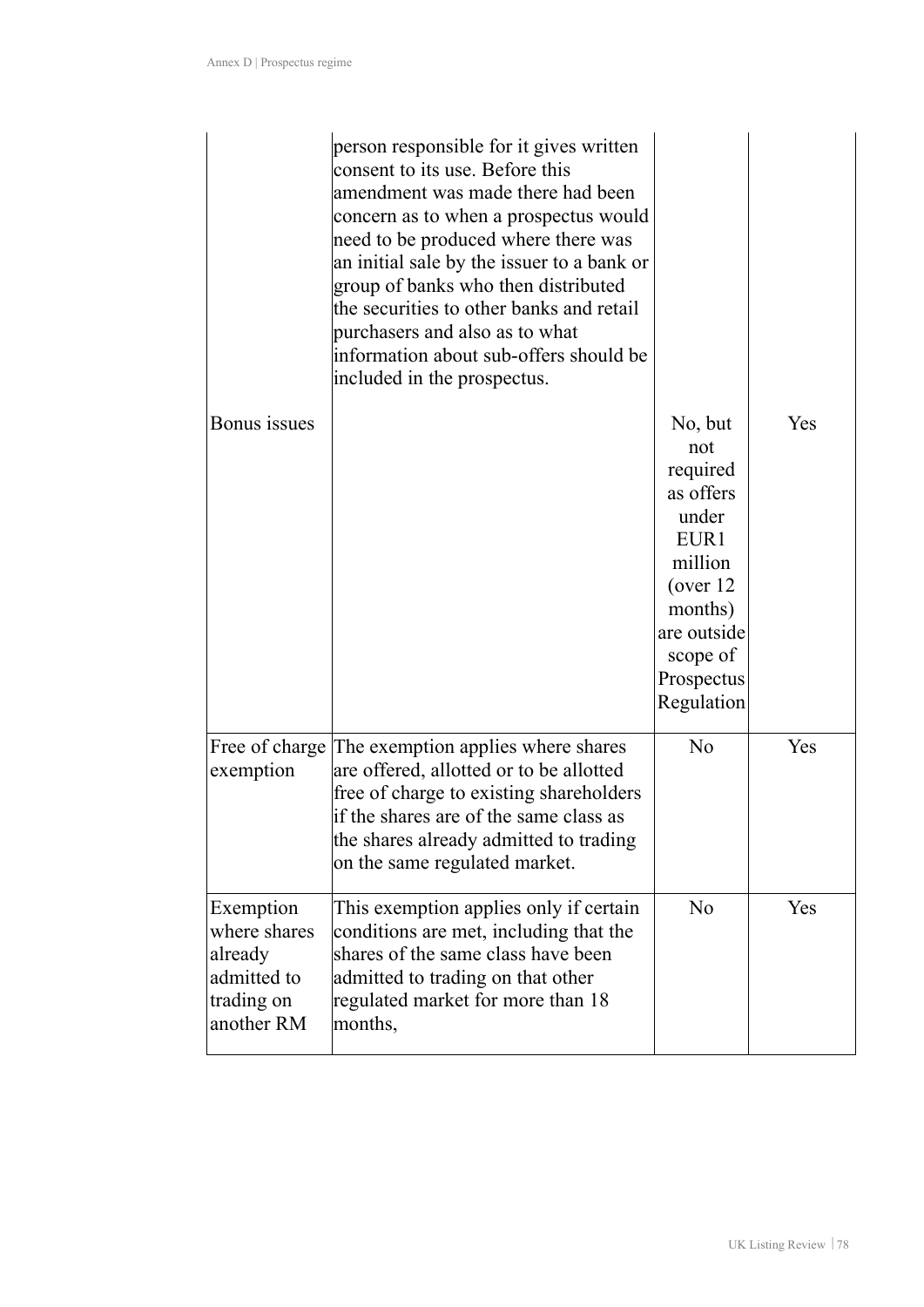| | | | |
|---|---|---|---|
| | person responsible for it gives written consent to its use. Before this amendment was made there had been concern as to when a prospectus would need to be produced where there was an initial sale by the issuer to a bank or group of banks who then distributed the securities to other banks and retail purchasers and also as to what information about sub-offers should be included in the prospectus. | | |
| Bonus issues | | No, but not required as offers under EUR1 million (over 12 months) are outside scope of Prospectus Regulation | Yes |
| Free of charge exemption | The exemption applies where shares are offered, allotted or to be allotted free of charge to existing shareholders if the shares are of the same class as the shares already admitted to trading on the same regulated market. | No | Yes |
| Exemption where shares already admitted to trading on another RM | This exemption applies only if certain conditions are met, including that the shares of the same class have been admitted to trading on that other regulated market for more than 18 months, | No | Yes |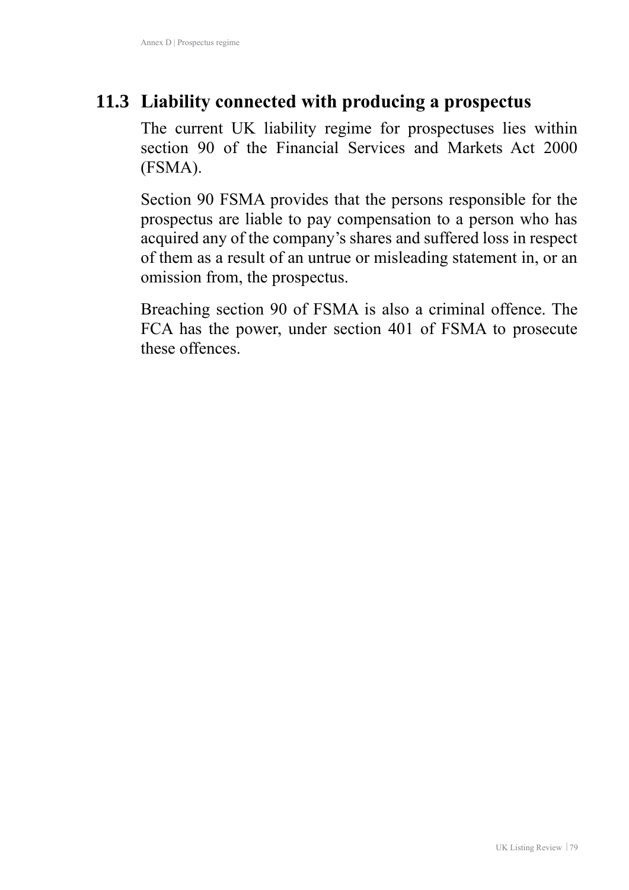## 11.3 Liability connected with producing a prospectus

The current UK liability regime for prospectuses lies within section 90 of the Financial Services and Markets Act 2000 (FSMA).

Section 90 FSMA provides that the persons responsible for the prospectus are liable to pay compensation to a person who has acquired any of the company's shares and suffered loss in respect of them as a result of an untrue or misleading statement in, or an omission from, the prospectus.

Breaching section 90 of FSMA is also a criminal offence. The FCA has the power, under section 401 of FSMA to prosecute these offences.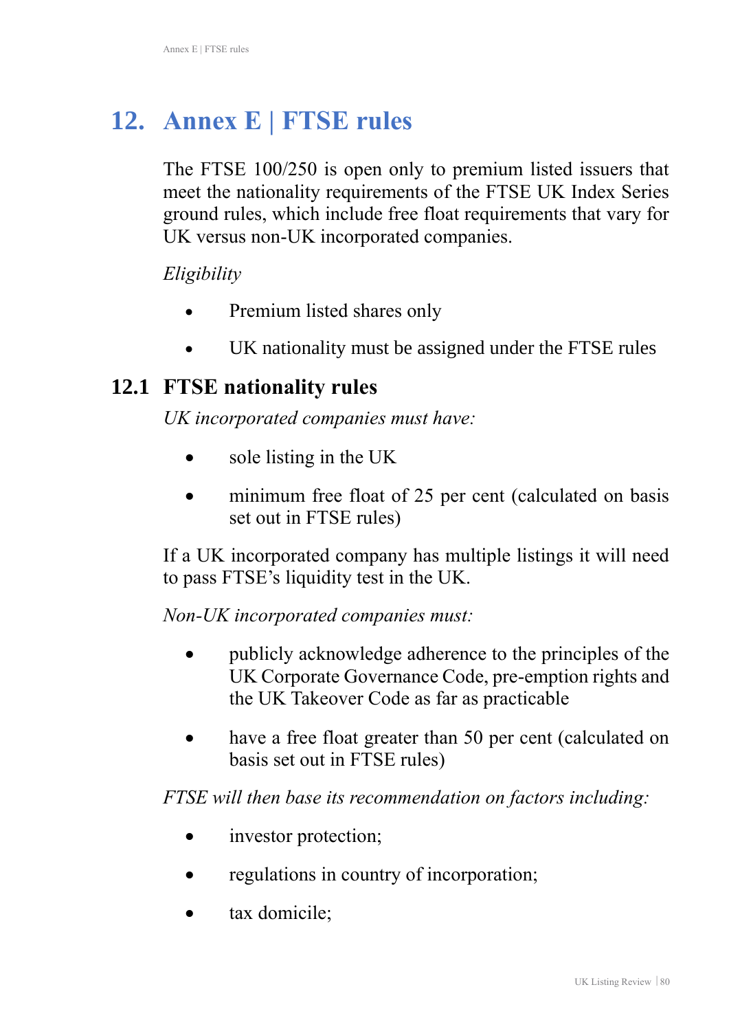# 12. Annex E | FTSE rules

The FTSE 100/250 is open only to premium listed issuers that meet the nationality requirements of the FTSE UK Index Series ground rules, which include free float requirements that vary for UK versus non-UK incorporated companies.

*Eligibility*

- Premium listed shares only
- UK nationality must be assigned under the FTSE rules

## 12.1 FTSE nationality rules

*UK incorporated companies must have:*

- sole listing in the UK
- minimum free float of 25 per cent (calculated on basis set out in FTSE rules)

If a UK incorporated company has multiple listings it will need to pass FTSE's liquidity test in the UK.

*Non-UK incorporated companies must:*

- publicly acknowledge adherence to the principles of the UK Corporate Governance Code, pre-emption rights and the UK Takeover Code as far as practicable
- have a free float greater than 50 per cent (calculated on basis set out in FTSE rules)

*FTSE will then base its recommendation on factors including:*

- investor protection;
- regulations in country of incorporation;
- tax domicile;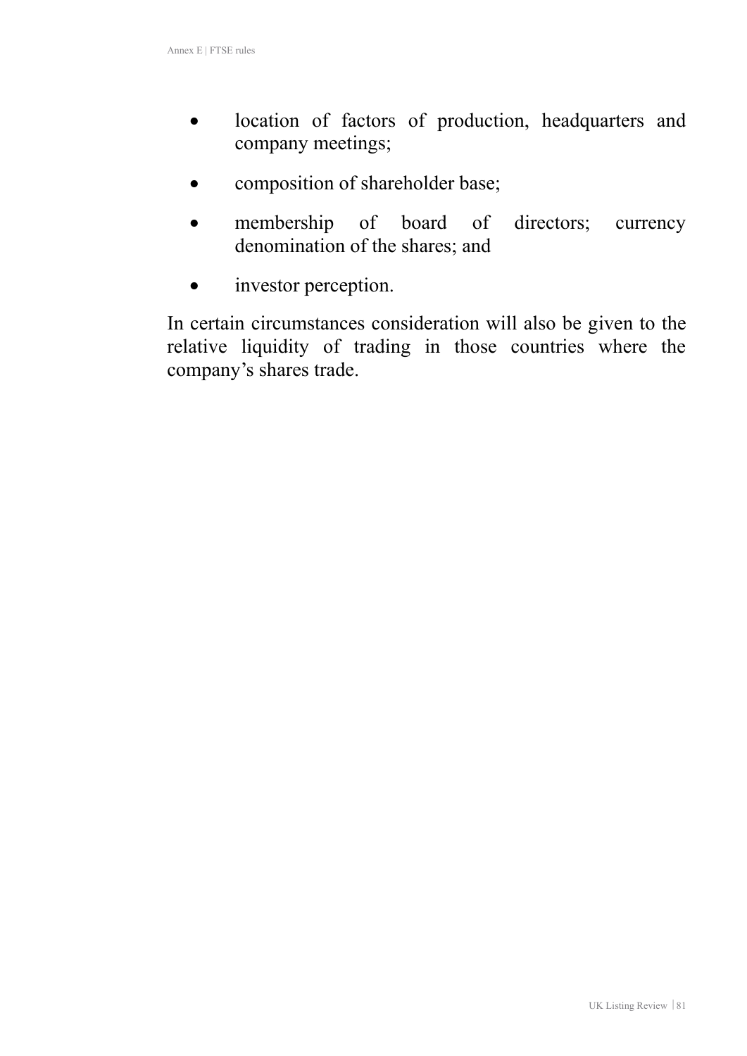- location of factors of production, headquarters and company meetings;
- composition of shareholder base;
- membership of board of directors; currency denomination of the shares; and
- investor perception.

In certain circumstances consideration will also be given to the relative liquidity of trading in those countries where the company's shares trade.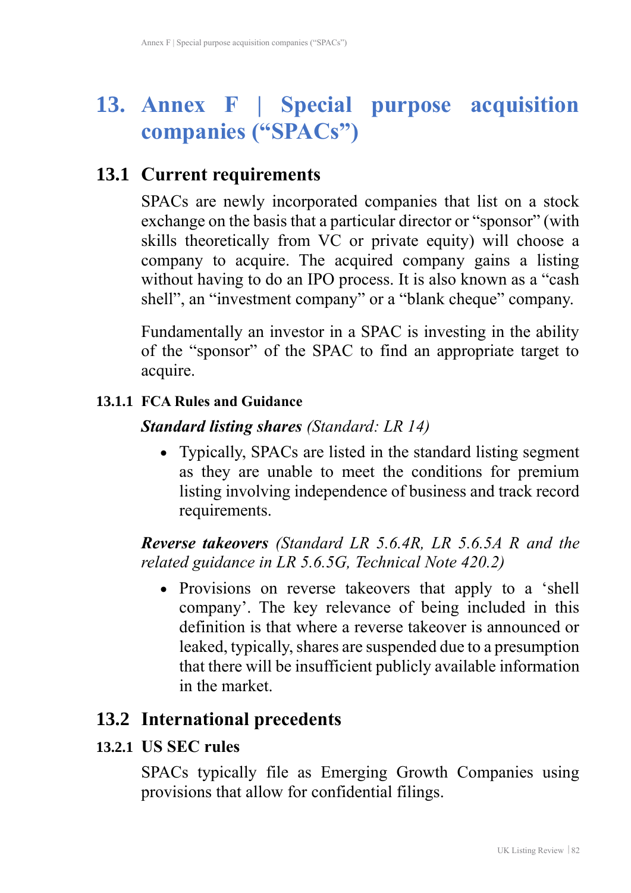# 13. Annex F | Special purpose acquisition companies ("SPACs")

## 13.1 Current requirements

SPACs are newly incorporated companies that list on a stock exchange on the basis that a particular director or "sponsor" (with skills theoretically from VC or private equity) will choose a company to acquire. The acquired company gains a listing without having to do an IPO process. It is also known as a "cash shell", an "investment company" or a "blank cheque" company.

Fundamentally an investor in a SPAC is investing in the ability of the "sponsor" of the SPAC to find an appropriate target to acquire.

### 13.1.1 FCA Rules and Guidance

***Standard listing shares*** *(Standard: LR 14)*

- Typically, SPACs are listed in the standard listing segment as they are unable to meet the conditions for premium listing involving independence of business and track record requirements.

***Reverse takeovers*** *(Standard LR 5.6.4R, LR 5.6.5A R and the related guidance in LR 5.6.5G, Technical Note 420.2)*

- Provisions on reverse takeovers that apply to a 'shell company'. The key relevance of being included in this definition is that where a reverse takeover is announced or leaked, typically, shares are suspended due to a presumption that there will be insufficient publicly available information in the market.

## 13.2 International precedents

### 13.2.1 US SEC rules

SPACs typically file as Emerging Growth Companies using provisions that allow for confidential filings.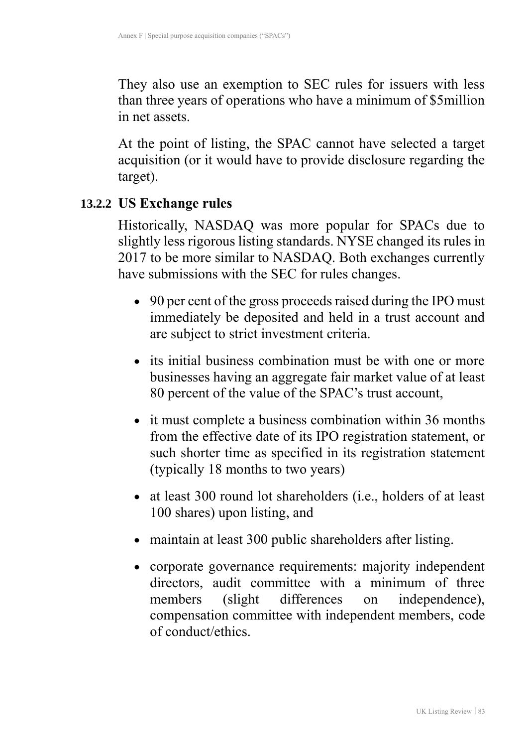They also use an exemption to SEC rules for issuers with less than three years of operations who have a minimum of $5million in net assets.

At the point of listing, the SPAC cannot have selected a target acquisition (or it would have to provide disclosure regarding the target).

### 13.2.2 US Exchange rules

Historically, NASDAQ was more popular for SPACs due to slightly less rigorous listing standards. NYSE changed its rules in 2017 to be more similar to NASDAQ. Both exchanges currently have submissions with the SEC for rules changes.

- 90 per cent of the gross proceeds raised during the IPO must immediately be deposited and held in a trust account and are subject to strict investment criteria.
- its initial business combination must be with one or more businesses having an aggregate fair market value of at least 80 percent of the value of the SPAC's trust account,
- it must complete a business combination within 36 months from the effective date of its IPO registration statement, or such shorter time as specified in its registration statement (typically 18 months to two years)
- at least 300 round lot shareholders (i.e., holders of at least 100 shares) upon listing, and
- maintain at least 300 public shareholders after listing.
- corporate governance requirements: majority independent directors, audit committee with a minimum of three members (slight differences on independence), compensation committee with independent members, code of conduct/ethics.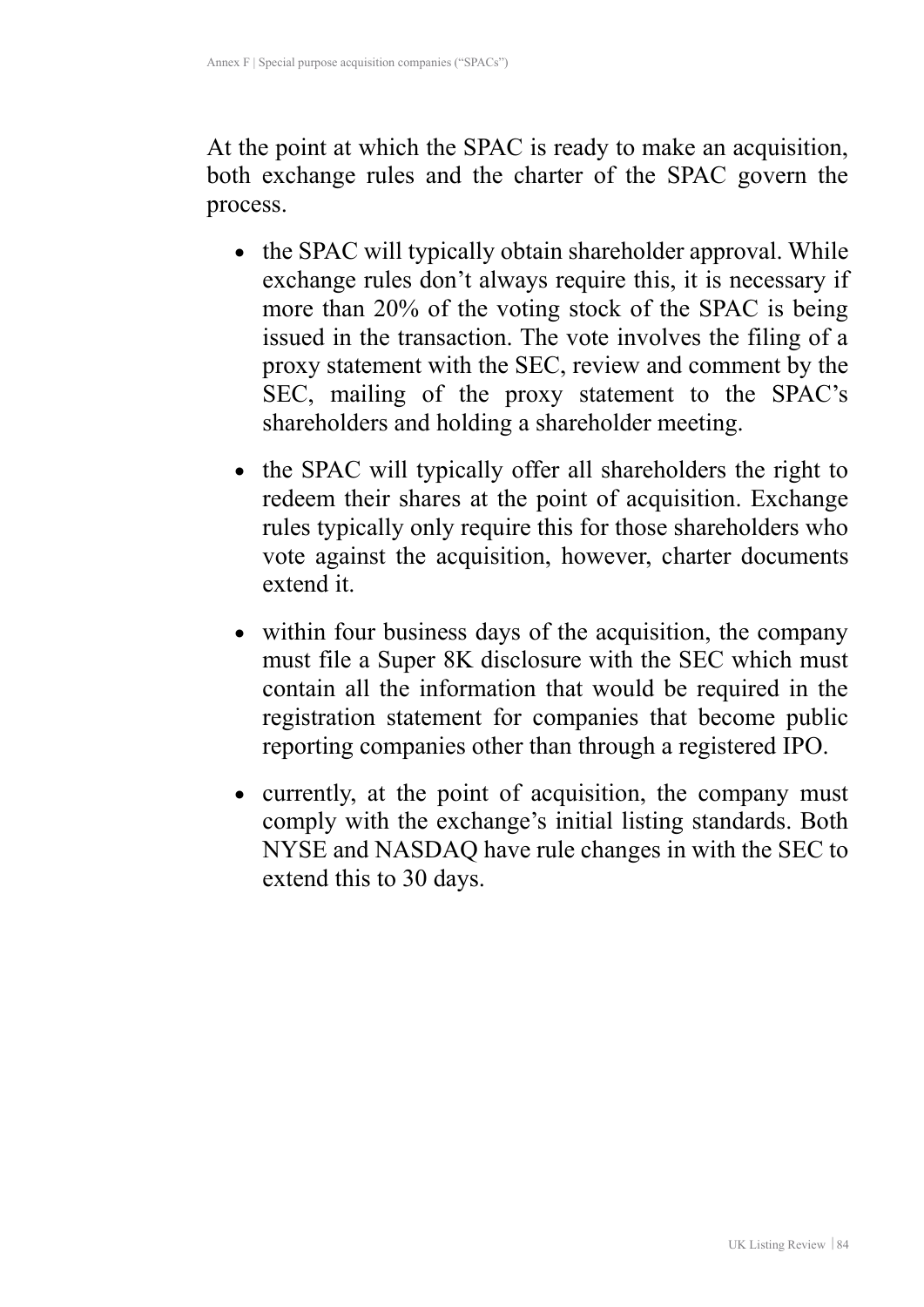At the point at which the SPAC is ready to make an acquisition, both exchange rules and the charter of the SPAC govern the process.

- the SPAC will typically obtain shareholder approval. While exchange rules don’t always require this, it is necessary if more than 20% of the voting stock of the SPAC is being issued in the transaction. The vote involves the filing of a proxy statement with the SEC, review and comment by the SEC, mailing of the proxy statement to the SPAC’s shareholders and holding a shareholder meeting.

- the SPAC will typically offer all shareholders the right to redeem their shares at the point of acquisition. Exchange rules typically only require this for those shareholders who vote against the acquisition, however, charter documents extend it.

- within four business days of the acquisition, the company must file a Super 8K disclosure with the SEC which must contain all the information that would be required in the registration statement for companies that become public reporting companies other than through a registered IPO.

- currently, at the point of acquisition, the company must comply with the exchange’s initial listing standards. Both NYSE and NASDAQ have rule changes in with the SEC to extend this to 30 days.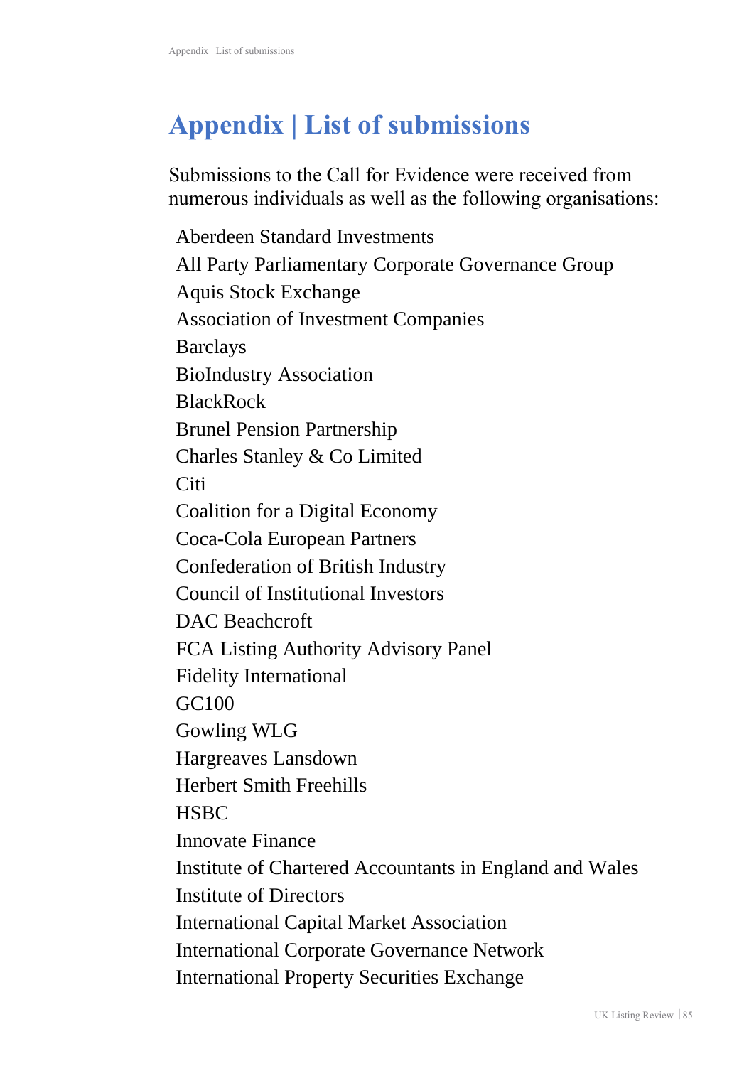# Appendix | List of submissions

Submissions to the Call for Evidence were received from numerous individuals as well as the following organisations:

Aberdeen Standard Investments
All Party Parliamentary Corporate Governance Group
Aquis Stock Exchange
Association of Investment Companies
Barclays
BioIndustry Association
BlackRock
Brunel Pension Partnership
Charles Stanley & Co Limited
Citi
Coalition for a Digital Economy
Coca-Cola European Partners
Confederation of British Industry
Council of Institutional Investors
DAC Beachcroft
FCA Listing Authority Advisory Panel
Fidelity International
GC100
Gowling WLG
Hargreaves Lansdown
Herbert Smith Freehills
HSBC
Innovate Finance
Institute of Chartered Accountants in England and Wales
Institute of Directors
International Capital Market Association
International Corporate Governance Network
International Property Securities Exchange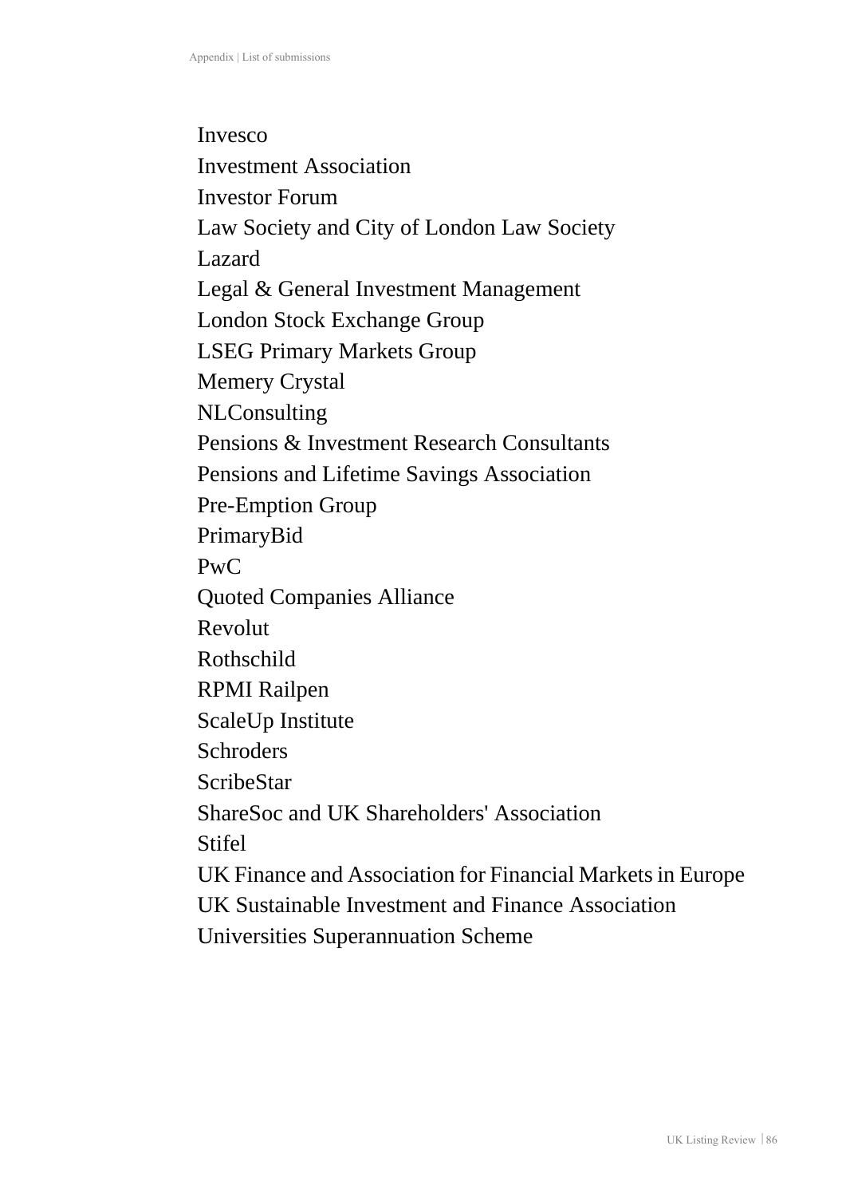Invesco
Investment Association
Investor Forum
Law Society and City of London Law Society
Lazard
Legal & General Investment Management
London Stock Exchange Group
LSEG Primary Markets Group
Memery Crystal
NLConsulting
Pensions & Investment Research Consultants
Pensions and Lifetime Savings Association
Pre-Emption Group
PrimaryBid
PwC
Quoted Companies Alliance
Revolut
Rothschild
RPMI Railpen
ScaleUp Institute
Schroders
ScribeStar
ShareSoc and UK Shareholders' Association
Stifel
UK Finance and Association for Financial Markets in Europe
UK Sustainable Investment and Finance Association
Universities Superannuation Scheme